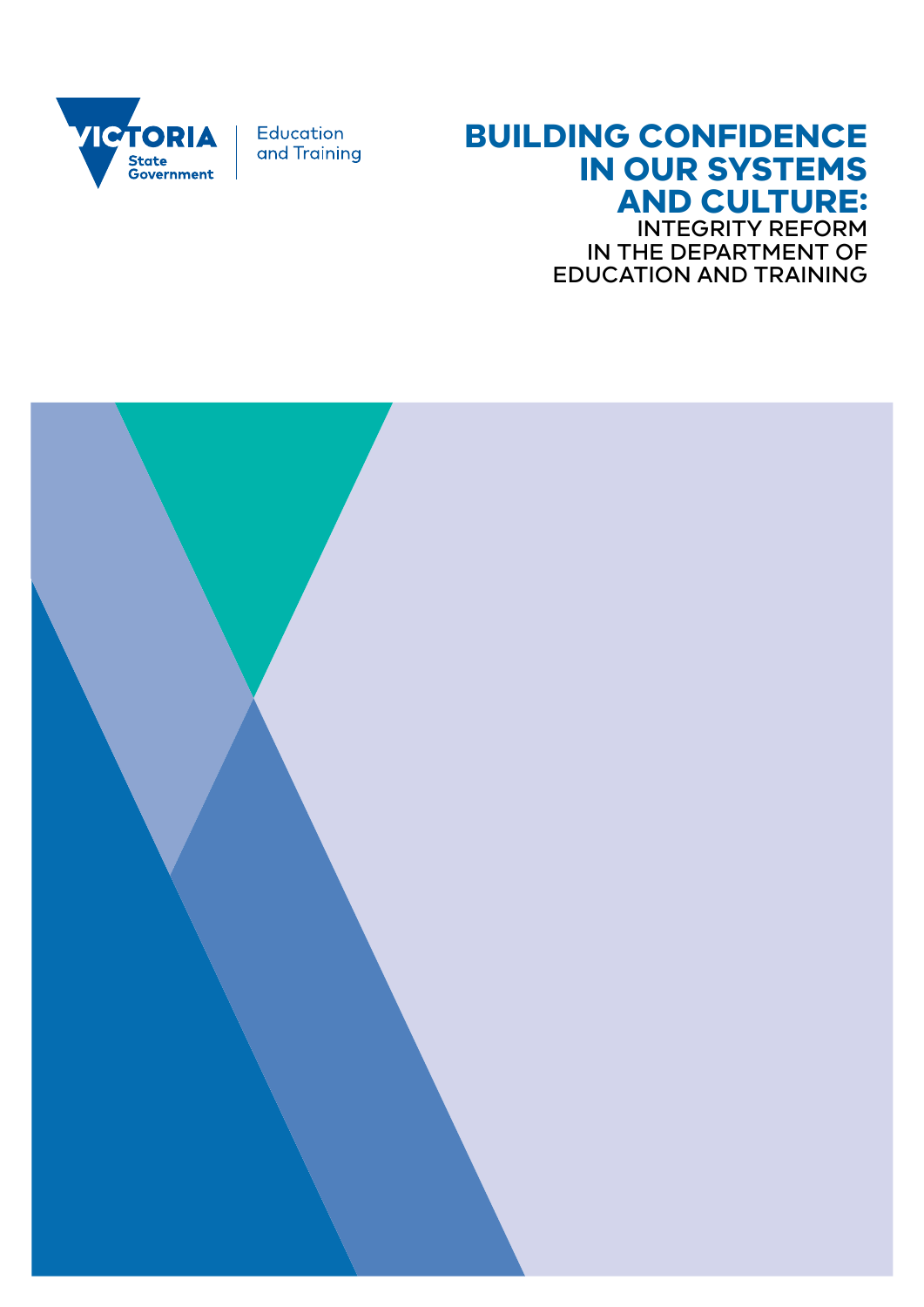VICTORIA State Government | Education and Training

# BUILDING CONFIDENCE IN OUR SYSTEMS AND CULTURE:

## INTEGRITY REFORM IN THE DEPARTMENT OF EDUCATION AND TRAINING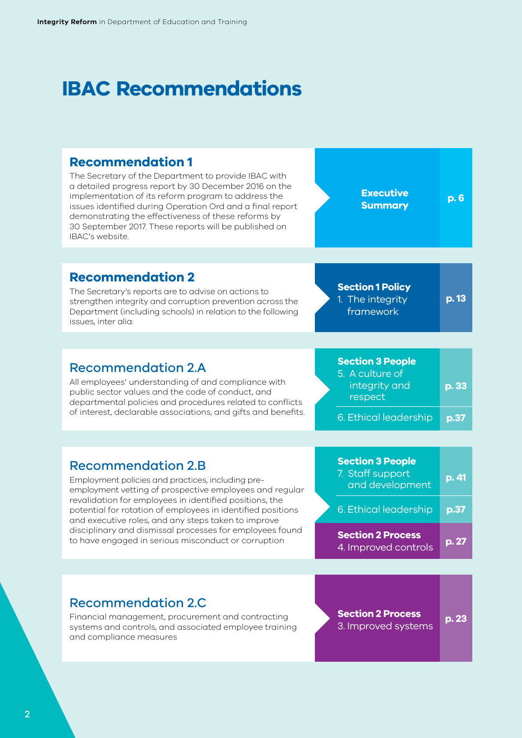# IBAC Recommendations

| Recommendation | Section | Page |
| --- | --- | --- |
| **Recommendation 1**<br>The Secretary of the Department to provide IBAC with a detailed progress report by 30 December 2016 on the implementation of its reform program to address the issues identified during Operation Ord and a final report demonstrating the effectiveness of these reforms by 30 September 2017. These reports will be published on IBAC's website. | **Executive Summary** | p. 6 |
| **Recommendation 2**<br>The Secretary's reports are to advise on actions to strengthen integrity and corruption prevention across the Department (including schools) in relation to the following issues, inter alia: | **Section 1 Policy**<br>1. The integrity framework | p. 13 |
| **Recommendation 2.A**<br>All employees' understanding of and compliance with public sector values and the code of conduct, and departmental policies and procedures related to conflicts of interest, declarable associations, and gifts and benefits. | **Section 3 People**<br>5. A culture of integrity and respect | p. 33 |
| | 6. Ethical leadership | p.37 |
| **Recommendation 2.B**<br>Employment policies and practices, including pre-employment vetting of prospective employees and regular revalidation for employees in identified positions, the potential for rotation of employees in identified positions and executive roles, and any steps taken to improve disciplinary and dismissal processes for employees found to have engaged in serious misconduct or corruption | **Section 3 People**<br>7. Staff support and development | p. 41 |
| | 6. Ethical leadership | p.37 |
| | **Section 2 Process**<br>4. Improved controls | p. 27 |
| **Recommendation 2.C**<br>Financial management, procurement and contracting systems and controls, and associated employee training and compliance measures | **Section 2 Process**<br>3. Improved systems | p. 23 |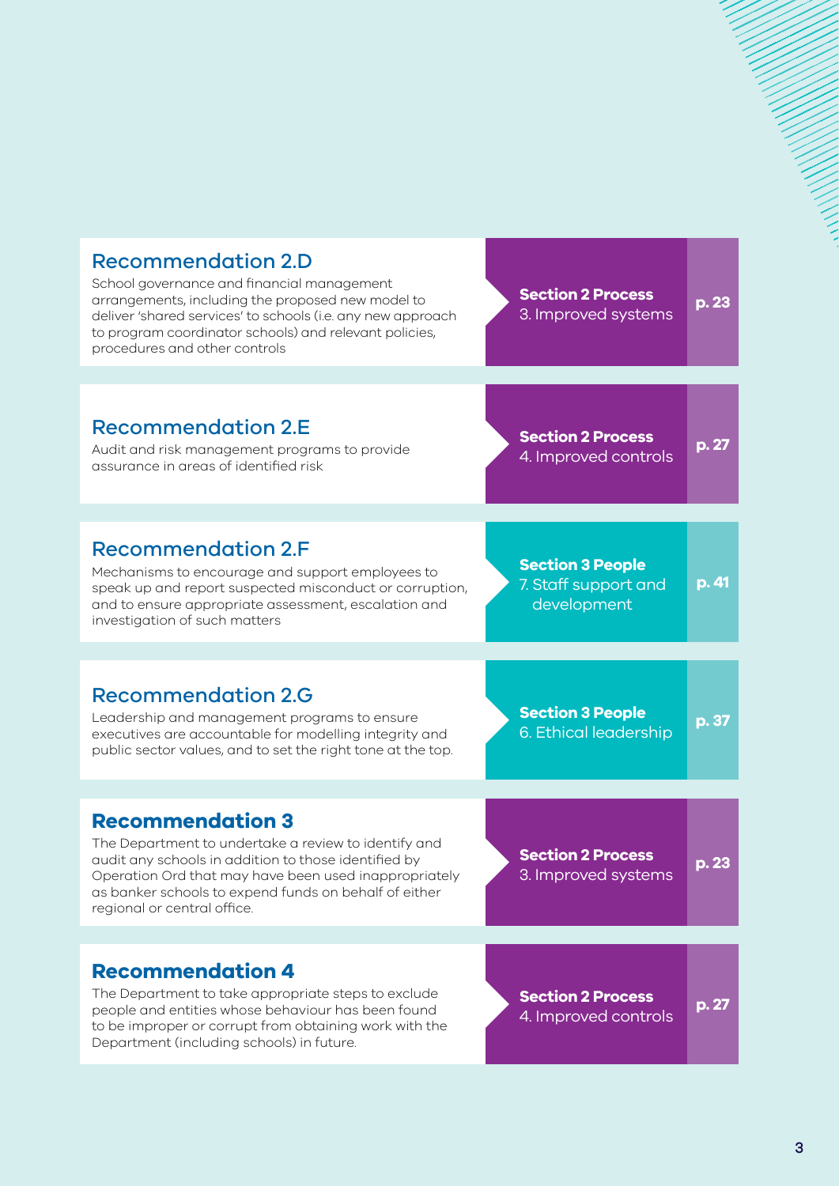## Recommendation 2.D

School governance and financial management arrangements, including the proposed new model to deliver 'shared services' to schools (i.e. any new approach to program coordinator schools) and relevant policies, procedures and other controls

**Section 2 Process**
3. Improved systems

**p. 23**

## Recommendation 2.E

Audit and risk management programs to provide assurance in areas of identified risk

**Section 2 Process**
4. Improved controls

**p. 27**

## Recommendation 2.F

Mechanisms to encourage and support employees to speak up and report suspected misconduct or corruption, and to ensure appropriate assessment, escalation and investigation of such matters

**Section 3 People**
7. Staff support and development

**p. 41**

## Recommendation 2.G

Leadership and management programs to ensure executives are accountable for modelling integrity and public sector values, and to set the right tone at the top.

**Section 3 People**
6. Ethical leadership

**p. 37**

## Recommendation 3

The Department to undertake a review to identify and audit any schools in addition to those identified by Operation Ord that may have been used inappropriately as banker schools to expend funds on behalf of either regional or central office.

**Section 2 Process**
3. Improved systems

**p. 23**

## Recommendation 4

The Department to take appropriate steps to exclude people and entities whose behaviour has been found to be improper or corrupt from obtaining work with the Department (including schools) in future.

**Section 2 Process**
4. Improved controls

**p. 27**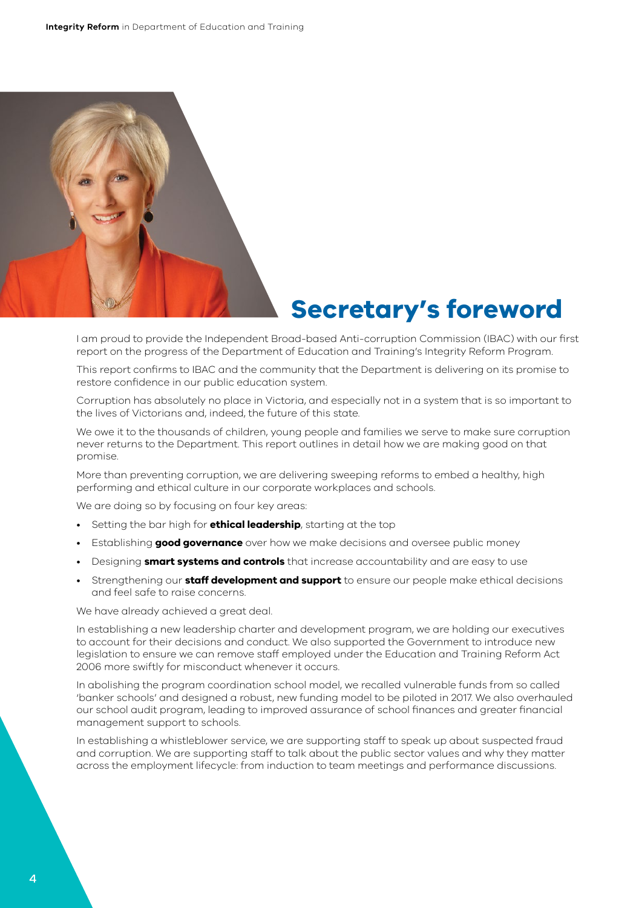# Secretary's foreword

I am proud to provide the Independent Broad-based Anti-corruption Commission (IBAC) with our first report on the progress of the Department of Education and Training's Integrity Reform Program.

This report confirms to IBAC and the community that the Department is delivering on its promise to restore confidence in our public education system.

Corruption has absolutely no place in Victoria, and especially not in a system that is so important to the lives of Victorians and, indeed, the future of this state.

We owe it to the thousands of children, young people and families we serve to make sure corruption never returns to the Department. This report outlines in detail how we are making good on that promise.

More than preventing corruption, we are delivering sweeping reforms to embed a healthy, high performing and ethical culture in our corporate workplaces and schools.

We are doing so by focusing on four key areas:

- Setting the bar high for **ethical leadership**, starting at the top
- Establishing **good governance** over how we make decisions and oversee public money
- Designing **smart systems and controls** that increase accountability and are easy to use
- Strengthening our **staff development and support** to ensure our people make ethical decisions and feel safe to raise concerns.

We have already achieved a great deal.

In establishing a new leadership charter and development program, we are holding our executives to account for their decisions and conduct. We also supported the Government to introduce new legislation to ensure we can remove staff employed under the Education and Training Reform Act 2006 more swiftly for misconduct whenever it occurs.

In abolishing the program coordination school model, we recalled vulnerable funds from so called 'banker schools' and designed a robust, new funding model to be piloted in 2017. We also overhauled our school audit program, leading to improved assurance of school finances and greater financial management support to schools.

In establishing a whistleblower service, we are supporting staff to speak up about suspected fraud and corruption. We are supporting staff to talk about the public sector values and why they matter across the employment lifecycle: from induction to team meetings and performance discussions.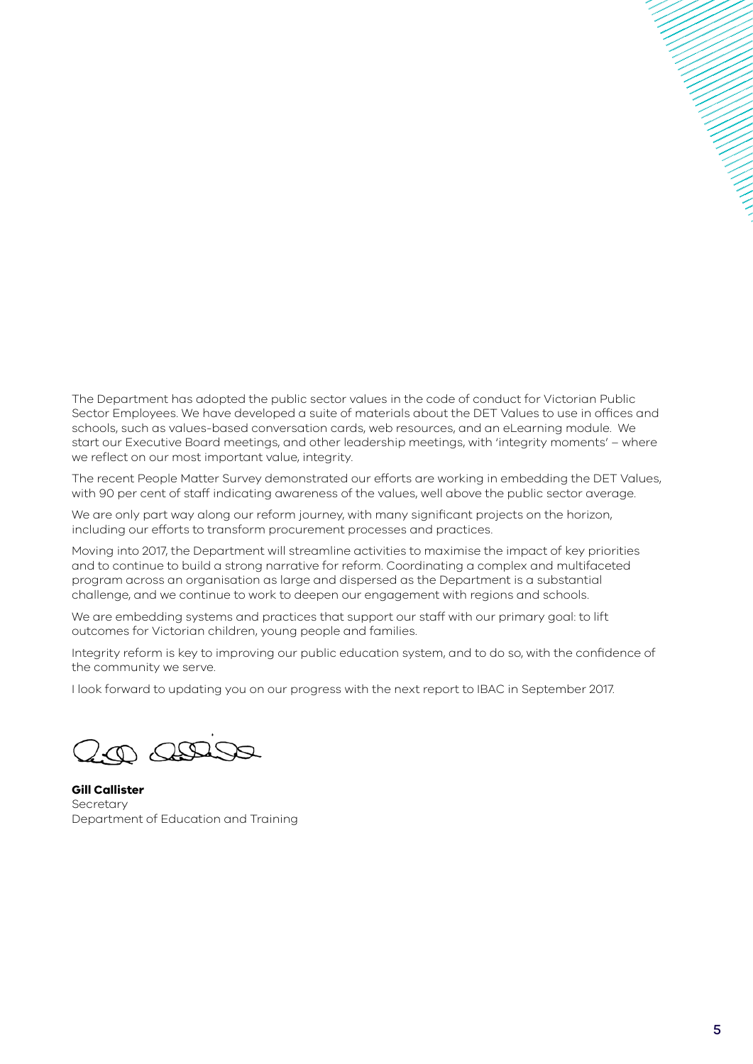The Department has adopted the public sector values in the code of conduct for Victorian Public Sector Employees. We have developed a suite of materials about the DET Values to use in offices and schools, such as values-based conversation cards, web resources, and an eLearning module. We start our Executive Board meetings, and other leadership meetings, with 'integrity moments' – where we reflect on our most important value, integrity.

The recent People Matter Survey demonstrated our efforts are working in embedding the DET Values, with 90 per cent of staff indicating awareness of the values, well above the public sector average.

We are only part way along our reform journey, with many significant projects on the horizon, including our efforts to transform procurement processes and practices.

Moving into 2017, the Department will streamline activities to maximise the impact of key priorities and to continue to build a strong narrative for reform. Coordinating a complex and multifaceted program across an organisation as large and dispersed as the Department is a substantial challenge, and we continue to work to deepen our engagement with regions and schools.

We are embedding systems and practices that support our staff with our primary goal: to lift outcomes for Victorian children, young people and families.

Integrity reform is key to improving our public education system, and to do so, with the confidence of the community we serve.

I look forward to updating you on our progress with the next report to IBAC in September 2017.

**Gill Callister**
Secretary
Department of Education and Training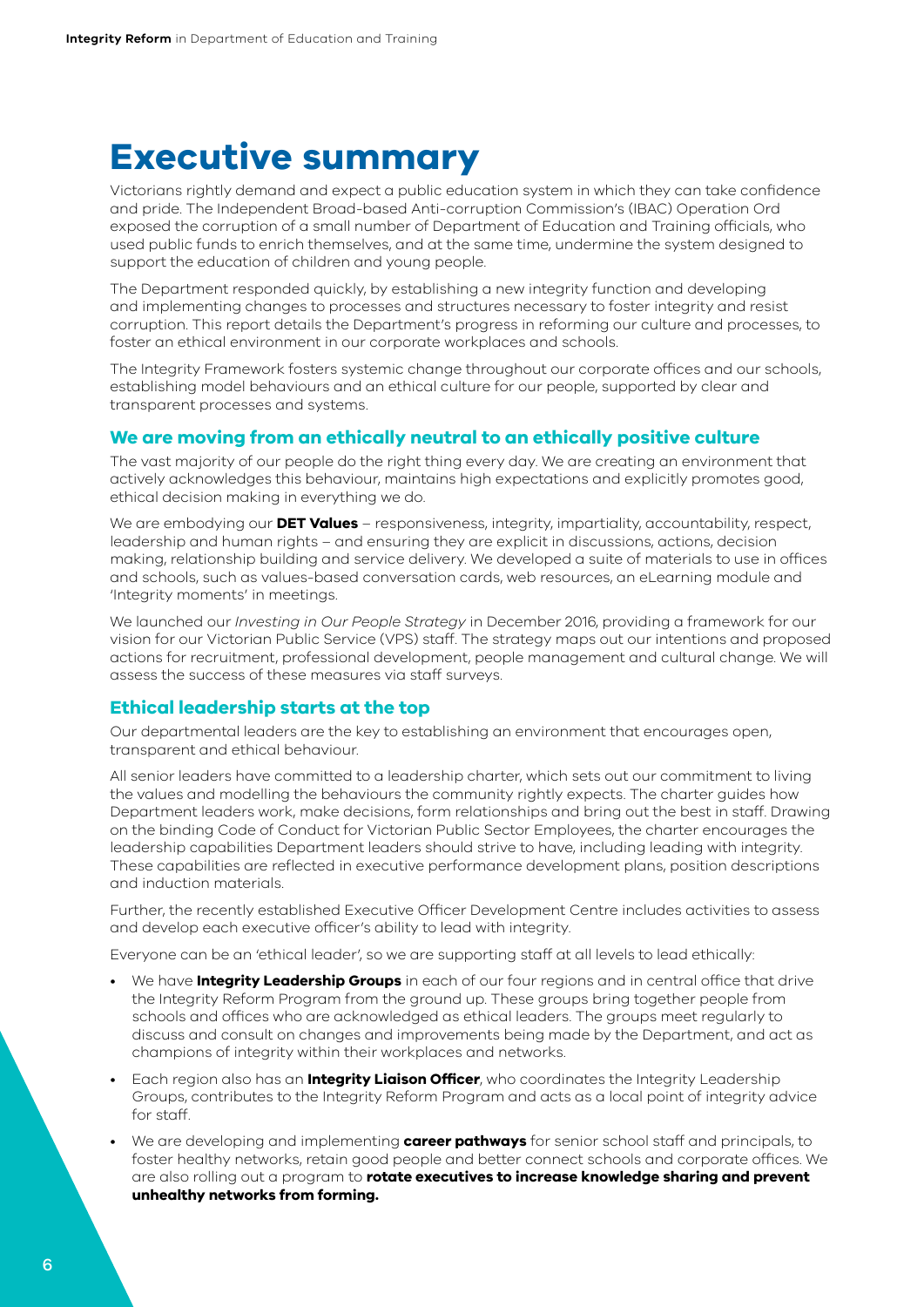# Executive summary

Victorians rightly demand and expect a public education system in which they can take confidence and pride. The Independent Broad-based Anti-corruption Commission's (IBAC) Operation Ord exposed the corruption of a small number of Department of Education and Training officials, who used public funds to enrich themselves, and at the same time, undermine the system designed to support the education of children and young people.

The Department responded quickly, by establishing a new integrity function and developing and implementing changes to processes and structures necessary to foster integrity and resist corruption. This report details the Department's progress in reforming our culture and processes, to foster an ethical environment in our corporate workplaces and schools.

The Integrity Framework fosters systemic change throughout our corporate offices and our schools, establishing model behaviours and an ethical culture for our people, supported by clear and transparent processes and systems.

## We are moving from an ethically neutral to an ethically positive culture

The vast majority of our people do the right thing every day. We are creating an environment that actively acknowledges this behaviour, maintains high expectations and explicitly promotes good, ethical decision making in everything we do.

We are embodying our **DET Values** – responsiveness, integrity, impartiality, accountability, respect, leadership and human rights – and ensuring they are explicit in discussions, actions, decision making, relationship building and service delivery. We developed a suite of materials to use in offices and schools, such as values-based conversation cards, web resources, an eLearning module and 'Integrity moments' in meetings.

We launched our *Investing in Our People Strategy* in December 2016, providing a framework for our vision for our Victorian Public Service (VPS) staff. The strategy maps out our intentions and proposed actions for recruitment, professional development, people management and cultural change. We will assess the success of these measures via staff surveys.

## Ethical leadership starts at the top

Our departmental leaders are the key to establishing an environment that encourages open, transparent and ethical behaviour.

All senior leaders have committed to a leadership charter, which sets out our commitment to living the values and modelling the behaviours the community rightly expects. The charter guides how Department leaders work, make decisions, form relationships and bring out the best in staff. Drawing on the binding Code of Conduct for Victorian Public Sector Employees, the charter encourages the leadership capabilities Department leaders should strive to have, including leading with integrity. These capabilities are reflected in executive performance development plans, position descriptions and induction materials.

Further, the recently established Executive Officer Development Centre includes activities to assess and develop each executive officer's ability to lead with integrity.

Everyone can be an 'ethical leader', so we are supporting staff at all levels to lead ethically:

- We have **Integrity Leadership Groups** in each of our four regions and in central office that drive the Integrity Reform Program from the ground up. These groups bring together people from schools and offices who are acknowledged as ethical leaders. The groups meet regularly to discuss and consult on changes and improvements being made by the Department, and act as champions of integrity within their workplaces and networks.
- Each region also has an **Integrity Liaison Officer**, who coordinates the Integrity Leadership Groups, contributes to the Integrity Reform Program and acts as a local point of integrity advice for staff.
- We are developing and implementing **career pathways** for senior school staff and principals, to foster healthy networks, retain good people and better connect schools and corporate offices. We are also rolling out a program to **rotate executives to increase knowledge sharing and prevent unhealthy networks from forming.**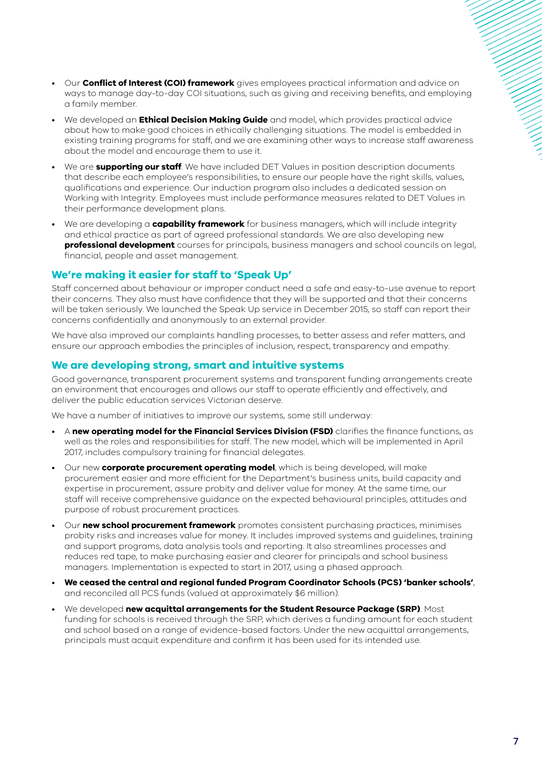- Our **Conflict of Interest (COI) framework** gives employees practical information and advice on ways to manage day-to-day COI situations, such as giving and receiving benefits, and employing a family member.
- We developed an **Ethical Decision Making Guide** and model, which provides practical advice about how to make good choices in ethically challenging situations. The model is embedded in existing training programs for staff, and we are examining other ways to increase staff awareness about the model and encourage them to use it.
- We are **supporting our staff**. We have included DET Values in position description documents that describe each employee's responsibilities, to ensure our people have the right skills, values, qualifications and experience. Our induction program also includes a dedicated session on Working with Integrity. Employees must include performance measures related to DET Values in their performance development plans.
- We are developing a **capability framework** for business managers, which will include integrity and ethical practice as part of agreed professional standards. We are also developing new **professional development** courses for principals, business managers and school councils on legal, financial, people and asset management.

## We're making it easier for staff to 'Speak Up'

Staff concerned about behaviour or improper conduct need a safe and easy-to-use avenue to report their concerns. They also must have confidence that they will be supported and that their concerns will be taken seriously. We launched the Speak Up service in December 2015, so staff can report their concerns confidentially and anonymously to an external provider.

We have also improved our complaints handling processes, to better assess and refer matters, and ensure our approach embodies the principles of inclusion, respect, transparency and empathy.

## We are developing strong, smart and intuitive systems

Good governance, transparent procurement systems and transparent funding arrangements create an environment that encourages and allows our staff to operate efficiently and effectively, and deliver the public education services Victorian deserve.

We have a number of initiatives to improve our systems, some still underway:

- A **new operating model for the Financial Services Division (FSD)** clarifies the finance functions, as well as the roles and responsibilities for staff. The new model, which will be implemented in April 2017, includes compulsory training for financial delegates.
- Our new **corporate procurement operating model**, which is being developed, will make procurement easier and more efficient for the Department's business units, build capacity and expertise in procurement, assure probity and deliver value for money. At the same time, our staff will receive comprehensive guidance on the expected behavioural principles, attitudes and purpose of robust procurement practices.
- Our **new school procurement framework** promotes consistent purchasing practices, minimises probity risks and increases value for money. It includes improved systems and guidelines, training and support programs, data analysis tools and reporting. It also streamlines processes and reduces red tape, to make purchasing easier and clearer for principals and school business managers. Implementation is expected to start in 2017, using a phased approach.
- **We ceased the central and regional funded Program Coordinator Schools (PCS) 'banker schools'**, and reconciled all PCS funds (valued at approximately $6 million).
- We developed **new acquittal arrangements for the Student Resource Package (SRP)**. Most funding for schools is received through the SRP, which derives a funding amount for each student and school based on a range of evidence-based factors. Under the new acquittal arrangements, principals must acquit expenditure and confirm it has been used for its intended use.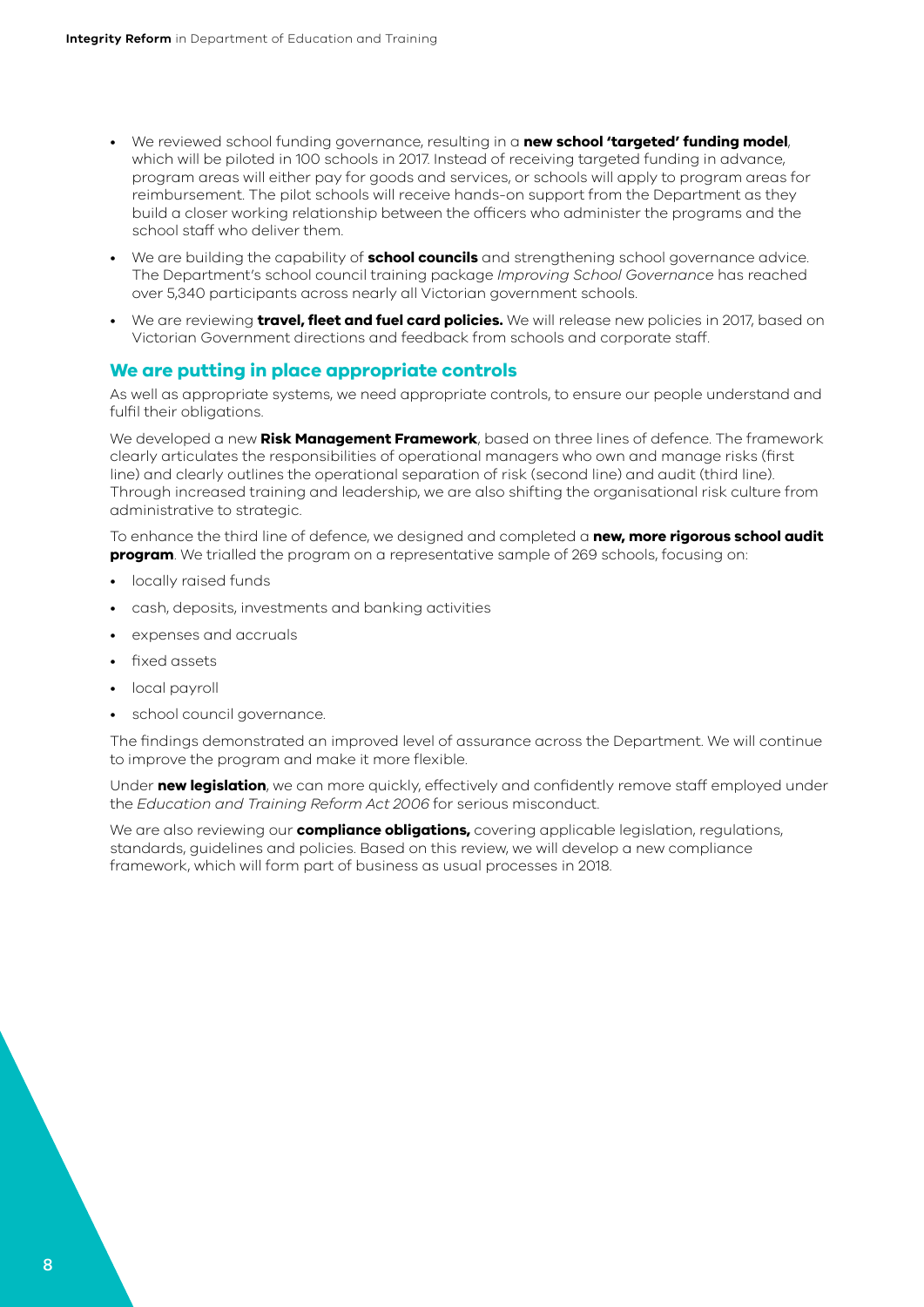- We reviewed school funding governance, resulting in a **new school 'targeted' funding model**, which will be piloted in 100 schools in 2017. Instead of receiving targeted funding in advance, program areas will either pay for goods and services, or schools will apply to program areas for reimbursement. The pilot schools will receive hands-on support from the Department as they build a closer working relationship between the officers who administer the programs and the school staff who deliver them.
- We are building the capability of **school councils** and strengthening school governance advice. The Department's school council training package *Improving School Governance* has reached over 5,340 participants across nearly all Victorian government schools.
- We are reviewing **travel, fleet and fuel card policies.** We will release new policies in 2017, based on Victorian Government directions and feedback from schools and corporate staff.

## We are putting in place appropriate controls

As well as appropriate systems, we need appropriate controls, to ensure our people understand and fulfil their obligations.

We developed a new **Risk Management Framework**, based on three lines of defence. The framework clearly articulates the responsibilities of operational managers who own and manage risks (first line) and clearly outlines the operational separation of risk (second line) and audit (third line). Through increased training and leadership, we are also shifting the organisational risk culture from administrative to strategic.

To enhance the third line of defence, we designed and completed a **new, more rigorous school audit program**. We trialled the program on a representative sample of 269 schools, focusing on:

- locally raised funds
- cash, deposits, investments and banking activities
- expenses and accruals
- fixed assets
- local payroll
- school council governance.

The findings demonstrated an improved level of assurance across the Department. We will continue to improve the program and make it more flexible.

Under **new legislation**, we can more quickly, effectively and confidently remove staff employed under the *Education and Training Reform Act 2006* for serious misconduct.

We are also reviewing our **compliance obligations,** covering applicable legislation, regulations, standards, guidelines and policies. Based on this review, we will develop a new compliance framework, which will form part of business as usual processes in 2018.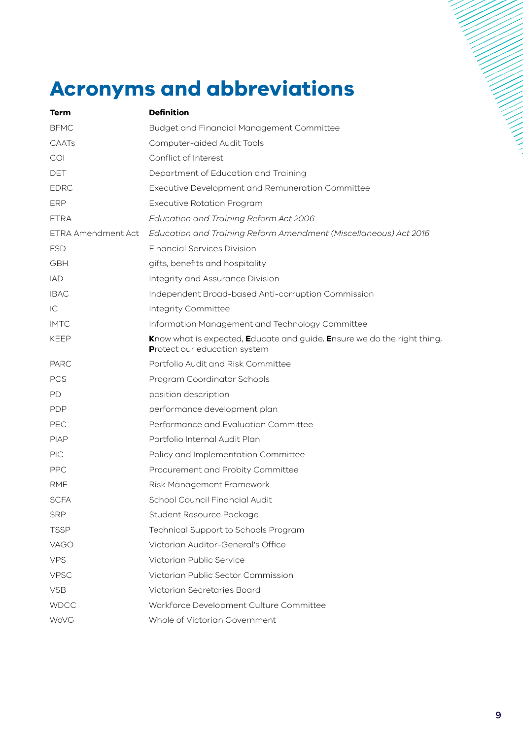# Acronyms and abbreviations

| Term | Definition |
| --- | --- |
| BFMC | Budget and Financial Management Committee |
| CAATs | Computer-aided Audit Tools |
| COI | Conflict of Interest |
| DET | Department of Education and Training |
| EDRC | Executive Development and Remuneration Committee |
| ERP | Executive Rotation Program |
| ETRA | *Education and Training Reform Act 2006* |
| ETRA Amendment Act | *Education and Training Reform Amendment (Miscellaneous) Act 2016* |
| FSD | Financial Services Division |
| GBH | gifts, benefits and hospitality |
| IAD | Integrity and Assurance Division |
| IBAC | Independent Broad-based Anti-corruption Commission |
| IC | Integrity Committee |
| IMTC | Information Management and Technology Committee |
| KEEP | **K**now what is expected, **E**ducate and guide, **E**nsure we do the right thing, **P**rotect our education system |
| PARC | Portfolio Audit and Risk Committee |
| PCS | Program Coordinator Schools |
| PD | position description |
| PDP | performance development plan |
| PEC | Performance and Evaluation Committee |
| PIAP | Portfolio Internal Audit Plan |
| PIC | Policy and Implementation Committee |
| PPC | Procurement and Probity Committee |
| RMF | Risk Management Framework |
| SCFA | School Council Financial Audit |
| SRP | Student Resource Package |
| TSSP | Technical Support to Schools Program |
| VAGO | Victorian Auditor-General's Office |
| VPS | Victorian Public Service |
| VPSC | Victorian Public Sector Commission |
| VSB | Victorian Secretaries Board |
| WDCC | Workforce Development Culture Committee |
| WoVG | Whole of Victorian Government |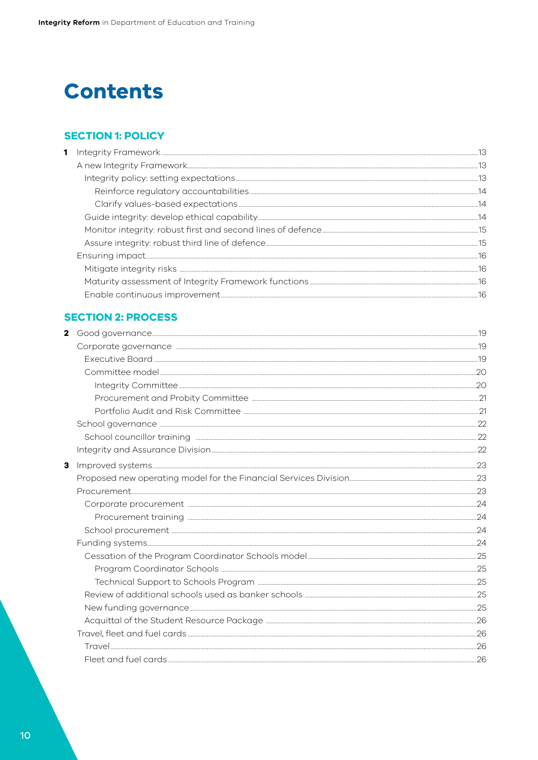# Contents

## SECTION 1: POLICY

- **1** Integrity Framework 13
  - A new Integrity Framework 13
    - Integrity policy: setting expectations 13
      - Reinforce regulatory accountabilities 14
      - Clarify values-based expectations 14
    - Guide integrity: develop ethical capability 14
    - Monitor integrity: robust first and second lines of defence 15
    - Assure integrity: robust third line of defence 15
  - Ensuring impact 16
    - Mitigate integrity risks 16
    - Maturity assessment of Integrity Framework functions 16
    - Enable continuous improvement 16

## SECTION 2: PROCESS

- **2** Good governance 19
  - Corporate governance 19
    - Executive Board 19
    - Committee model 20
      - Integrity Committee 20
      - Procurement and Probity Committee 21
      - Portfolio Audit and Risk Committee 21
  - School governance 22
    - School councillor training 22
  - Integrity and Assurance Division 22
- **3** Improved systems 23
  - Proposed new operating model for the Financial Services Division 23
  - Procurement 23
    - Corporate procurement 24
      - Procurement training 24
    - School procurement 24
  - Funding systems 24
    - Cessation of the Program Coordinator Schools model 25
      - Program Coordinator Schools 25
      - Technical Support to Schools Program 25
    - Review of additional schools used as banker schools 25
    - New funding governance 25
    - Acquittal of the Student Resource Package 26
  - Travel, fleet and fuel cards 26
    - Travel 26
    - Fleet and fuel cards 26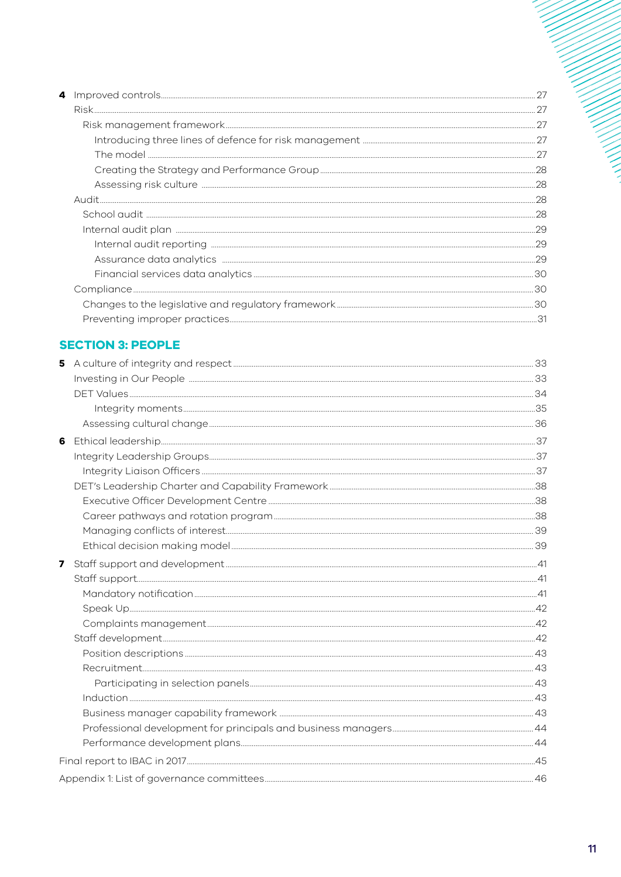**4** Improved controls ..... 27

Risk ..... 27

- Risk management framework ..... 27
  - Introducing three lines of defence for risk management ..... 27
  - The model ..... 27
  - Creating the Strategy and Performance Group ..... 28
  - Assessing risk culture ..... 28

Audit ..... 28

- School audit ..... 28
- Internal audit plan ..... 29
  - Internal audit reporting ..... 29
  - Assurance data analytics ..... 29
  - Financial services data analytics ..... 30

Compliance ..... 30

- Changes to the legislative and regulatory framework ..... 30
- Preventing improper practices ..... 31

## SECTION 3: PEOPLE

**5** A culture of integrity and respect ..... 33

Investing in Our People ..... 33

DET Values ..... 34

- Integrity moments ..... 35
- Assessing cultural change ..... 36

**6** Ethical leadership ..... 37

Integrity Leadership Groups ..... 37

- Integrity Liaison Officers ..... 37

DET's Leadership Charter and Capability Framework ..... 38

- Executive Officer Development Centre ..... 38
- Career pathways and rotation program ..... 38
- Managing conflicts of interest ..... 39
- Ethical decision making model ..... 39

**7** Staff support and development ..... 41

Staff support ..... 41

- Mandatory notification ..... 41
- Speak Up ..... 42
- Complaints management ..... 42

Staff development ..... 42

- Position descriptions ..... 43
- Recruitment ..... 43
  - Participating in selection panels ..... 43
- Induction ..... 43
- Business manager capability framework ..... 43
- Professional development for principals and business managers ..... 44
- Performance development plans ..... 44

Final report to IBAC in 2017 ..... 45

Appendix 1: List of governance committees ..... 46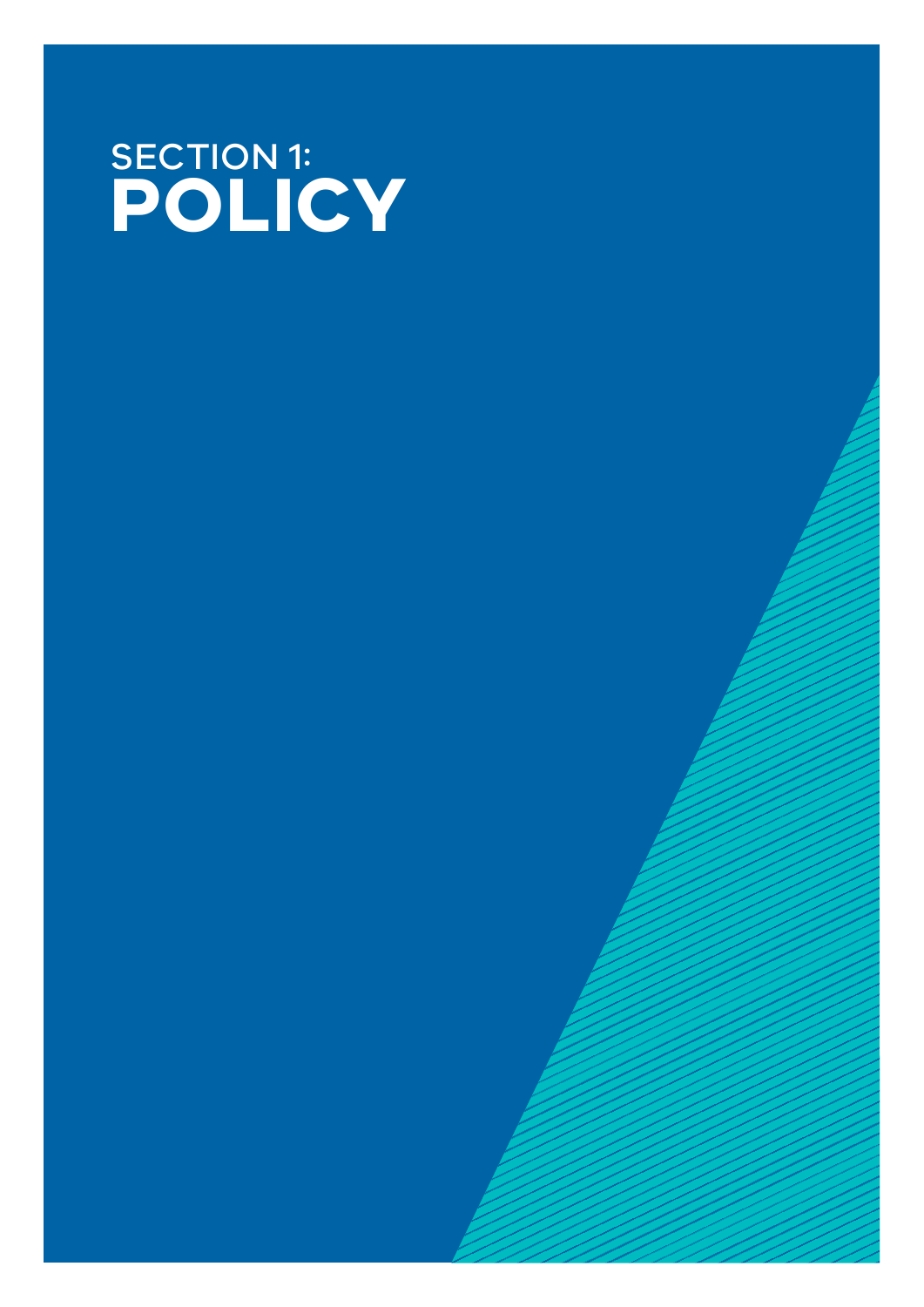# SECTION 1: **POLICY**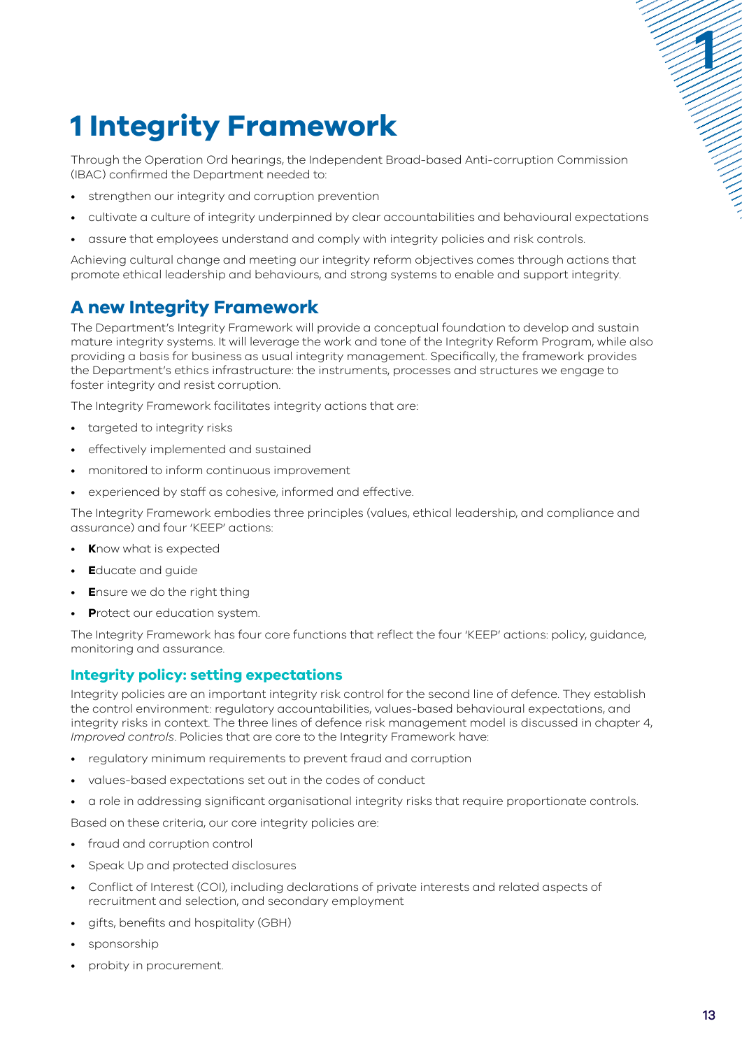# 1 Integrity Framework

Through the Operation Ord hearings, the Independent Broad-based Anti-corruption Commission (IBAC) confirmed the Department needed to:

- strengthen our integrity and corruption prevention
- cultivate a culture of integrity underpinned by clear accountabilities and behavioural expectations
- assure that employees understand and comply with integrity policies and risk controls.

Achieving cultural change and meeting our integrity reform objectives comes through actions that promote ethical leadership and behaviours, and strong systems to enable and support integrity.

## A new Integrity Framework

The Department's Integrity Framework will provide a conceptual foundation to develop and sustain mature integrity systems. It will leverage the work and tone of the Integrity Reform Program, while also providing a basis for business as usual integrity management. Specifically, the framework provides the Department's ethics infrastructure: the instruments, processes and structures we engage to foster integrity and resist corruption.

The Integrity Framework facilitates integrity actions that are:

- targeted to integrity risks
- effectively implemented and sustained
- monitored to inform continuous improvement
- experienced by staff as cohesive, informed and effective.

The Integrity Framework embodies three principles (values, ethical leadership, and compliance and assurance) and four 'KEEP' actions:

- **K**now what is expected
- **E**ducate and guide
- **E**nsure we do the right thing
- **P**rotect our education system.

The Integrity Framework has four core functions that reflect the four 'KEEP' actions: policy, guidance, monitoring and assurance.

### Integrity policy: setting expectations

Integrity policies are an important integrity risk control for the second line of defence. They establish the control environment: regulatory accountabilities, values-based behavioural expectations, and integrity risks in context. The three lines of defence risk management model is discussed in chapter 4, *Improved controls*. Policies that are core to the Integrity Framework have:

- regulatory minimum requirements to prevent fraud and corruption
- values-based expectations set out in the codes of conduct
- a role in addressing significant organisational integrity risks that require proportionate controls.

Based on these criteria, our core integrity policies are:

- fraud and corruption control
- Speak Up and protected disclosures
- Conflict of Interest (COI), including declarations of private interests and related aspects of recruitment and selection, and secondary employment
- gifts, benefits and hospitality (GBH)
- sponsorship
- probity in procurement.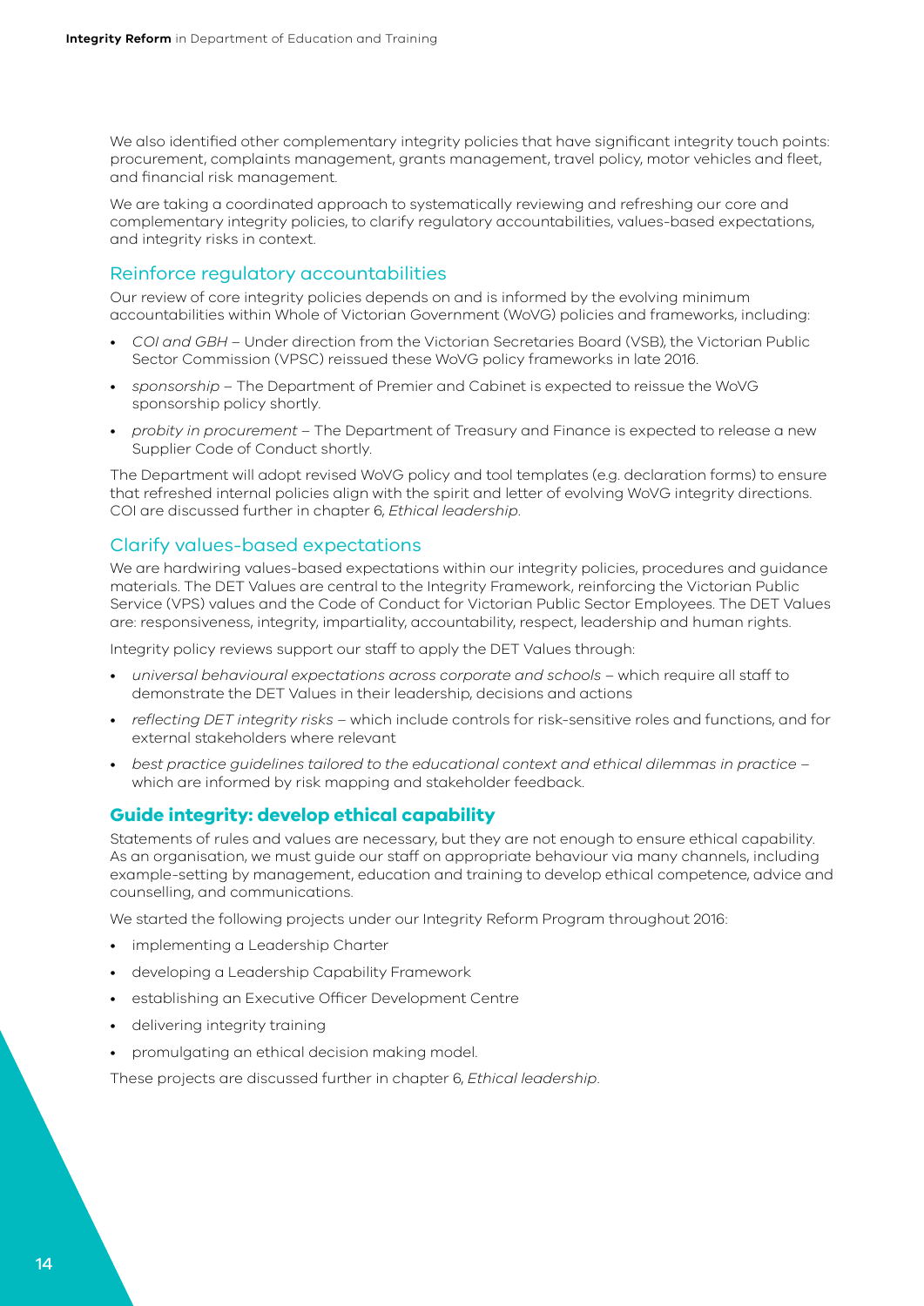We also identified other complementary integrity policies that have significant integrity touch points: procurement, complaints management, grants management, travel policy, motor vehicles and fleet, and financial risk management.

We are taking a coordinated approach to systematically reviewing and refreshing our core and complementary integrity policies, to clarify regulatory accountabilities, values-based expectations, and integrity risks in context.

### Reinforce regulatory accountabilities

Our review of core integrity policies depends on and is informed by the evolving minimum accountabilities within Whole of Victorian Government (WoVG) policies and frameworks, including:

- *COI and GBH* – Under direction from the Victorian Secretaries Board (VSB), the Victorian Public Sector Commission (VPSC) reissued these WoVG policy frameworks in late 2016.
- *sponsorship* – The Department of Premier and Cabinet is expected to reissue the WoVG sponsorship policy shortly.
- *probity in procurement* – The Department of Treasury and Finance is expected to release a new Supplier Code of Conduct shortly.

The Department will adopt revised WoVG policy and tool templates (e.g. declaration forms) to ensure that refreshed internal policies align with the spirit and letter of evolving WoVG integrity directions. COI are discussed further in chapter 6, *Ethical leadership*.

### Clarify values-based expectations

We are hardwiring values-based expectations within our integrity policies, procedures and guidance materials. The DET Values are central to the Integrity Framework, reinforcing the Victorian Public Service (VPS) values and the Code of Conduct for Victorian Public Sector Employees. The DET Values are: responsiveness, integrity, impartiality, accountability, respect, leadership and human rights.

Integrity policy reviews support our staff to apply the DET Values through:

- *universal behavioural expectations across corporate and schools* – which require all staff to demonstrate the DET Values in their leadership, decisions and actions
- *reflecting DET integrity risks* – which include controls for risk-sensitive roles and functions, and for external stakeholders where relevant
- *best practice guidelines tailored to the educational context and ethical dilemmas in practice* – which are informed by risk mapping and stakeholder feedback.

## Guide integrity: develop ethical capability

Statements of rules and values are necessary, but they are not enough to ensure ethical capability. As an organisation, we must guide our staff on appropriate behaviour via many channels, including example-setting by management, education and training to develop ethical competence, advice and counselling, and communications.

We started the following projects under our Integrity Reform Program throughout 2016:

- implementing a Leadership Charter
- developing a Leadership Capability Framework
- establishing an Executive Officer Development Centre
- delivering integrity training
- promulgating an ethical decision making model.

These projects are discussed further in chapter 6, *Ethical leadership*.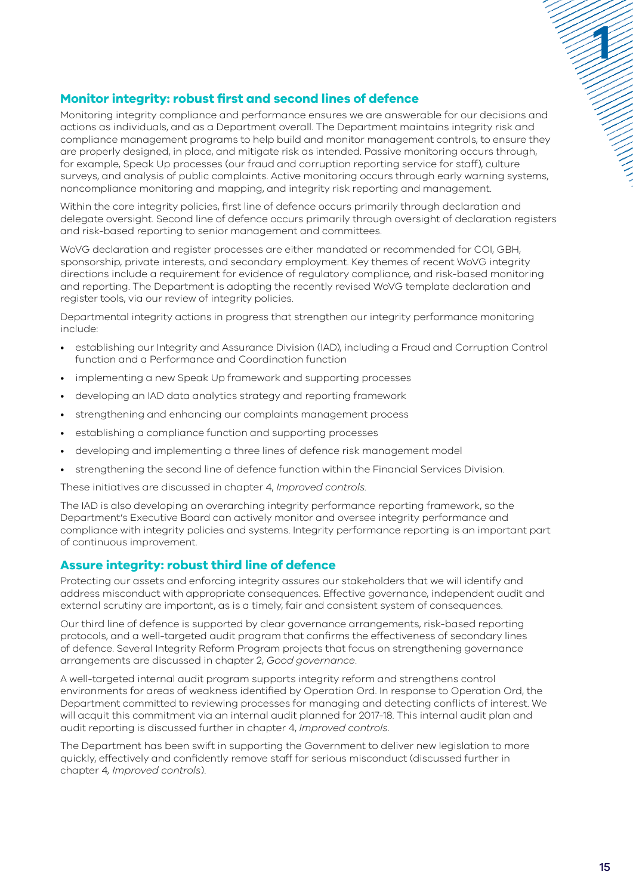## Monitor integrity: robust first and second lines of defence

Monitoring integrity compliance and performance ensures we are answerable for our decisions and actions as individuals, and as a Department overall. The Department maintains integrity risk and compliance management programs to help build and monitor management controls, to ensure they are properly designed, in place, and mitigate risk as intended. Passive monitoring occurs through, for example, Speak Up processes (our fraud and corruption reporting service for staff), culture surveys, and analysis of public complaints. Active monitoring occurs through early warning systems, noncompliance monitoring and mapping, and integrity risk reporting and management.

Within the core integrity policies, first line of defence occurs primarily through declaration and delegate oversight. Second line of defence occurs primarily through oversight of declaration registers and risk-based reporting to senior management and committees.

WoVG declaration and register processes are either mandated or recommended for COI, GBH, sponsorship, private interests, and secondary employment. Key themes of recent WoVG integrity directions include a requirement for evidence of regulatory compliance, and risk-based monitoring and reporting. The Department is adopting the recently revised WoVG template declaration and register tools, via our review of integrity policies.

Departmental integrity actions in progress that strengthen our integrity performance monitoring include:

- establishing our Integrity and Assurance Division (IAD), including a Fraud and Corruption Control function and a Performance and Coordination function
- implementing a new Speak Up framework and supporting processes
- developing an IAD data analytics strategy and reporting framework
- strengthening and enhancing our complaints management process
- establishing a compliance function and supporting processes
- developing and implementing a three lines of defence risk management model
- strengthening the second line of defence function within the Financial Services Division.

These initiatives are discussed in chapter 4, *Improved controls*.

The IAD is also developing an overarching integrity performance reporting framework, so the Department's Executive Board can actively monitor and oversee integrity performance and compliance with integrity policies and systems. Integrity performance reporting is an important part of continuous improvement.

## Assure integrity: robust third line of defence

Protecting our assets and enforcing integrity assures our stakeholders that we will identify and address misconduct with appropriate consequences. Effective governance, independent audit and external scrutiny are important, as is a timely, fair and consistent system of consequences.

Our third line of defence is supported by clear governance arrangements, risk-based reporting protocols, and a well-targeted audit program that confirms the effectiveness of secondary lines of defence. Several Integrity Reform Program projects that focus on strengthening governance arrangements are discussed in chapter 2, *Good governance*.

A well-targeted internal audit program supports integrity reform and strengthens control environments for areas of weakness identified by Operation Ord. In response to Operation Ord, the Department committed to reviewing processes for managing and detecting conflicts of interest. We will acquit this commitment via an internal audit planned for 2017-18. This internal audit plan and audit reporting is discussed further in chapter 4, *Improved controls*.

The Department has been swift in supporting the Government to deliver new legislation to more quickly, effectively and confidently remove staff for serious misconduct (discussed further in chapter 4, *Improved controls*).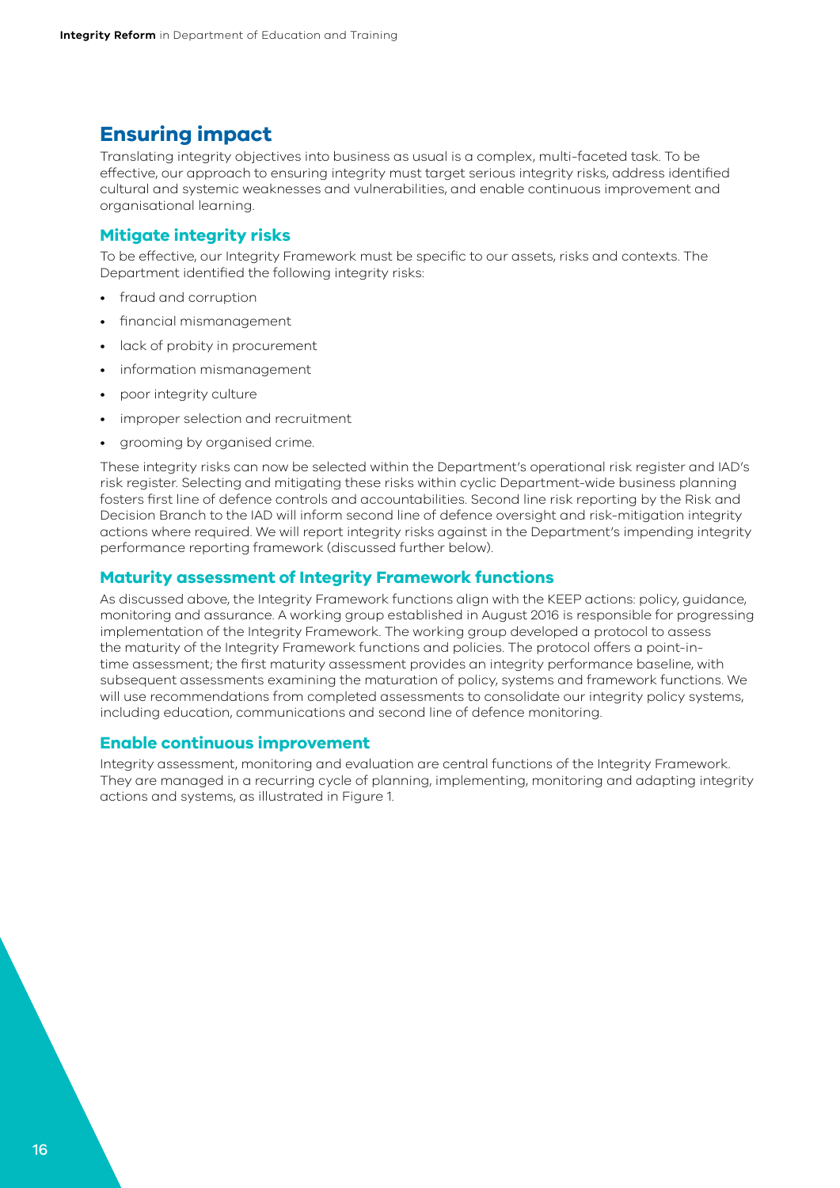## Ensuring impact

Translating integrity objectives into business as usual is a complex, multi-faceted task. To be effective, our approach to ensuring integrity must target serious integrity risks, address identified cultural and systemic weaknesses and vulnerabilities, and enable continuous improvement and organisational learning.

### Mitigate integrity risks

To be effective, our Integrity Framework must be specific to our assets, risks and contexts. The Department identified the following integrity risks:

- fraud and corruption
- financial mismanagement
- lack of probity in procurement
- information mismanagement
- poor integrity culture
- improper selection and recruitment
- grooming by organised crime.

These integrity risks can now be selected within the Department's operational risk register and IAD's risk register. Selecting and mitigating these risks within cyclic Department-wide business planning fosters first line of defence controls and accountabilities. Second line risk reporting by the Risk and Decision Branch to the IAD will inform second line of defence oversight and risk-mitigation integrity actions where required. We will report integrity risks against in the Department's impending integrity performance reporting framework (discussed further below).

### Maturity assessment of Integrity Framework functions

As discussed above, the Integrity Framework functions align with the KEEP actions: policy, guidance, monitoring and assurance. A working group established in August 2016 is responsible for progressing implementation of the Integrity Framework. The working group developed a protocol to assess the maturity of the Integrity Framework functions and policies. The protocol offers a point-in-time assessment; the first maturity assessment provides an integrity performance baseline, with subsequent assessments examining the maturation of policy, systems and framework functions. We will use recommendations from completed assessments to consolidate our integrity policy systems, including education, communications and second line of defence monitoring.

### Enable continuous improvement

Integrity assessment, monitoring and evaluation are central functions of the Integrity Framework. They are managed in a recurring cycle of planning, implementing, monitoring and adapting integrity actions and systems, as illustrated in Figure 1.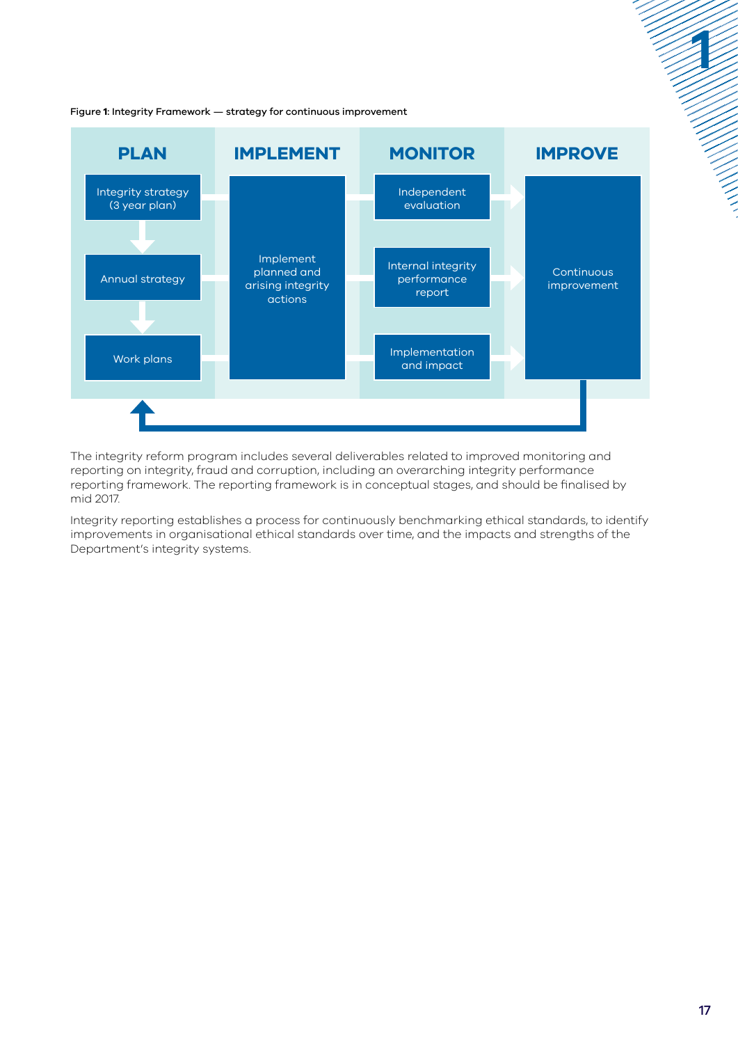Figure 1: Integrity Framework — strategy for continuous improvement

| PLAN | IMPLEMENT | MONITOR | IMPROVE |
| --- | --- | --- | --- |
| Integrity strategy (3 year plan) | Implement planned and arising integrity actions | Independent evaluation | Continuous improvement |
| Annual strategy | | Internal integrity performance report | |
| Work plans | | Implementation and impact | |

The integrity reform program includes several deliverables related to improved monitoring and reporting on integrity, fraud and corruption, including an overarching integrity performance reporting framework. The reporting framework is in conceptual stages, and should be finalised by mid 2017.

Integrity reporting establishes a process for continuously benchmarking ethical standards, to identify improvements in organisational ethical standards over time, and the impacts and strengths of the Department's integrity systems.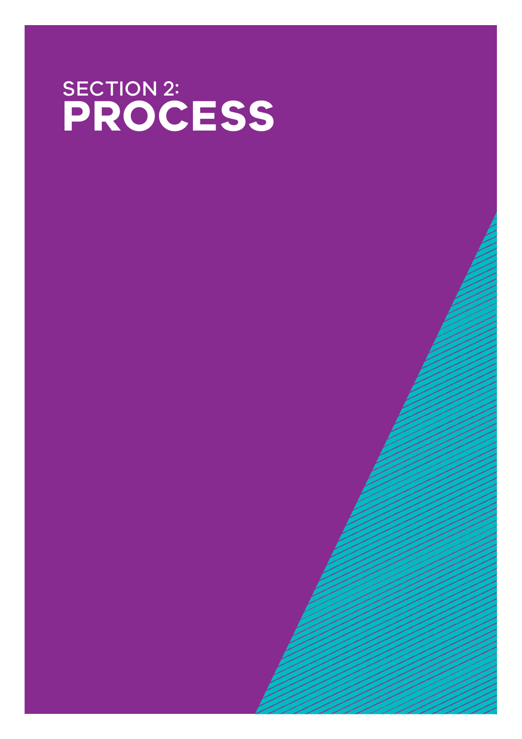# SECTION 2: PROCESS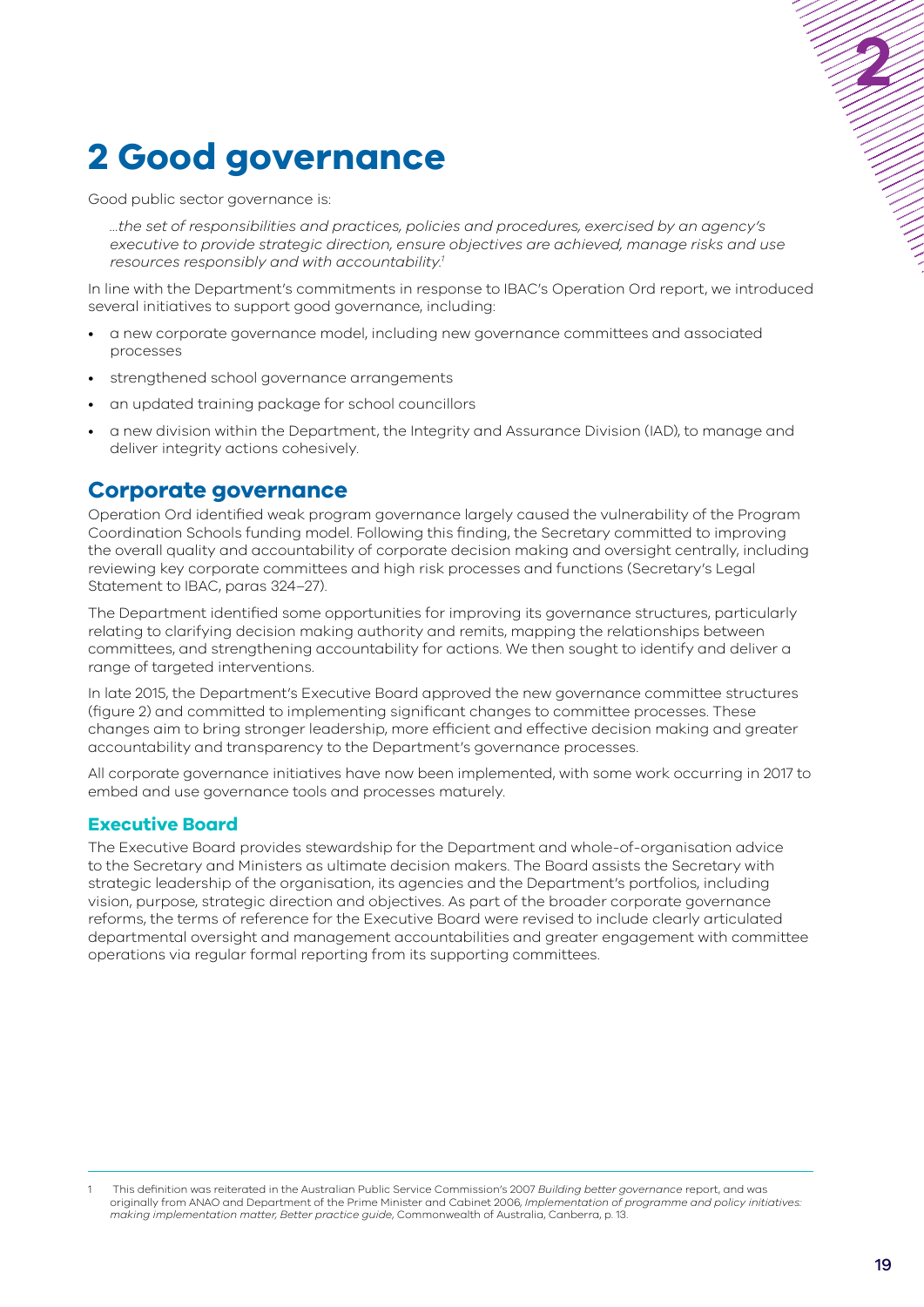# 2 Good governance

Good public sector governance is:

> *...the set of responsibilities and practices, policies and procedures, exercised by an agency's executive to provide strategic direction, ensure objectives are achieved, manage risks and use resources responsibly and with accountability.*[1]

In line with the Department's commitments in response to IBAC's Operation Ord report, we introduced several initiatives to support good governance, including:

- a new corporate governance model, including new governance committees and associated processes
- strengthened school governance arrangements
- an updated training package for school councillors
- a new division within the Department, the Integrity and Assurance Division (IAD), to manage and deliver integrity actions cohesively.

## Corporate governance

Operation Ord identified weak program governance largely caused the vulnerability of the Program Coordination Schools funding model. Following this finding, the Secretary committed to improving the overall quality and accountability of corporate decision making and oversight centrally, including reviewing key corporate committees and high risk processes and functions (Secretary's Legal Statement to IBAC, paras 324–27).

The Department identified some opportunities for improving its governance structures, particularly relating to clarifying decision making authority and remits, mapping the relationships between committees, and strengthening accountability for actions. We then sought to identify and deliver a range of targeted interventions.

In late 2015, the Department's Executive Board approved the new governance committee structures (figure 2) and committed to implementing significant changes to committee processes. These changes aim to bring stronger leadership, more efficient and effective decision making and greater accountability and transparency to the Department's governance processes.

All corporate governance initiatives have now been implemented, with some work occurring in 2017 to embed and use governance tools and processes maturely.

### Executive Board

The Executive Board provides stewardship for the Department and whole-of-organisation advice to the Secretary and Ministers as ultimate decision makers. The Board assists the Secretary with strategic leadership of the organisation, its agencies and the Department's portfolios, including vision, purpose, strategic direction and objectives. As part of the broader corporate governance reforms, the terms of reference for the Executive Board were revised to include clearly articulated departmental oversight and management accountabilities and greater engagement with committee operations via regular formal reporting from its supporting committees.

---

1 This definition was reiterated in the Australian Public Service Commission's 2007 *Building better governance* report, and was originally from ANAO and Department of the Prime Minister and Cabinet 2006, *Implementation of programme and policy initiatives: making implementation matter, Better practice guide*, Commonwealth of Australia, Canberra, p. 13.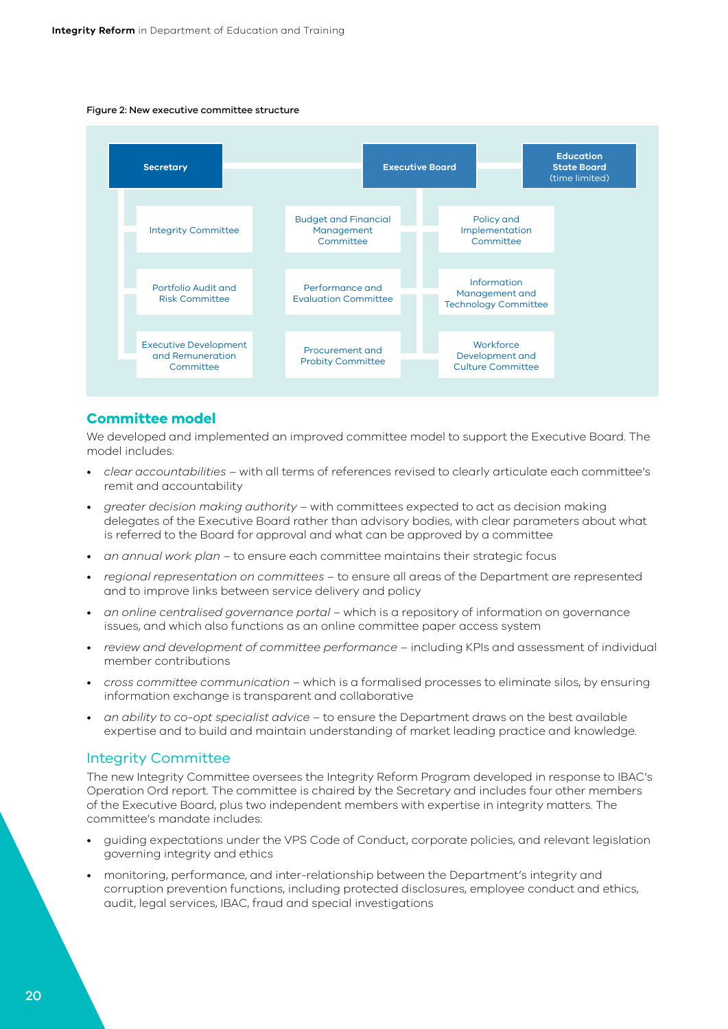Figure 2: New executive committee structure

- **Secretary**
  - Integrity Committee
  - Portfolio Audit and Risk Committee
  - Executive Development and Remuneration Committee
- **Executive Board**
  - Budget and Financial Management Committee
  - Performance and Evaluation Committee
  - Procurement and Probity Committee
  - Policy and Implementation Committee
  - Information Management and Technology Committee
  - Workforce Development and Culture Committee
- **Education State Board** (time limited)

## Committee model

We developed and implemented an improved committee model to support the Executive Board. The model includes:

- *clear accountabilities* – with all terms of references revised to clearly articulate each committee's remit and accountability
- *greater decision making authority* – with committees expected to act as decision making delegates of the Executive Board rather than advisory bodies, with clear parameters about what is referred to the Board for approval and what can be approved by a committee
- *an annual work plan* – to ensure each committee maintains their strategic focus
- *regional representation on committees* – to ensure all areas of the Department are represented and to improve links between service delivery and policy
- *an online centralised governance portal* – which is a repository of information on governance issues, and which also functions as an online committee paper access system
- *review and development of committee performance* – including KPIs and assessment of individual member contributions
- *cross committee communication* – which is a formalised processes to eliminate silos, by ensuring information exchange is transparent and collaborative
- *an ability to co-opt specialist advice* – to ensure the Department draws on the best available expertise and to build and maintain understanding of market leading practice and knowledge.

### Integrity Committee

The new Integrity Committee oversees the Integrity Reform Program developed in response to IBAC's Operation Ord report. The committee is chaired by the Secretary and includes four other members of the Executive Board, plus two independent members with expertise in integrity matters. The committee's mandate includes:

- guiding expectations under the VPS Code of Conduct, corporate policies, and relevant legislation governing integrity and ethics
- monitoring, performance, and inter-relationship between the Department's integrity and corruption prevention functions, including protected disclosures, employee conduct and ethics, audit, legal services, IBAC, fraud and special investigations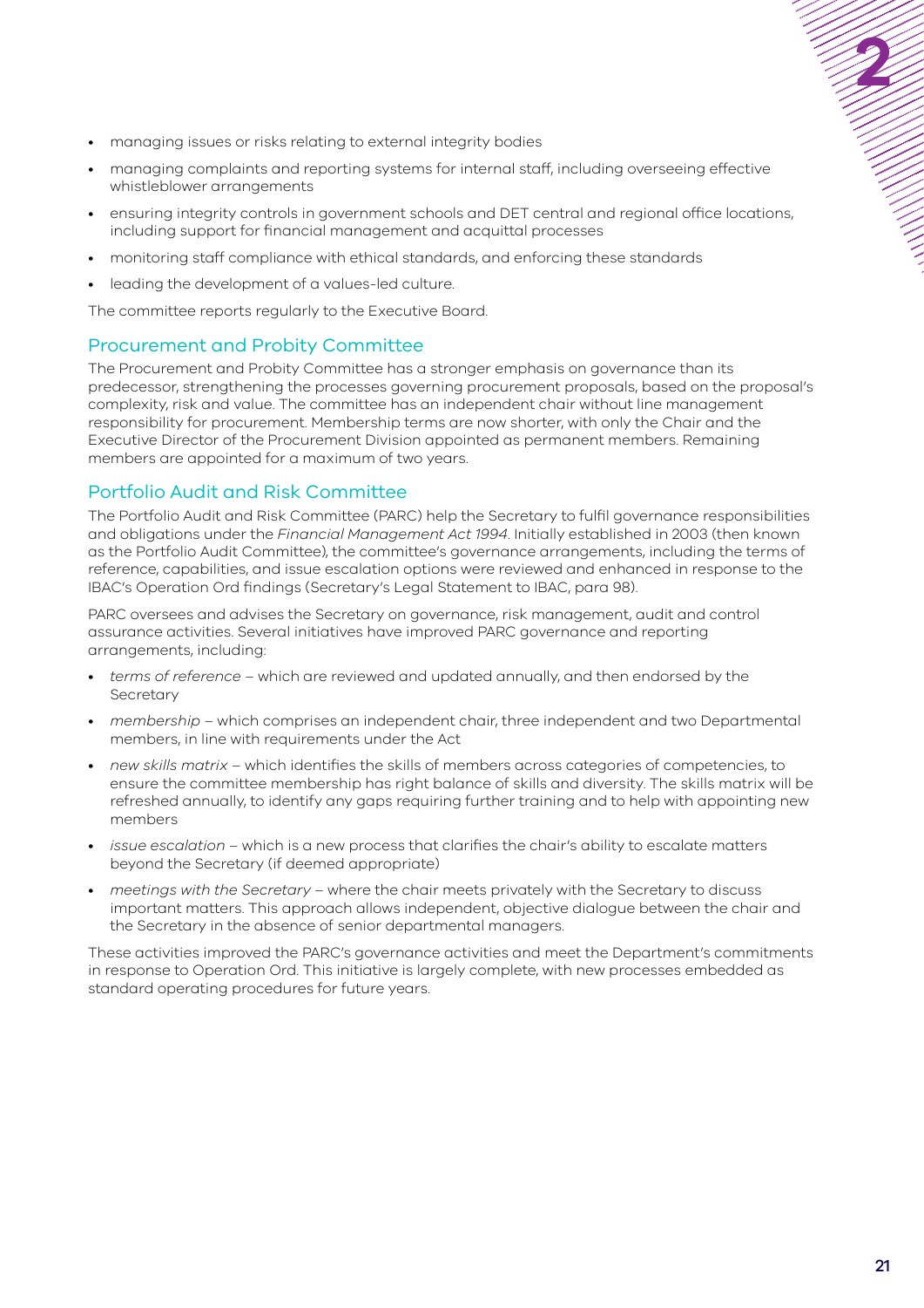- managing issues or risks relating to external integrity bodies
- managing complaints and reporting systems for internal staff, including overseeing effective whistleblower arrangements
- ensuring integrity controls in government schools and DET central and regional office locations, including support for financial management and acquittal processes
- monitoring staff compliance with ethical standards, and enforcing these standards
- leading the development of a values-led culture.

The committee reports regularly to the Executive Board.

### Procurement and Probity Committee

The Procurement and Probity Committee has a stronger emphasis on governance than its predecessor, strengthening the processes governing procurement proposals, based on the proposal's complexity, risk and value. The committee has an independent chair without line management responsibility for procurement. Membership terms are now shorter, with only the Chair and the Executive Director of the Procurement Division appointed as permanent members. Remaining members are appointed for a maximum of two years.

### Portfolio Audit and Risk Committee

The Portfolio Audit and Risk Committee (PARC) help the Secretary to fulfil governance responsibilities and obligations under the *Financial Management Act 1994*. Initially established in 2003 (then known as the Portfolio Audit Committee), the committee's governance arrangements, including the terms of reference, capabilities, and issue escalation options were reviewed and enhanced in response to the IBAC's Operation Ord findings (Secretary's Legal Statement to IBAC, para 98).

PARC oversees and advises the Secretary on governance, risk management, audit and control assurance activities. Several initiatives have improved PARC governance and reporting arrangements, including:

- *terms of reference* – which are reviewed and updated annually, and then endorsed by the Secretary
- *membership* – which comprises an independent chair, three independent and two Departmental members, in line with requirements under the Act
- *new skills matrix* – which identifies the skills of members across categories of competencies, to ensure the committee membership has right balance of skills and diversity. The skills matrix will be refreshed annually, to identify any gaps requiring further training and to help with appointing new members
- *issue escalation* – which is a new process that clarifies the chair's ability to escalate matters beyond the Secretary (if deemed appropriate)
- *meetings with the Secretary* – where the chair meets privately with the Secretary to discuss important matters. This approach allows independent, objective dialogue between the chair and the Secretary in the absence of senior departmental managers.

These activities improved the PARC's governance activities and meet the Department's commitments in response to Operation Ord. This initiative is largely complete, with new processes embedded as standard operating procedures for future years.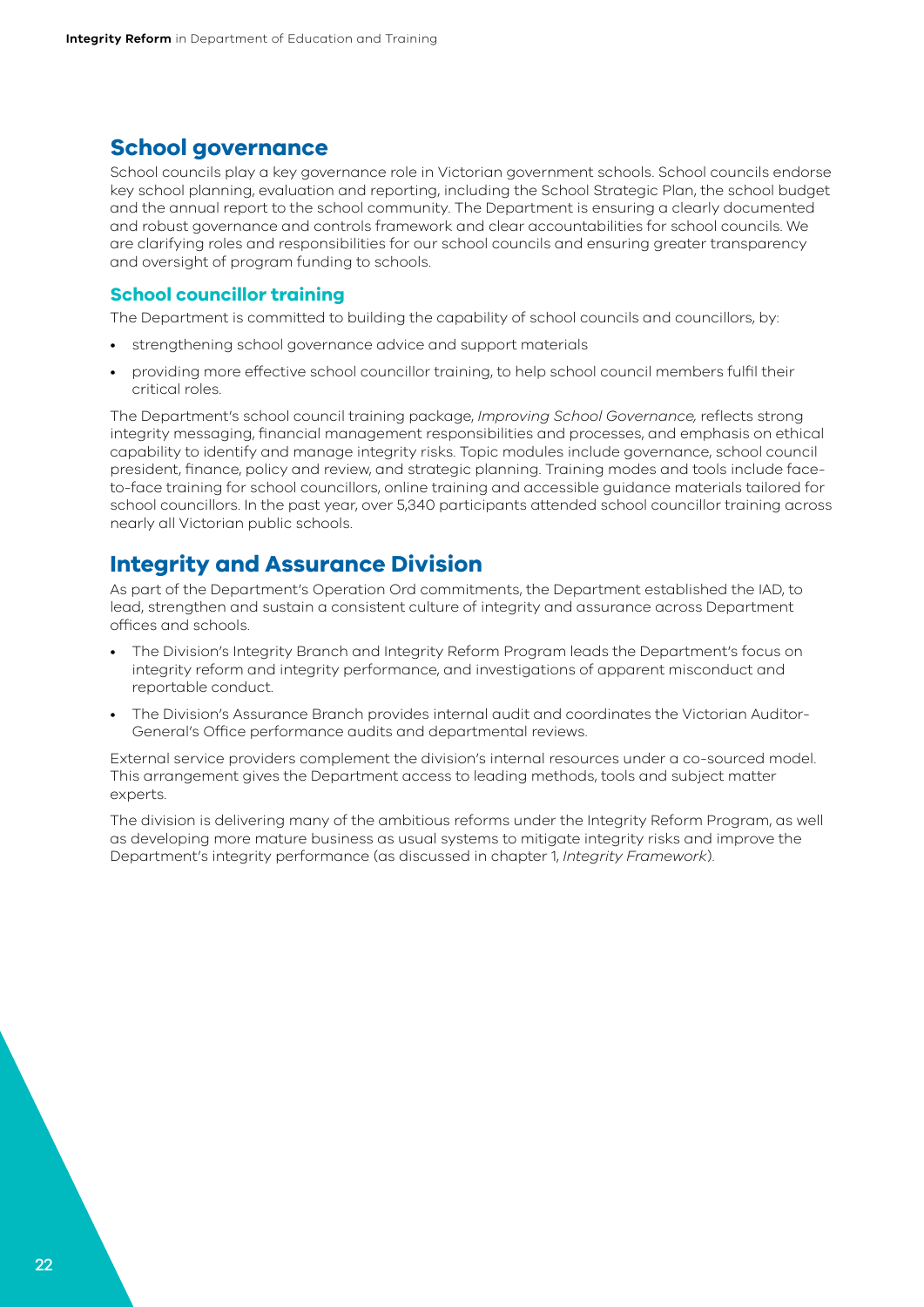## School governance

School councils play a key governance role in Victorian government schools. School councils endorse key school planning, evaluation and reporting, including the School Strategic Plan, the school budget and the annual report to the school community. The Department is ensuring a clearly documented and robust governance and controls framework and clear accountabilities for school councils. We are clarifying roles and responsibilities for our school councils and ensuring greater transparency and oversight of program funding to schools.

### School councillor training

The Department is committed to building the capability of school councils and councillors, by:

- strengthening school governance advice and support materials
- providing more effective school councillor training, to help school council members fulfil their critical roles.

The Department's school council training package, *Improving School Governance,* reflects strong integrity messaging, financial management responsibilities and processes, and emphasis on ethical capability to identify and manage integrity risks. Topic modules include governance, school council president, finance, policy and review, and strategic planning. Training modes and tools include face-to-face training for school councillors, online training and accessible guidance materials tailored for school councillors. In the past year, over 5,340 participants attended school councillor training across nearly all Victorian public schools.

## Integrity and Assurance Division

As part of the Department's Operation Ord commitments, the Department established the IAD, to lead, strengthen and sustain a consistent culture of integrity and assurance across Department offices and schools.

- The Division's Integrity Branch and Integrity Reform Program leads the Department's focus on integrity reform and integrity performance, and investigations of apparent misconduct and reportable conduct.
- The Division's Assurance Branch provides internal audit and coordinates the Victorian Auditor-General's Office performance audits and departmental reviews.

External service providers complement the division's internal resources under a co-sourced model. This arrangement gives the Department access to leading methods, tools and subject matter experts.

The division is delivering many of the ambitious reforms under the Integrity Reform Program, as well as developing more mature business as usual systems to mitigate integrity risks and improve the Department's integrity performance (as discussed in chapter 1, *Integrity Framework*).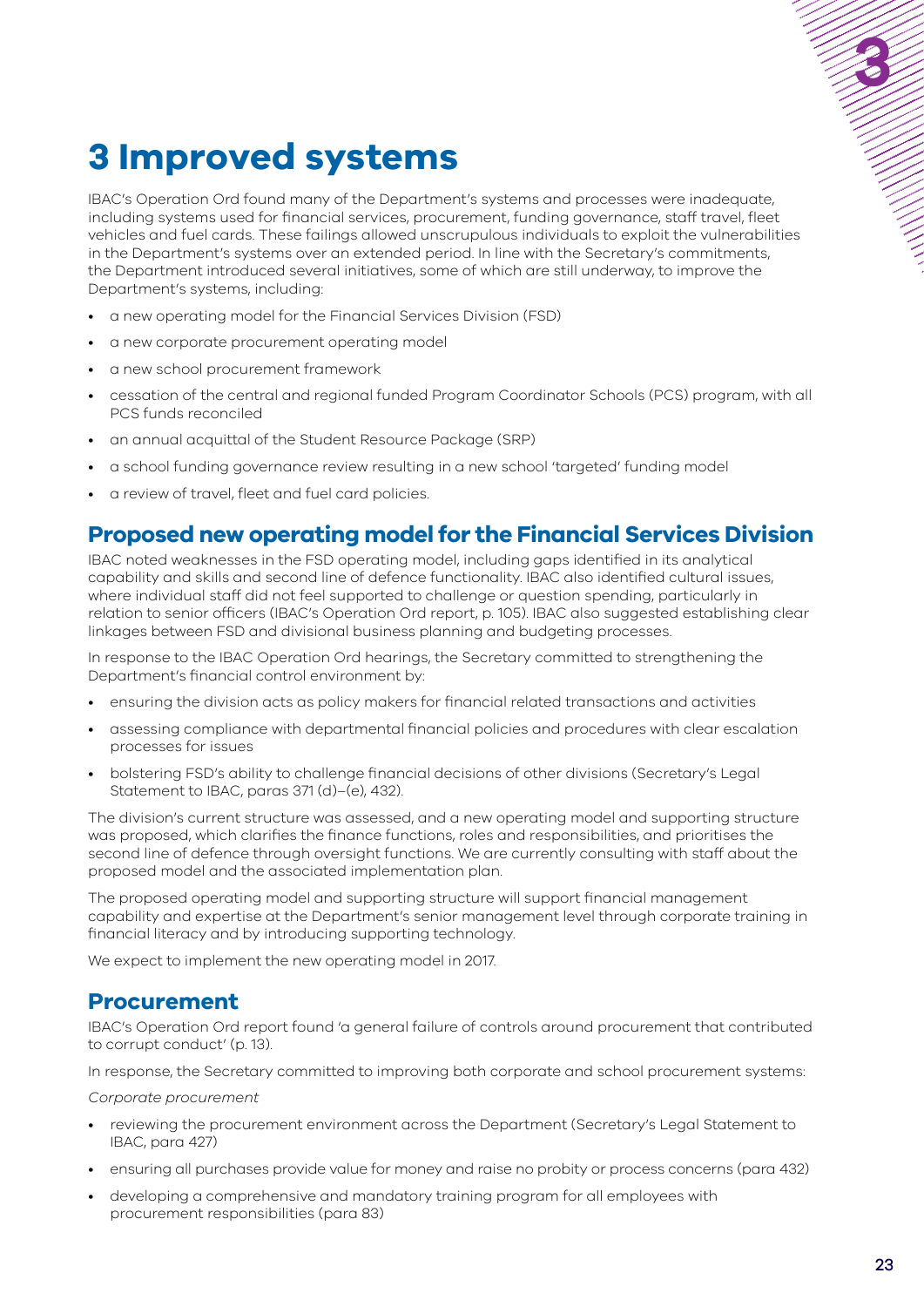#  3 Improved systems

IBAC's Operation Ord found many of the Department's systems and processes were inadequate, including systems used for financial services, procurement, funding governance, staff travel, fleet vehicles and fuel cards. These failings allowed unscrupulous individuals to exploit the vulnerabilities in the Department's systems over an extended period. In line with the Secretary's commitments, the Department introduced several initiatives, some of which are still underway, to improve the Department's systems, including:

- a new operating model for the Financial Services Division (FSD)
- a new corporate procurement operating model
- a new school procurement framework
- cessation of the central and regional funded Program Coordinator Schools (PCS) program, with all PCS funds reconciled
- an annual acquittal of the Student Resource Package (SRP)
- a school funding governance review resulting in a new school 'targeted' funding model
- a review of travel, fleet and fuel card policies.

## Proposed new operating model for the Financial Services Division

IBAC noted weaknesses in the FSD operating model, including gaps identified in its analytical capability and skills and second line of defence functionality. IBAC also identified cultural issues, where individual staff did not feel supported to challenge or question spending, particularly in relation to senior officers (IBAC's Operation Ord report, p. 105). IBAC also suggested establishing clear linkages between FSD and divisional business planning and budgeting processes.

In response to the IBAC Operation Ord hearings, the Secretary committed to strengthening the Department's financial control environment by:

- ensuring the division acts as policy makers for financial related transactions and activities
- assessing compliance with departmental financial policies and procedures with clear escalation processes for issues
- bolstering FSD's ability to challenge financial decisions of other divisions (Secretary's Legal Statement to IBAC, paras 371 (d)–(e), 432).

The division's current structure was assessed, and a new operating model and supporting structure was proposed, which clarifies the finance functions, roles and responsibilities, and prioritises the second line of defence through oversight functions. We are currently consulting with staff about the proposed model and the associated implementation plan.

The proposed operating model and supporting structure will support financial management capability and expertise at the Department's senior management level through corporate training in financial literacy and by introducing supporting technology.

We expect to implement the new operating model in 2017.

## Procurement

IBAC's Operation Ord report found 'a general failure of controls around procurement that contributed to corrupt conduct' (p. 13).

In response, the Secretary committed to improving both corporate and school procurement systems:

*Corporate procurement*

- reviewing the procurement environment across the Department (Secretary's Legal Statement to IBAC, para 427)
- ensuring all purchases provide value for money and raise no probity or process concerns (para 432)
- developing a comprehensive and mandatory training program for all employees with procurement responsibilities (para 83)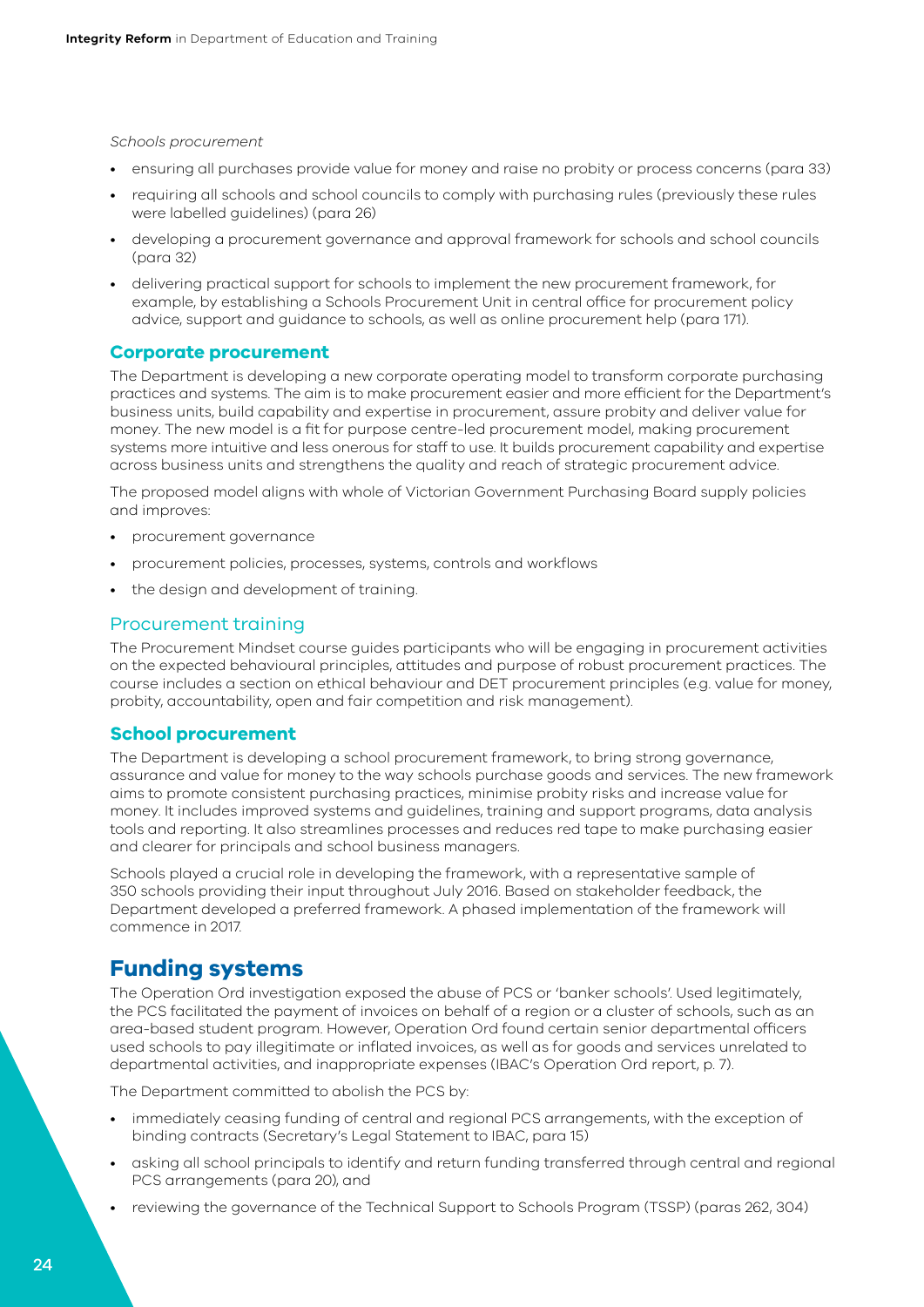*Schools procurement*

- ensuring all purchases provide value for money and raise no probity or process concerns (para 33)
- requiring all schools and school councils to comply with purchasing rules (previously these rules were labelled guidelines) (para 26)
- developing a procurement governance and approval framework for schools and school councils (para 32)
- delivering practical support for schools to implement the new procurement framework, for example, by establishing a Schools Procurement Unit in central office for procurement policy advice, support and guidance to schools, as well as online procurement help (para 171).

### Corporate procurement

The Department is developing a new corporate operating model to transform corporate purchasing practices and systems. The aim is to make procurement easier and more efficient for the Department's business units, build capability and expertise in procurement, assure probity and deliver value for money. The new model is a fit for purpose centre-led procurement model, making procurement systems more intuitive and less onerous for staff to use. It builds procurement capability and expertise across business units and strengthens the quality and reach of strategic procurement advice.

The proposed model aligns with whole of Victorian Government Purchasing Board supply policies and improves:

- procurement governance
- procurement policies, processes, systems, controls and workflows
- the design and development of training.

#### Procurement training

The Procurement Mindset course guides participants who will be engaging in procurement activities on the expected behavioural principles, attitudes and purpose of robust procurement practices. The course includes a section on ethical behaviour and DET procurement principles (e.g. value for money, probity, accountability, open and fair competition and risk management).

### School procurement

The Department is developing a school procurement framework, to bring strong governance, assurance and value for money to the way schools purchase goods and services. The new framework aims to promote consistent purchasing practices, minimise probity risks and increase value for money. It includes improved systems and guidelines, training and support programs, data analysis tools and reporting. It also streamlines processes and reduces red tape to make purchasing easier and clearer for principals and school business managers.

Schools played a crucial role in developing the framework, with a representative sample of 350 schools providing their input throughout July 2016. Based on stakeholder feedback, the Department developed a preferred framework. A phased implementation of the framework will commence in 2017.

## Funding systems

The Operation Ord investigation exposed the abuse of PCS or 'banker schools'. Used legitimately, the PCS facilitated the payment of invoices on behalf of a region or a cluster of schools, such as an area-based student program. However, Operation Ord found certain senior departmental officers used schools to pay illegitimate or inflated invoices, as well as for goods and services unrelated to departmental activities, and inappropriate expenses (IBAC's Operation Ord report, p. 7).

The Department committed to abolish the PCS by:

- immediately ceasing funding of central and regional PCS arrangements, with the exception of binding contracts (Secretary's Legal Statement to IBAC, para 15)
- asking all school principals to identify and return funding transferred through central and regional PCS arrangements (para 20), and
- reviewing the governance of the Technical Support to Schools Program (TSSP) (paras 262, 304)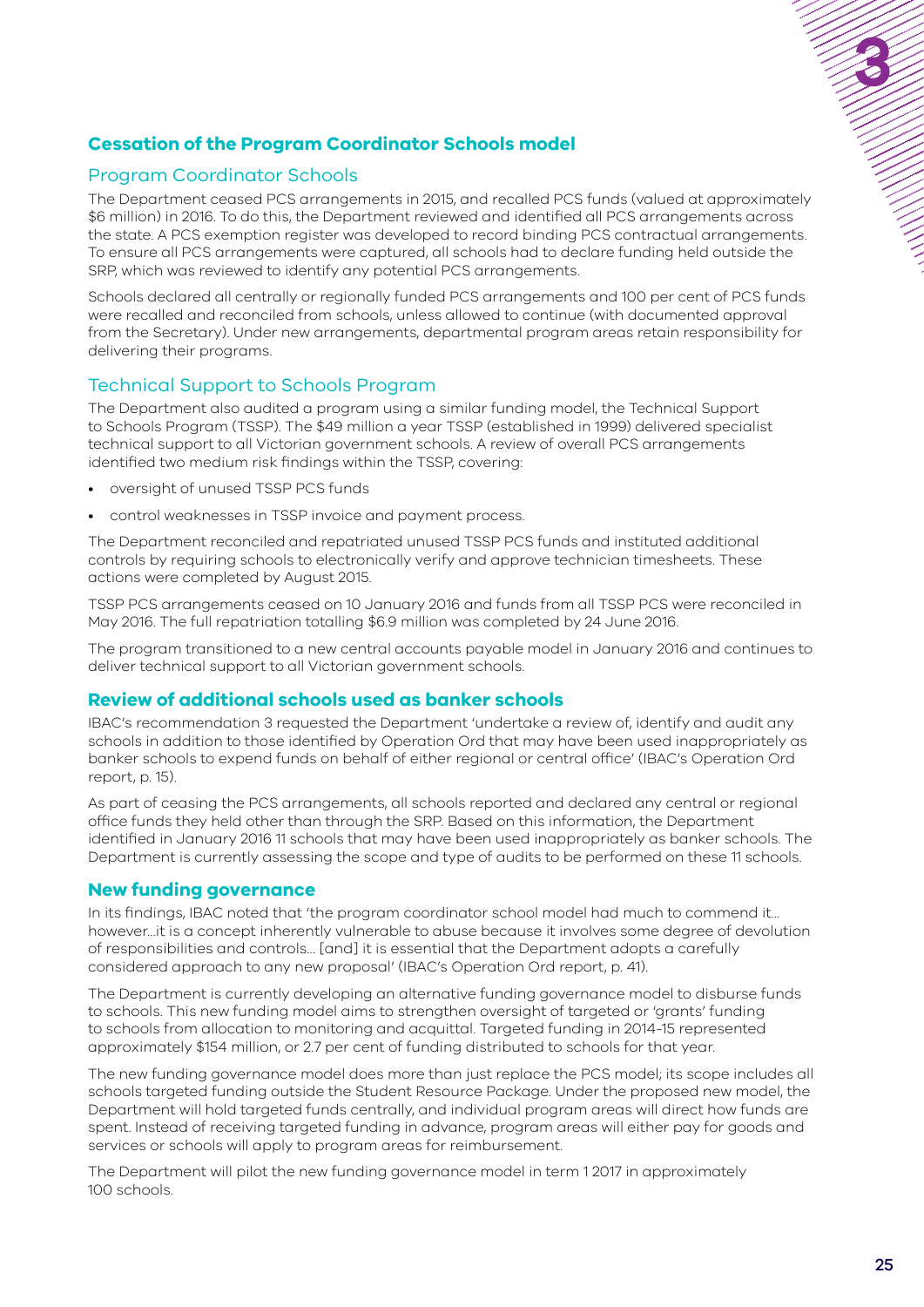## Cessation of the Program Coordinator Schools model

### Program Coordinator Schools

The Department ceased PCS arrangements in 2015, and recalled PCS funds (valued at approximately $6 million) in 2016. To do this, the Department reviewed and identified all PCS arrangements across the state. A PCS exemption register was developed to record binding PCS contractual arrangements. To ensure all PCS arrangements were captured, all schools had to declare funding held outside the SRP, which was reviewed to identify any potential PCS arrangements.

Schools declared all centrally or regionally funded PCS arrangements and 100 per cent of PCS funds were recalled and reconciled from schools, unless allowed to continue (with documented approval from the Secretary). Under new arrangements, departmental program areas retain responsibility for delivering their programs.

### Technical Support to Schools Program

The Department also audited a program using a similar funding model, the Technical Support to Schools Program (TSSP). The $49 million a year TSSP (established in 1999) delivered specialist technical support to all Victorian government schools. A review of overall PCS arrangements identified two medium risk findings within the TSSP, covering:

- oversight of unused TSSP PCS funds
- control weaknesses in TSSP invoice and payment process.

The Department reconciled and repatriated unused TSSP PCS funds and instituted additional controls by requiring schools to electronically verify and approve technician timesheets. These actions were completed by August 2015.

TSSP PCS arrangements ceased on 10 January 2016 and funds from all TSSP PCS were reconciled in May 2016. The full repatriation totalling $6.9 million was completed by 24 June 2016.

The program transitioned to a new central accounts payable model in January 2016 and continues to deliver technical support to all Victorian government schools.

## Review of additional schools used as banker schools

IBAC's recommendation 3 requested the Department 'undertake a review of, identify and audit any schools in addition to those identified by Operation Ord that may have been used inappropriately as banker schools to expend funds on behalf of either regional or central office' (IBAC's Operation Ord report, p. 15).

As part of ceasing the PCS arrangements, all schools reported and declared any central or regional office funds they held other than through the SRP. Based on this information, the Department identified in January 2016 11 schools that may have been used inappropriately as banker schools. The Department is currently assessing the scope and type of audits to be performed on these 11 schools.

## New funding governance

In its findings, IBAC noted that 'the program coordinator school model had much to commend it… however…it is a concept inherently vulnerable to abuse because it involves some degree of devolution of responsibilities and controls… [and] it is essential that the Department adopts a carefully considered approach to any new proposal' (IBAC's Operation Ord report, p. 41).

The Department is currently developing an alternative funding governance model to disburse funds to schools. This new funding model aims to strengthen oversight of targeted or 'grants' funding to schools from allocation to monitoring and acquittal. Targeted funding in 2014–15 represented approximately $154 million, or 2.7 per cent of funding distributed to schools for that year.

The new funding governance model does more than just replace the PCS model; its scope includes all schools targeted funding outside the Student Resource Package. Under the proposed new model, the Department will hold targeted funds centrally, and individual program areas will direct how funds are spent. Instead of receiving targeted funding in advance, program areas will either pay for goods and services or schools will apply to program areas for reimbursement.

The Department will pilot the new funding governance model in term 1 2017 in approximately 100 schools.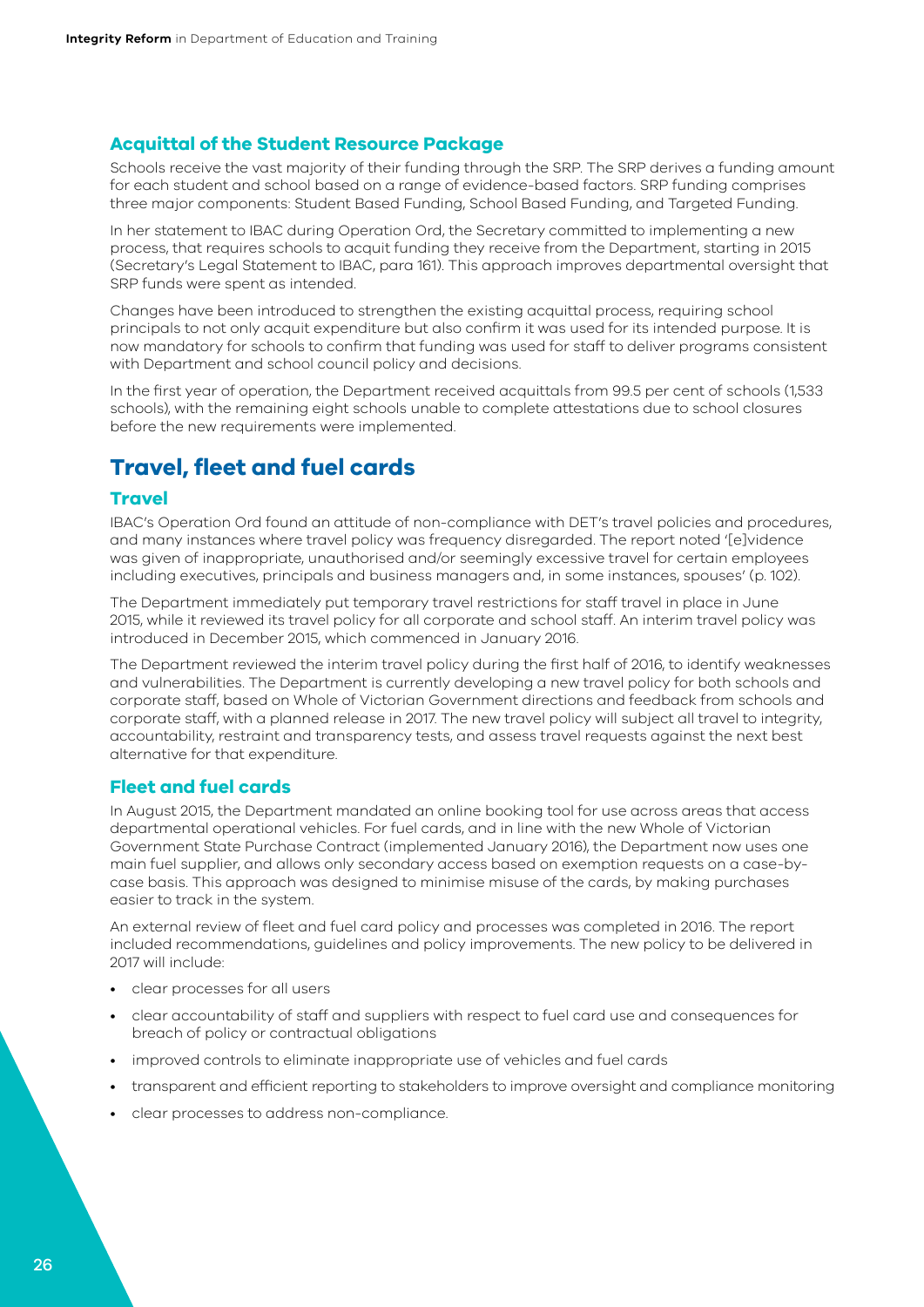### Acquittal of the Student Resource Package

Schools receive the vast majority of their funding through the SRP. The SRP derives a funding amount for each student and school based on a range of evidence-based factors. SRP funding comprises three major components: Student Based Funding, School Based Funding, and Targeted Funding.

In her statement to IBAC during Operation Ord, the Secretary committed to implementing a new process, that requires schools to acquit funding they receive from the Department, starting in 2015 (Secretary's Legal Statement to IBAC, para 161). This approach improves departmental oversight that SRP funds were spent as intended.

Changes have been introduced to strengthen the existing acquittal process, requiring school principals to not only acquit expenditure but also confirm it was used for its intended purpose. It is now mandatory for schools to confirm that funding was used for staff to deliver programs consistent with Department and school council policy and decisions.

In the first year of operation, the Department received acquittals from 99.5 per cent of schools (1,533 schools), with the remaining eight schools unable to complete attestations due to school closures before the new requirements were implemented.

## Travel, fleet and fuel cards

### Travel

IBAC's Operation Ord found an attitude of non-compliance with DET's travel policies and procedures, and many instances where travel policy was frequency disregarded. The report noted '[e]vidence was given of inappropriate, unauthorised and/or seemingly excessive travel for certain employees including executives, principals and business managers and, in some instances, spouses' (p. 102).

The Department immediately put temporary travel restrictions for staff travel in place in June 2015, while it reviewed its travel policy for all corporate and school staff. An interim travel policy was introduced in December 2015, which commenced in January 2016.

The Department reviewed the interim travel policy during the first half of 2016, to identify weaknesses and vulnerabilities. The Department is currently developing a new travel policy for both schools and corporate staff, based on Whole of Victorian Government directions and feedback from schools and corporate staff, with a planned release in 2017. The new travel policy will subject all travel to integrity, accountability, restraint and transparency tests, and assess travel requests against the next best alternative for that expenditure.

### Fleet and fuel cards

In August 2015, the Department mandated an online booking tool for use across areas that access departmental operational vehicles. For fuel cards, and in line with the new Whole of Victorian Government State Purchase Contract (implemented January 2016), the Department now uses one main fuel supplier, and allows only secondary access based on exemption requests on a case-by-case basis. This approach was designed to minimise misuse of the cards, by making purchases easier to track in the system.

An external review of fleet and fuel card policy and processes was completed in 2016. The report included recommendations, guidelines and policy improvements. The new policy to be delivered in 2017 will include:

- clear processes for all users
- clear accountability of staff and suppliers with respect to fuel card use and consequences for breach of policy or contractual obligations
- improved controls to eliminate inappropriate use of vehicles and fuel cards
- transparent and efficient reporting to stakeholders to improve oversight and compliance monitoring
- clear processes to address non-compliance.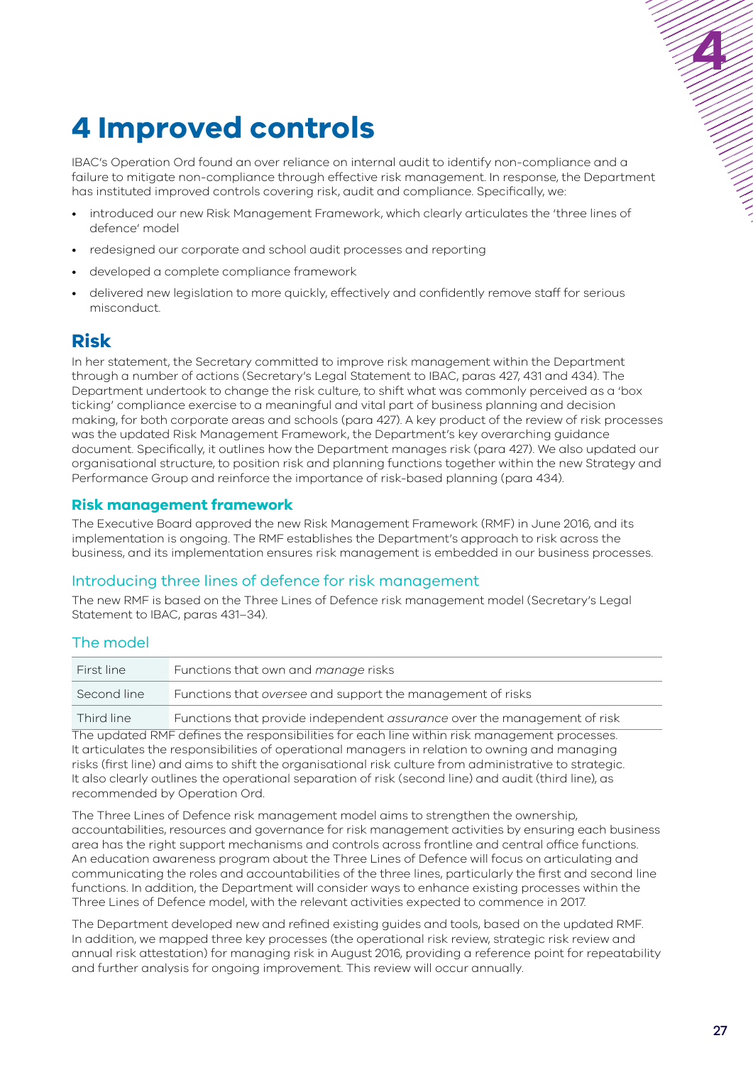# 4 Improved controls

IBAC's Operation Ord found an over reliance on internal audit to identify non-compliance and a failure to mitigate non-compliance through effective risk management. In response, the Department has instituted improved controls covering risk, audit and compliance. Specifically, we:

- introduced our new Risk Management Framework, which clearly articulates the 'three lines of defence' model
- redesigned our corporate and school audit processes and reporting
- developed a complete compliance framework
- delivered new legislation to more quickly, effectively and confidently remove staff for serious misconduct.

## Risk

In her statement, the Secretary committed to improve risk management within the Department through a number of actions (Secretary's Legal Statement to IBAC, paras 427, 431 and 434). The Department undertook to change the risk culture, to shift what was commonly perceived as a 'box ticking' compliance exercise to a meaningful and vital part of business planning and decision making, for both corporate areas and schools (para 427). A key product of the review of risk processes was the updated Risk Management Framework, the Department's key overarching guidance document. Specifically, it outlines how the Department manages risk (para 427). We also updated our organisational structure, to position risk and planning functions together within the new Strategy and Performance Group and reinforce the importance of risk-based planning (para 434).

### Risk management framework

The Executive Board approved the new Risk Management Framework (RMF) in June 2016, and its implementation is ongoing. The RMF establishes the Department's approach to risk across the business, and its implementation ensures risk management is embedded in our business processes.

#### Introducing three lines of defence for risk management

The new RMF is based on the Three Lines of Defence risk management model (Secretary's Legal Statement to IBAC, paras 431–34).

#### The model

| | |
|---|---|
| First line | Functions that own and *manage* risks |
| Second line | Functions that *oversee* and support the management of risks |
| Third line | Functions that provide independent *assurance* over the management of risk |

The updated RMF defines the responsibilities for each line within risk management processes. It articulates the responsibilities of operational managers in relation to owning and managing risks (first line) and aims to shift the organisational risk culture from administrative to strategic. It also clearly outlines the operational separation of risk (second line) and audit (third line), as recommended by Operation Ord.

The Three Lines of Defence risk management model aims to strengthen the ownership, accountabilities, resources and governance for risk management activities by ensuring each business area has the right support mechanisms and controls across frontline and central office functions. An education awareness program about the Three Lines of Defence will focus on articulating and communicating the roles and accountabilities of the three lines, particularly the first and second line functions. In addition, the Department will consider ways to enhance existing processes within the Three Lines of Defence model, with the relevant activities expected to commence in 2017.

The Department developed new and refined existing guides and tools, based on the updated RMF. In addition, we mapped three key processes (the operational risk review, strategic risk review and annual risk attestation) for managing risk in August 2016, providing a reference point for repeatability and further analysis for ongoing improvement. This review will occur annually.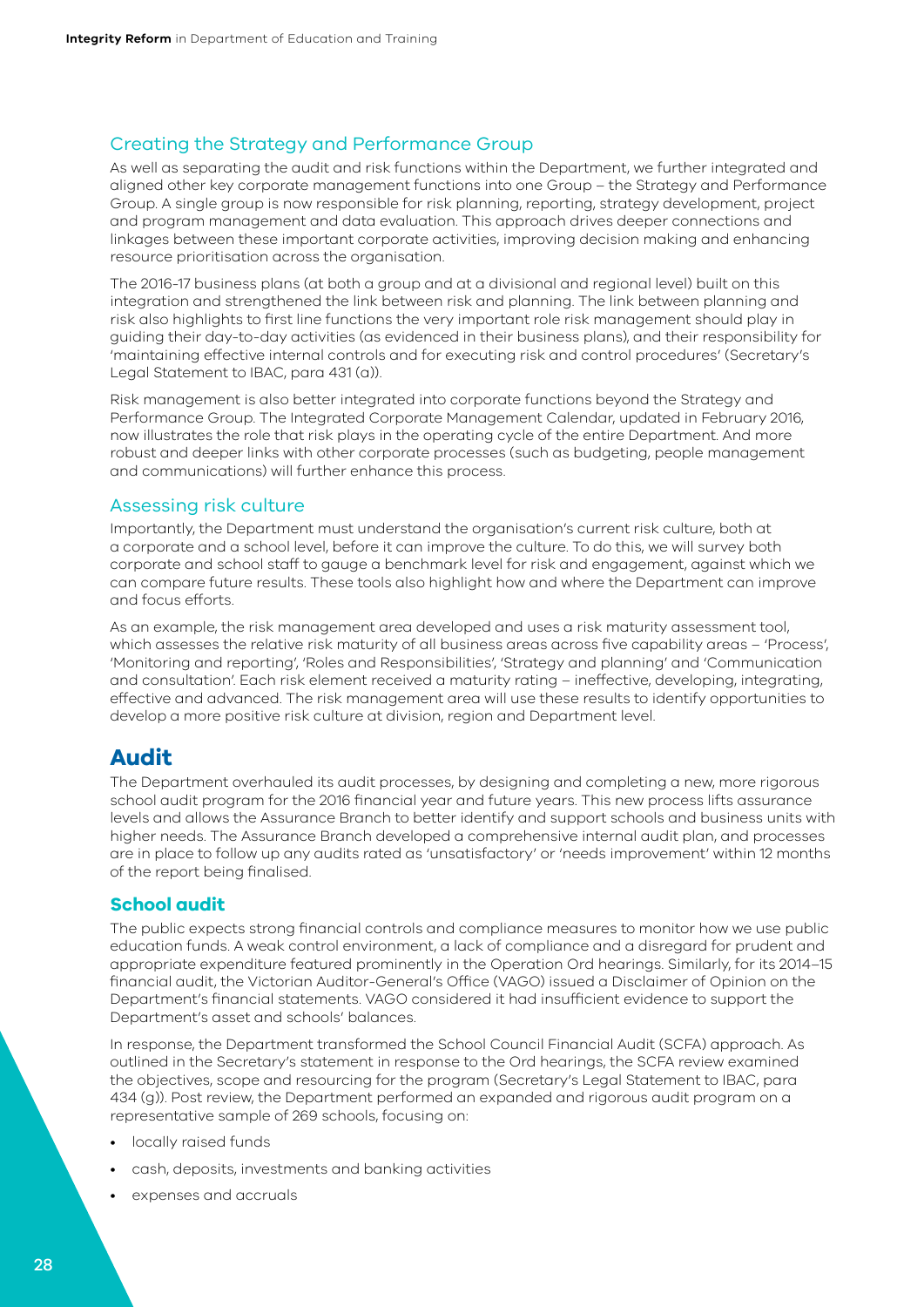### Creating the Strategy and Performance Group

As well as separating the audit and risk functions within the Department, we further integrated and aligned other key corporate management functions into one Group – the Strategy and Performance Group. A single group is now responsible for risk planning, reporting, strategy development, project and program management and data evaluation. This approach drives deeper connections and linkages between these important corporate activities, improving decision making and enhancing resource prioritisation across the organisation.

The 2016-17 business plans (at both a group and at a divisional and regional level) built on this integration and strengthened the link between risk and planning. The link between planning and risk also highlights to first line functions the very important role risk management should play in guiding their day-to-day activities (as evidenced in their business plans), and their responsibility for 'maintaining effective internal controls and for executing risk and control procedures' (Secretary's Legal Statement to IBAC, para 431 (a)).

Risk management is also better integrated into corporate functions beyond the Strategy and Performance Group. The Integrated Corporate Management Calendar, updated in February 2016, now illustrates the role that risk plays in the operating cycle of the entire Department. And more robust and deeper links with other corporate processes (such as budgeting, people management and communications) will further enhance this process.

### Assessing risk culture

Importantly, the Department must understand the organisation's current risk culture, both at a corporate and a school level, before it can improve the culture. To do this, we will survey both corporate and school staff to gauge a benchmark level for risk and engagement, against which we can compare future results. These tools also highlight how and where the Department can improve and focus efforts.

As an example, the risk management area developed and uses a risk maturity assessment tool, which assesses the relative risk maturity of all business areas across five capability areas – 'Process', 'Monitoring and reporting', 'Roles and Responsibilities', 'Strategy and planning' and 'Communication and consultation'. Each risk element received a maturity rating – ineffective, developing, integrating, effective and advanced. The risk management area will use these results to identify opportunities to develop a more positive risk culture at division, region and Department level.

## Audit

The Department overhauled its audit processes, by designing and completing a new, more rigorous school audit program for the 2016 financial year and future years. This new process lifts assurance levels and allows the Assurance Branch to better identify and support schools and business units with higher needs. The Assurance Branch developed a comprehensive internal audit plan, and processes are in place to follow up any audits rated as 'unsatisfactory' or 'needs improvement' within 12 months of the report being finalised.

### School audit

The public expects strong financial controls and compliance measures to monitor how we use public education funds. A weak control environment, a lack of compliance and a disregard for prudent and appropriate expenditure featured prominently in the Operation Ord hearings. Similarly, for its 2014–15 financial audit, the Victorian Auditor-General's Office (VAGO) issued a Disclaimer of Opinion on the Department's financial statements. VAGO considered it had insufficient evidence to support the Department's asset and schools' balances.

In response, the Department transformed the School Council Financial Audit (SCFA) approach. As outlined in the Secretary's statement in response to the Ord hearings, the SCFA review examined the objectives, scope and resourcing for the program (Secretary's Legal Statement to IBAC, para 434 (g)). Post review, the Department performed an expanded and rigorous audit program on a representative sample of 269 schools, focusing on:

- locally raised funds
- cash, deposits, investments and banking activities
- expenses and accruals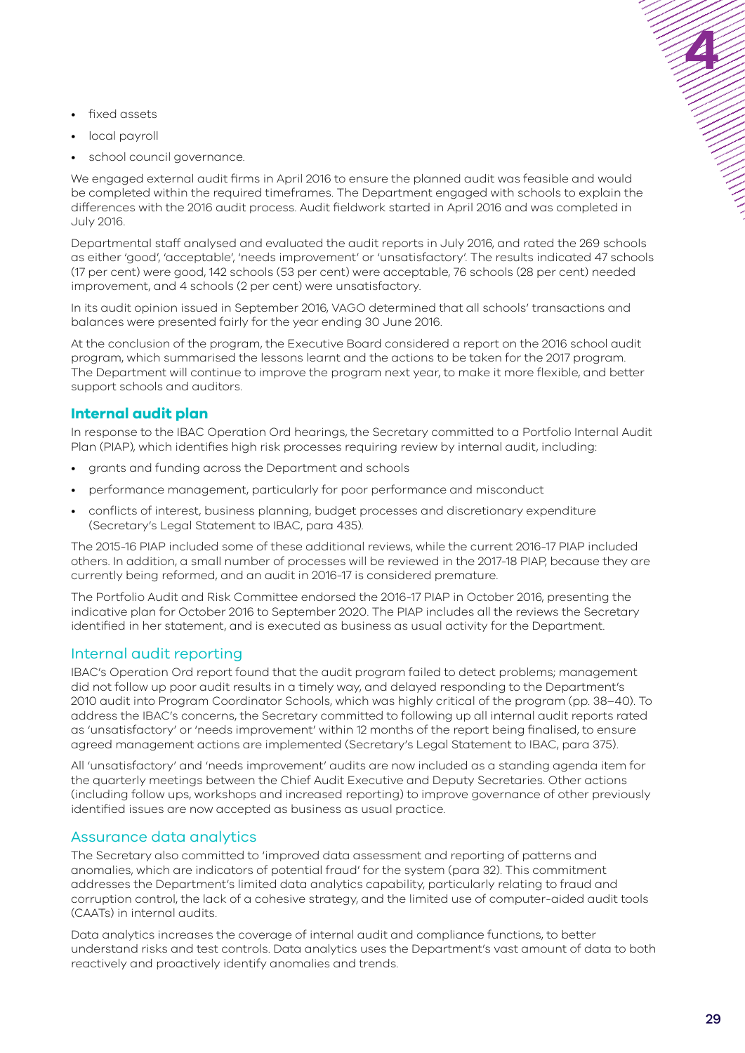- fixed assets
- local payroll
- school council governance.

We engaged external audit firms in April 2016 to ensure the planned audit was feasible and would be completed within the required timeframes. The Department engaged with schools to explain the differences with the 2016 audit process. Audit fieldwork started in April 2016 and was completed in July 2016.

Departmental staff analysed and evaluated the audit reports in July 2016, and rated the 269 schools as either 'good', 'acceptable', 'needs improvement' or 'unsatisfactory'. The results indicated 47 schools (17 per cent) were good, 142 schools (53 per cent) were acceptable, 76 schools (28 per cent) needed improvement, and 4 schools (2 per cent) were unsatisfactory.

In its audit opinion issued in September 2016, VAGO determined that all schools' transactions and balances were presented fairly for the year ending 30 June 2016.

At the conclusion of the program, the Executive Board considered a report on the 2016 school audit program, which summarised the lessons learnt and the actions to be taken for the 2017 program. The Department will continue to improve the program next year, to make it more flexible, and better support schools and auditors.

## Internal audit plan

In response to the IBAC Operation Ord hearings, the Secretary committed to a Portfolio Internal Audit Plan (PIAP), which identifies high risk processes requiring review by internal audit, including:

- grants and funding across the Department and schools
- performance management, particularly for poor performance and misconduct
- conflicts of interest, business planning, budget processes and discretionary expenditure (Secretary's Legal Statement to IBAC, para 435).

The 2015-16 PIAP included some of these additional reviews, while the current 2016-17 PIAP included others. In addition, a small number of processes will be reviewed in the 2017-18 PIAP, because they are currently being reformed, and an audit in 2016-17 is considered premature.

The Portfolio Audit and Risk Committee endorsed the 2016-17 PIAP in October 2016, presenting the indicative plan for October 2016 to September 2020. The PIAP includes all the reviews the Secretary identified in her statement, and is executed as business as usual activity for the Department.

### Internal audit reporting

IBAC's Operation Ord report found that the audit program failed to detect problems; management did not follow up poor audit results in a timely way, and delayed responding to the Department's 2010 audit into Program Coordinator Schools, which was highly critical of the program (pp. 38–40). To address the IBAC's concerns, the Secretary committed to following up all internal audit reports rated as 'unsatisfactory' or 'needs improvement' within 12 months of the report being finalised, to ensure agreed management actions are implemented (Secretary's Legal Statement to IBAC, para 375).

All 'unsatisfactory' and 'needs improvement' audits are now included as a standing agenda item for the quarterly meetings between the Chief Audit Executive and Deputy Secretaries. Other actions (including follow ups, workshops and increased reporting) to improve governance of other previously identified issues are now accepted as business as usual practice.

### Assurance data analytics

The Secretary also committed to 'improved data assessment and reporting of patterns and anomalies, which are indicators of potential fraud' for the system (para 32). This commitment addresses the Department's limited data analytics capability, particularly relating to fraud and corruption control, the lack of a cohesive strategy, and the limited use of computer-aided audit tools (CAATs) in internal audits.

Data analytics increases the coverage of internal audit and compliance functions, to better understand risks and test controls. Data analytics uses the Department's vast amount of data to both reactively and proactively identify anomalies and trends.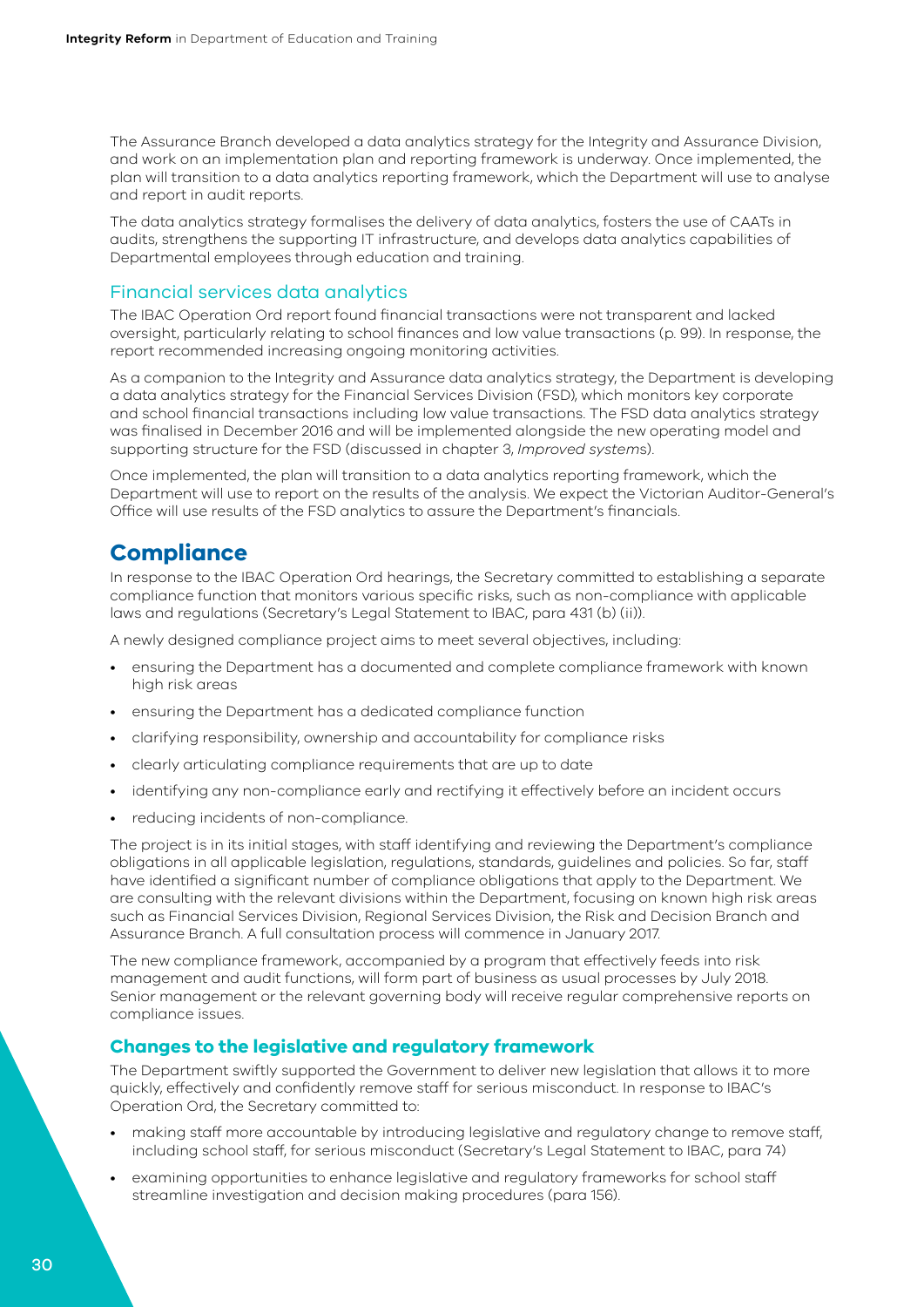The Assurance Branch developed a data analytics strategy for the Integrity and Assurance Division, and work on an implementation plan and reporting framework is underway. Once implemented, the plan will transition to a data analytics reporting framework, which the Department will use to analyse and report in audit reports.

The data analytics strategy formalises the delivery of data analytics, fosters the use of CAATs in audits, strengthens the supporting IT infrastructure, and develops data analytics capabilities of Departmental employees through education and training.

### Financial services data analytics

The IBAC Operation Ord report found financial transactions were not transparent and lacked oversight, particularly relating to school finances and low value transactions (p. 99). In response, the report recommended increasing ongoing monitoring activities.

As a companion to the Integrity and Assurance data analytics strategy, the Department is developing a data analytics strategy for the Financial Services Division (FSD), which monitors key corporate and school financial transactions including low value transactions. The FSD data analytics strategy was finalised in December 2016 and will be implemented alongside the new operating model and supporting structure for the FSD (discussed in chapter 3, *Improved systems*).

Once implemented, the plan will transition to a data analytics reporting framework, which the Department will use to report on the results of the analysis. We expect the Victorian Auditor-General's Office will use results of the FSD analytics to assure the Department's financials.

## Compliance

In response to the IBAC Operation Ord hearings, the Secretary committed to establishing a separate compliance function that monitors various specific risks, such as non-compliance with applicable laws and regulations (Secretary's Legal Statement to IBAC, para 431 (b) (ii)).

A newly designed compliance project aims to meet several objectives, including:

- ensuring the Department has a documented and complete compliance framework with known high risk areas
- ensuring the Department has a dedicated compliance function
- clarifying responsibility, ownership and accountability for compliance risks
- clearly articulating compliance requirements that are up to date
- identifying any non-compliance early and rectifying it effectively before an incident occurs
- reducing incidents of non-compliance.

The project is in its initial stages, with staff identifying and reviewing the Department's compliance obligations in all applicable legislation, regulations, standards, guidelines and policies. So far, staff have identified a significant number of compliance obligations that apply to the Department. We are consulting with the relevant divisions within the Department, focusing on known high risk areas such as Financial Services Division, Regional Services Division, the Risk and Decision Branch and Assurance Branch. A full consultation process will commence in January 2017.

The new compliance framework, accompanied by a program that effectively feeds into risk management and audit functions, will form part of business as usual processes by July 2018. Senior management or the relevant governing body will receive regular comprehensive reports on compliance issues.

### Changes to the legislative and regulatory framework

The Department swiftly supported the Government to deliver new legislation that allows it to more quickly, effectively and confidently remove staff for serious misconduct. In response to IBAC's Operation Ord, the Secretary committed to:

- making staff more accountable by introducing legislative and regulatory change to remove staff, including school staff, for serious misconduct (Secretary's Legal Statement to IBAC, para 74)
- examining opportunities to enhance legislative and regulatory frameworks for school staff streamline investigation and decision making procedures (para 156).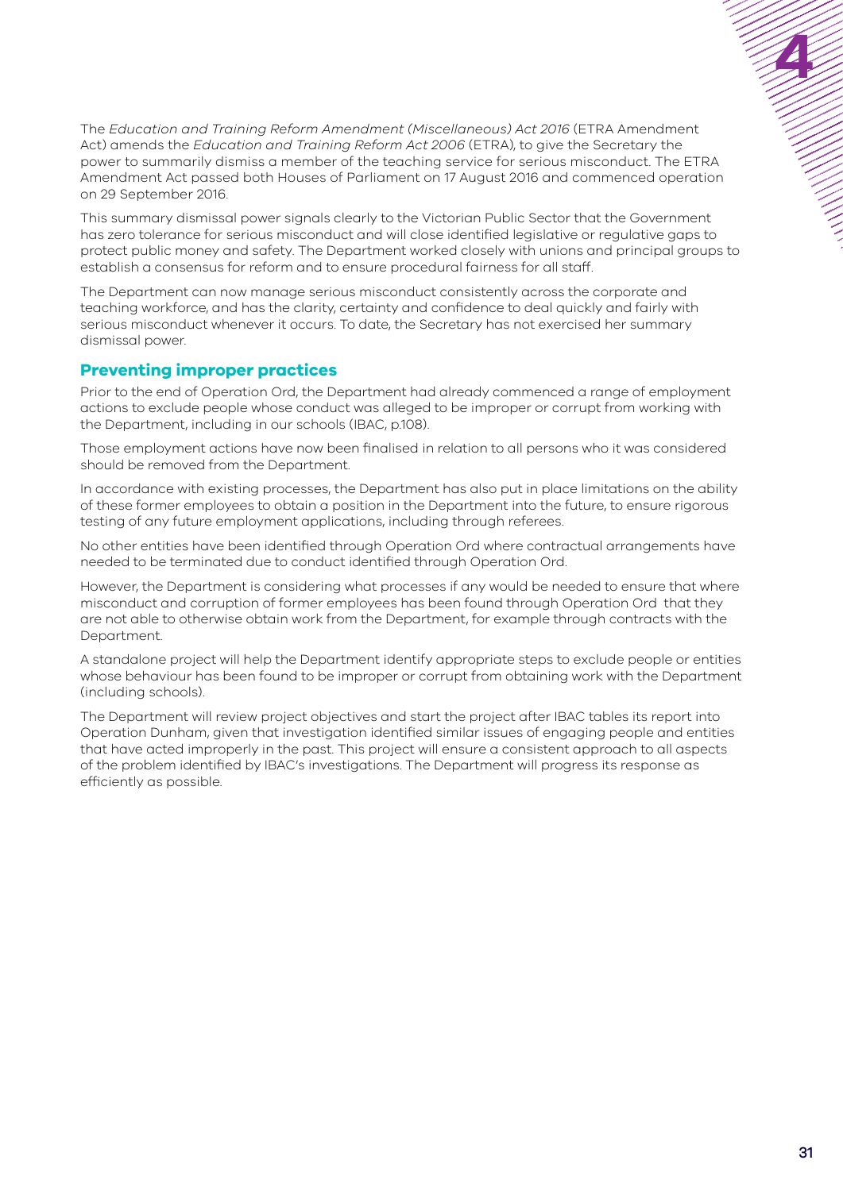The *Education and Training Reform Amendment (Miscellaneous) Act 2016* (ETRA Amendment Act) amends the *Education and Training Reform Act 2006* (ETRA), to give the Secretary the power to summarily dismiss a member of the teaching service for serious misconduct. The ETRA Amendment Act passed both Houses of Parliament on 17 August 2016 and commenced operation on 29 September 2016.

This summary dismissal power signals clearly to the Victorian Public Sector that the Government has zero tolerance for serious misconduct and will close identified legislative or regulative gaps to protect public money and safety. The Department worked closely with unions and principal groups to establish a consensus for reform and to ensure procedural fairness for all staff.

The Department can now manage serious misconduct consistently across the corporate and teaching workforce, and has the clarity, certainty and confidence to deal quickly and fairly with serious misconduct whenever it occurs. To date, the Secretary has not exercised her summary dismissal power.

## Preventing improper practices

Prior to the end of Operation Ord, the Department had already commenced a range of employment actions to exclude people whose conduct was alleged to be improper or corrupt from working with the Department, including in our schools (IBAC, p.108).

Those employment actions have now been finalised in relation to all persons who it was considered should be removed from the Department.

In accordance with existing processes, the Department has also put in place limitations on the ability of these former employees to obtain a position in the Department into the future, to ensure rigorous testing of any future employment applications, including through referees.

No other entities have been identified through Operation Ord where contractual arrangements have needed to be terminated due to conduct identified through Operation Ord.

However, the Department is considering what processes if any would be needed to ensure that where misconduct and corruption of former employees has been found through Operation Ord that they are not able to otherwise obtain work from the Department, for example through contracts with the Department.

A standalone project will help the Department identify appropriate steps to exclude people or entities whose behaviour has been found to be improper or corrupt from obtaining work with the Department (including schools).

The Department will review project objectives and start the project after IBAC tables its report into Operation Dunham, given that investigation identified similar issues of engaging people and entities that have acted improperly in the past. This project will ensure a consistent approach to all aspects of the problem identified by IBAC's investigations. The Department will progress its response as efficiently as possible.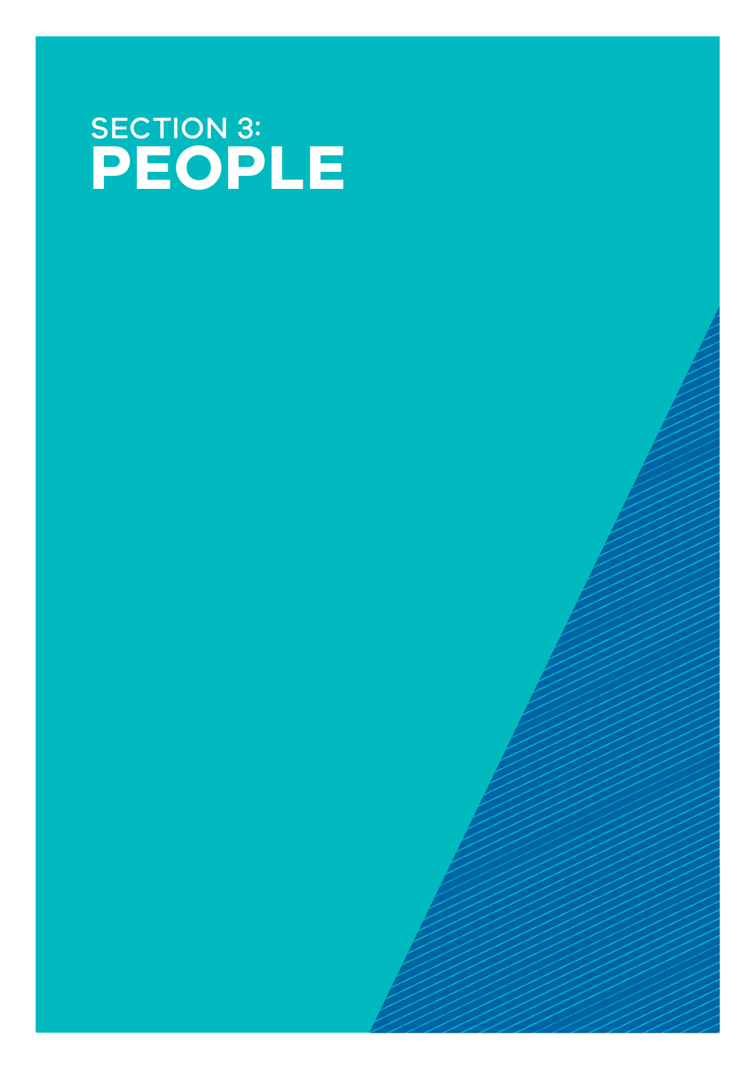# SECTION 3: PEOPLE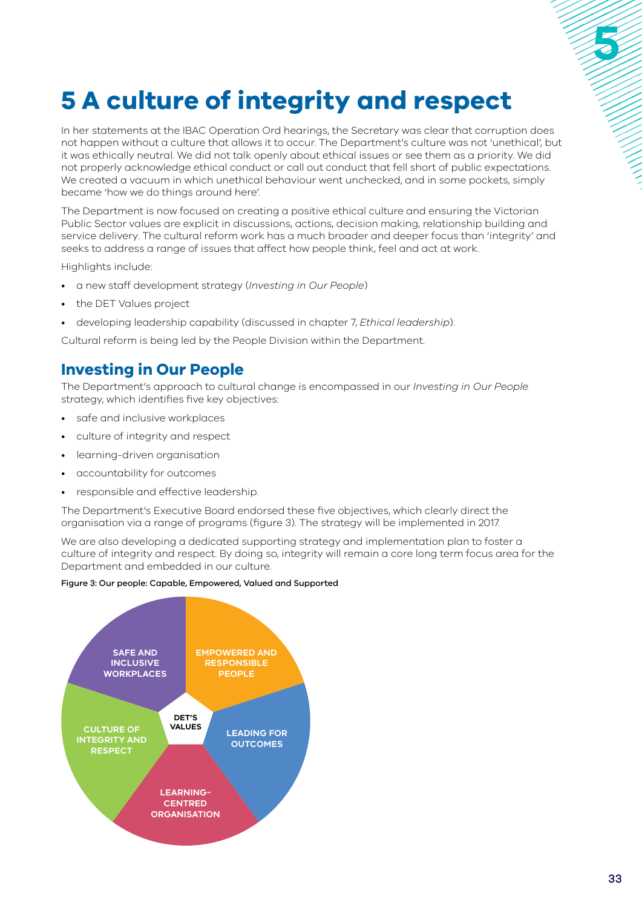# 5 A culture of integrity and respect

In her statements at the IBAC Operation Ord hearings, the Secretary was clear that corruption does not happen without a culture that allows it to occur. The Department's culture was not 'unethical', but it was ethically neutral. We did not talk openly about ethical issues or see them as a priority. We did not properly acknowledge ethical conduct or call out conduct that fell short of public expectations. We created a vacuum in which unethical behaviour went unchecked, and in some pockets, simply became 'how we do things around here'.

The Department is now focused on creating a positive ethical culture and ensuring the Victorian Public Sector values are explicit in discussions, actions, decision making, relationship building and service delivery. The cultural reform work has a much broader and deeper focus than 'integrity' and seeks to address a range of issues that affect how people think, feel and act at work.

Highlights include:

- a new staff development strategy (*Investing in Our People*)
- the DET Values project
- developing leadership capability (discussed in chapter 7, *Ethical leadership*).

Cultural reform is being led by the People Division within the Department.

## Investing in Our People

The Department's approach to cultural change is encompassed in our *Investing in Our People* strategy, which identifies five key objectives:

- safe and inclusive workplaces
- culture of integrity and respect
- learning-driven organisation
- accountability for outcomes
- responsible and effective leadership.

The Department's Executive Board endorsed these five objectives, which clearly direct the organisation via a range of programs (figure 3). The strategy will be implemented in 2017.

We are also developing a dedicated supporting strategy and implementation plan to foster a culture of integrity and respect. By doing so, integrity will remain a core long term focus area for the Department and embedded in our culture.

**Figure 3: Our people: Capable, Empowered, Valued and Supported**

DET'S VALUES

- SAFE AND INCLUSIVE WORKPLACES
- EMPOWERED AND RESPONSIBLE PEOPLE
- LEADING FOR OUTCOMES
- LEARNING-CENTRED ORGANISATION
- CULTURE OF INTEGRITY AND RESPECT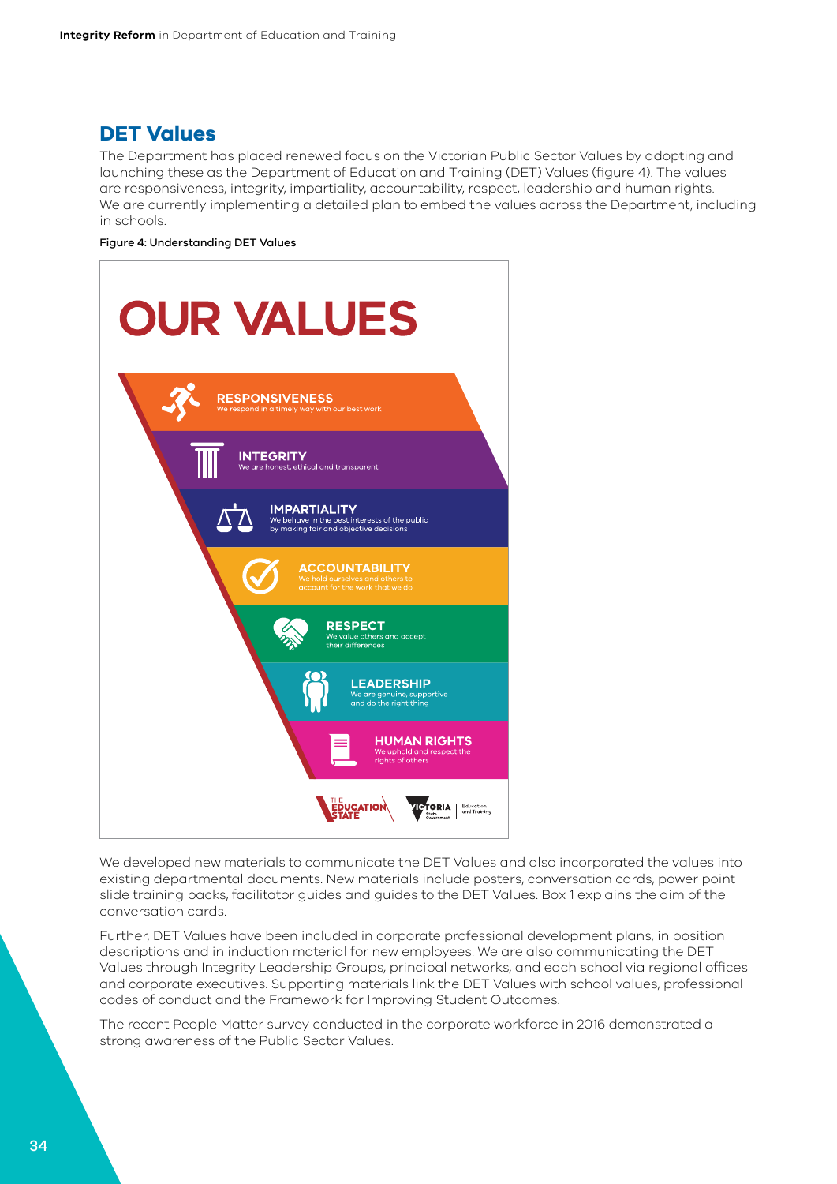## DET Values

The Department has placed renewed focus on the Victorian Public Sector Values by adopting and launching these as the Department of Education and Training (DET) Values (figure 4). The values are responsiveness, integrity, impartiality, accountability, respect, leadership and human rights. We are currently implementing a detailed plan to embed the values across the Department, including in schools.

Figure 4: Understanding DET Values

# OUR VALUES

**RESPONSIVENESS**
We respond in a timely way with our best work

**INTEGRITY**
We are honest, ethical and transparent

**IMPARTIALITY**
We behave in the best interests of the public by making fair and objective decisions

**ACCOUNTABILITY**
We hold ourselves and others to account for the work that we do

**RESPECT**
We value others and accept their differences

**LEADERSHIP**
We are genuine, supportive and do the right thing

**HUMAN RIGHTS**
We uphold and respect the rights of others

THE EDUCATION STATE | VICTORIA State Government | Education and Training

We developed new materials to communicate the DET Values and also incorporated the values into existing departmental documents. New materials include posters, conversation cards, power point slide training packs, facilitator guides and guides to the DET Values. Box 1 explains the aim of the conversation cards.

Further, DET Values have been included in corporate professional development plans, in position descriptions and in induction material for new employees. We are also communicating the DET Values through Integrity Leadership Groups, principal networks, and each school via regional offices and corporate executives. Supporting materials link the DET Values with school values, professional codes of conduct and the Framework for Improving Student Outcomes.

The recent People Matter survey conducted in the corporate workforce in 2016 demonstrated a strong awareness of the Public Sector Values.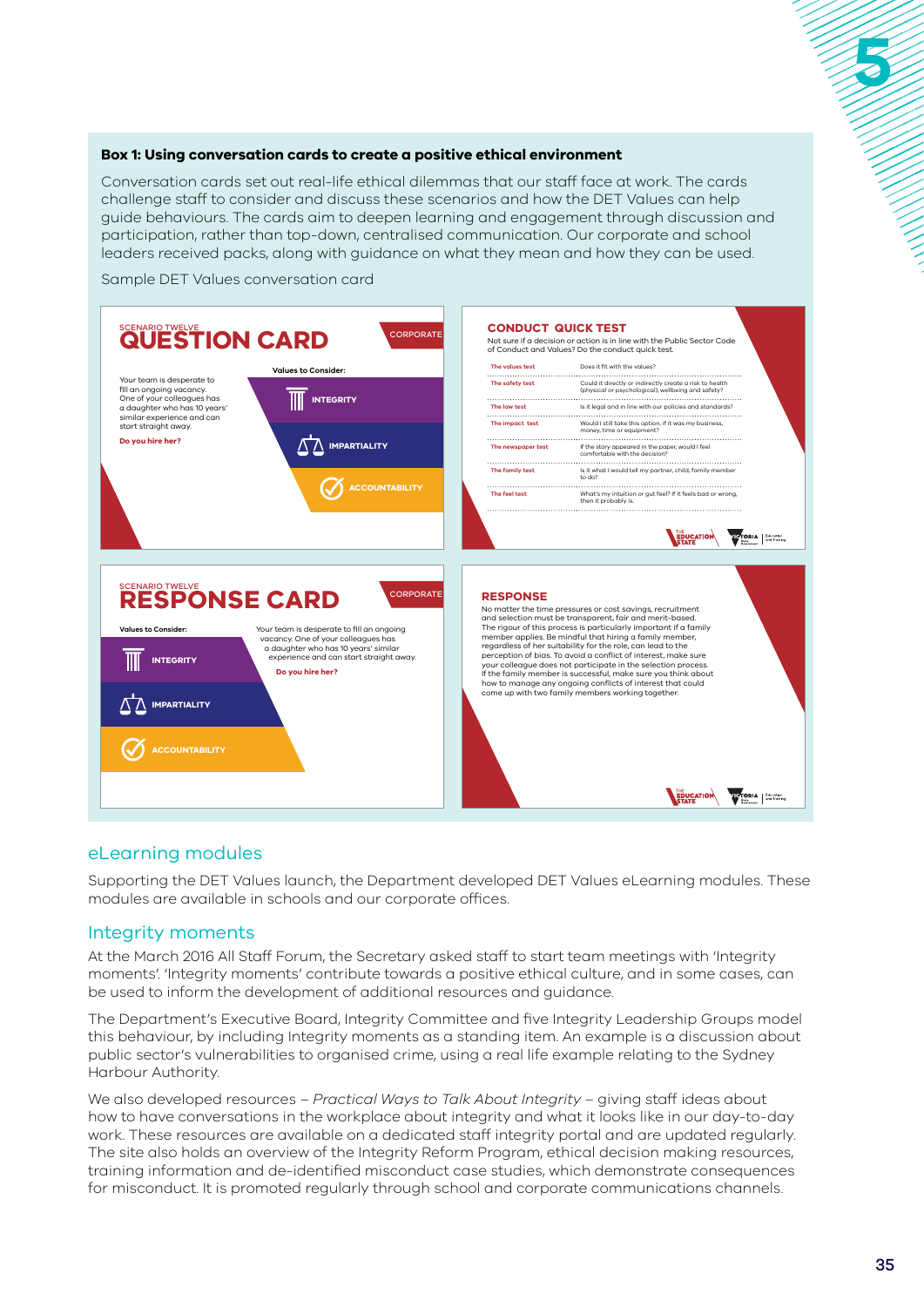**Box 1: Using conversation cards to create a positive ethical environment**

Conversation cards set out real-life ethical dilemmas that our staff face at work. The cards challenge staff to consider and discuss these scenarios and how the DET Values can help guide behaviours. The cards aim to deepen learning and engagement through discussion and participation, rather than top-down, centralised communication. Our corporate and school leaders received packs, along with guidance on what they mean and how they can be used.

Sample DET Values conversation card

SCENARIO TWELVE
**QUESTION CARD**
CORPORATE

Your team is desperate to fill an ongoing vacancy. One of your colleagues has a daughter who has 10 years' similar experience and can start straight away.

**Do you hire her?**

Values to Consider:
- INTEGRITY
- IMPARTIALITY
- ACCOUNTABILITY

**CONDUCT QUICK TEST**

Not sure if a decision or action is in line with the Public Sector Code of Conduct and Values? Do the conduct quick test.

| | |
|---|---|
| The values test | Does it fit with the values? |
| The safety test | Could it directly or indirectly create a risk to health (physical or psychological), wellbeing and safety? |
| The law test | Is it legal and in line with our policies and standards? |
| The impact test | Would I still take this option, if it was my business, money, time or equipment? |
| The newspaper test | If the story appeared in the paper, would I feel comfortable with the decision? |
| The family test | Is it what I would tell my partner, child, family member to do? |
| The feel test | What's my intuition or gut feel? If it feels bad or wrong, then it probably is. |

SCENARIO TWELVE
**RESPONSE CARD**
CORPORATE

Values to Consider:
- INTEGRITY
- IMPARTIALITY
- ACCOUNTABILITY

Your team is desperate to fill an ongoing vacancy. One of your colleagues has a daughter who has 10 years' similar experience and can start straight away.

**Do you hire her?**

**RESPONSE**

No matter the time pressures or cost savings, recruitment and selection must be transparent, fair and merit-based. The rigour of this process is particularly important if a family member applies. Be mindful that hiring a family member, regardless of her suitability for the role, can lead to the perception of bias. To avoid a conflict of interest, make sure your colleague does not participate in the selection process. If the family member is successful, make sure you think about how to manage any ongoing conflicts of interest that could come up with two family members working together.

## eLearning modules

Supporting the DET Values launch, the Department developed DET Values eLearning modules. These modules are available in schools and our corporate offices.

## Integrity moments

At the March 2016 All Staff Forum, the Secretary asked staff to start team meetings with 'Integrity moments'. 'Integrity moments' contribute towards a positive ethical culture, and in some cases, can be used to inform the development of additional resources and guidance.

The Department's Executive Board, Integrity Committee and five Integrity Leadership Groups model this behaviour, by including Integrity moments as a standing item. An example is a discussion about public sector's vulnerabilities to organised crime, using a real life example relating to the Sydney Harbour Authority.

We also developed resources – *Practical Ways to Talk About Integrity* – giving staff ideas about how to have conversations in the workplace about integrity and what it looks like in our day-to-day work. These resources are available on a dedicated staff integrity portal and are updated regularly. The site also holds an overview of the Integrity Reform Program, ethical decision making resources, training information and de-identified misconduct case studies, which demonstrate consequences for misconduct. It is promoted regularly through school and corporate communications channels.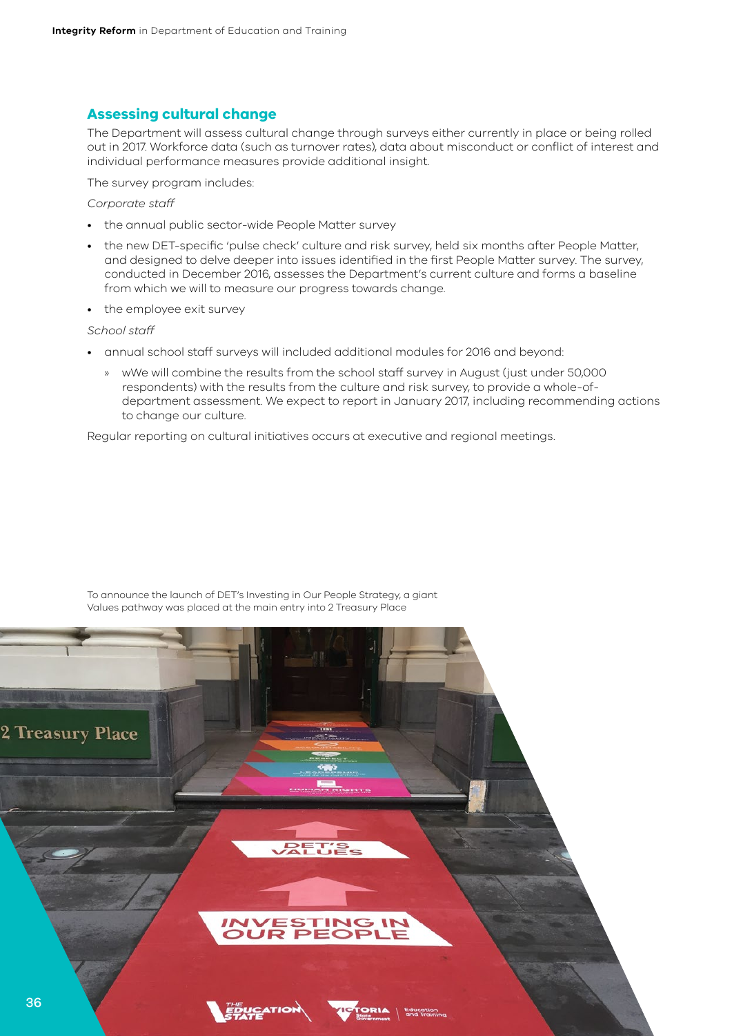## Assessing cultural change

The Department will assess cultural change through surveys either currently in place or being rolled out in 2017. Workforce data (such as turnover rates), data about misconduct or conflict of interest and individual performance measures provide additional insight.

The survey program includes:

*Corporate staff*

- the annual public sector-wide People Matter survey
- the new DET-specific 'pulse check' culture and risk survey, held six months after People Matter, and designed to delve deeper into issues identified in the first People Matter survey. The survey, conducted in December 2016, assesses the Department's current culture and forms a baseline from which we will to measure our progress towards change.
- the employee exit survey

*School staff*

- annual school staff surveys will included additional modules for 2016 and beyond:
  - wWe will combine the results from the school staff survey in August (just under 50,000 respondents) with the results from the culture and risk survey, to provide a whole-of-department assessment. We expect to report in January 2017, including recommending actions to change our culture.

Regular reporting on cultural initiatives occurs at executive and regional meetings.

To announce the launch of DET's Investing in Our People Strategy, a giant Values pathway was placed at the main entry into 2 Treasury Place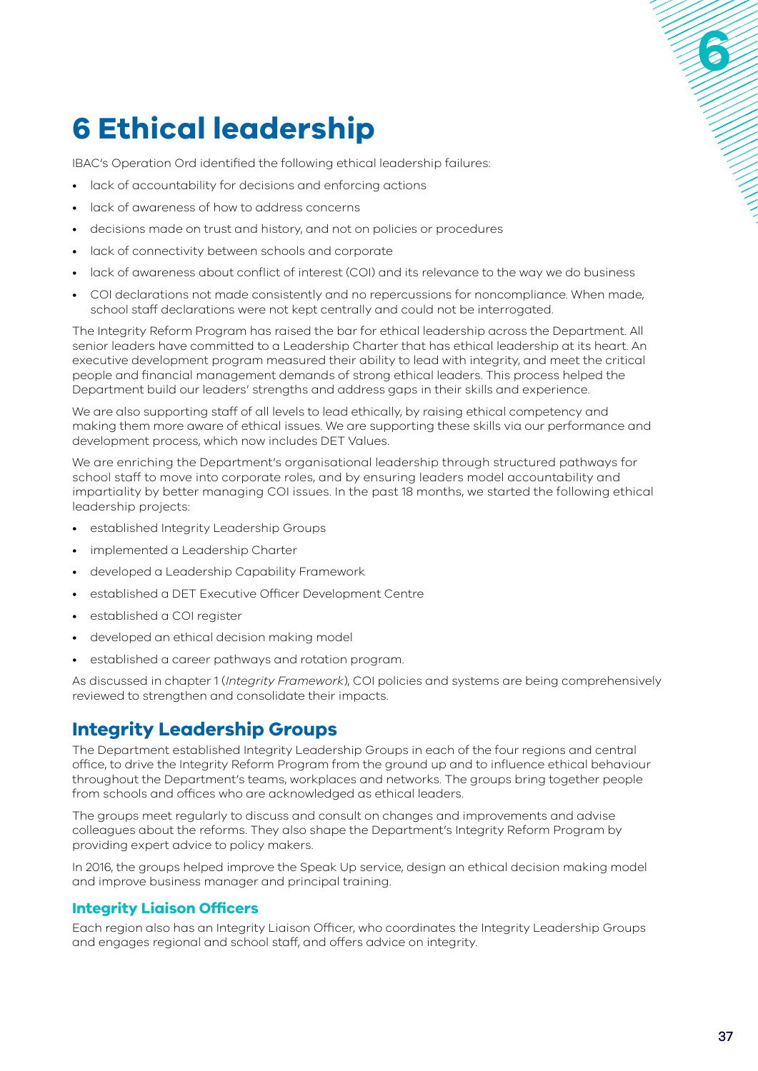# 6 Ethical leadership

IBAC's Operation Ord identified the following ethical leadership failures:

- lack of accountability for decisions and enforcing actions
- lack of awareness of how to address concerns
- decisions made on trust and history, and not on policies or procedures
- lack of connectivity between schools and corporate
- lack of awareness about conflict of interest (COI) and its relevance to the way we do business
- COI declarations not made consistently and no repercussions for noncompliance. When made, school staff declarations were not kept centrally and could not be interrogated.

The Integrity Reform Program has raised the bar for ethical leadership across the Department. All senior leaders have committed to a Leadership Charter that has ethical leadership at its heart. An executive development program measured their ability to lead with integrity, and meet the critical people and financial management demands of strong ethical leaders. This process helped the Department build our leaders' strengths and address gaps in their skills and experience.

We are also supporting staff of all levels to lead ethically, by raising ethical competency and making them more aware of ethical issues. We are supporting these skills via our performance and development process, which now includes DET Values.

We are enriching the Department's organisational leadership through structured pathways for school staff to move into corporate roles, and by ensuring leaders model accountability and impartiality by better managing COI issues. In the past 18 months, we started the following ethical leadership projects:

- established Integrity Leadership Groups
- implemented a Leadership Charter
- developed a Leadership Capability Framework
- established a DET Executive Officer Development Centre
- established a COI register
- developed an ethical decision making model
- established a career pathways and rotation program.

As discussed in chapter 1 (*Integrity Framework*), COI policies and systems are being comprehensively reviewed to strengthen and consolidate their impacts.

## Integrity Leadership Groups

The Department established Integrity Leadership Groups in each of the four regions and central office, to drive the Integrity Reform Program from the ground up and to influence ethical behaviour throughout the Department's teams, workplaces and networks. The groups bring together people from schools and offices who are acknowledged as ethical leaders.

The groups meet regularly to discuss and consult on changes and improvements and advise colleagues about the reforms. They also shape the Department's Integrity Reform Program by providing expert advice to policy makers.

In 2016, the groups helped improve the Speak Up service, design an ethical decision making model and improve business manager and principal training.

### Integrity Liaison Officers

Each region also has an Integrity Liaison Officer, who coordinates the Integrity Leadership Groups and engages regional and school staff, and offers advice on integrity.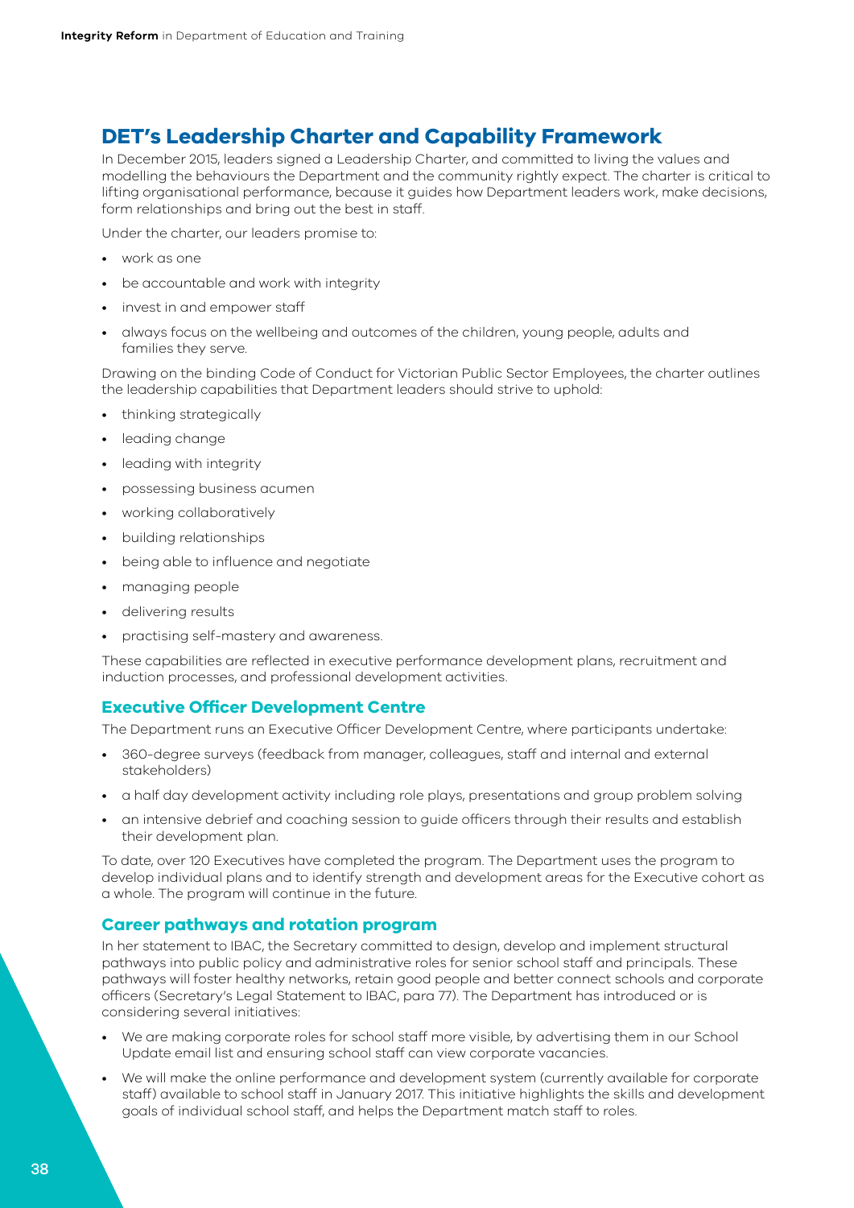## DET's Leadership Charter and Capability Framework

In December 2015, leaders signed a Leadership Charter, and committed to living the values and modelling the behaviours the Department and the community rightly expect. The charter is critical to lifting organisational performance, because it guides how Department leaders work, make decisions, form relationships and bring out the best in staff.

Under the charter, our leaders promise to:

- work as one
- be accountable and work with integrity
- invest in and empower staff
- always focus on the wellbeing and outcomes of the children, young people, adults and families they serve.

Drawing on the binding Code of Conduct for Victorian Public Sector Employees, the charter outlines the leadership capabilities that Department leaders should strive to uphold:

- thinking strategically
- leading change
- leading with integrity
- possessing business acumen
- working collaboratively
- building relationships
- being able to influence and negotiate
- managing people
- delivering results
- practising self-mastery and awareness.

These capabilities are reflected in executive performance development plans, recruitment and induction processes, and professional development activities.

### Executive Officer Development Centre

The Department runs an Executive Officer Development Centre, where participants undertake:

- 360-degree surveys (feedback from manager, colleagues, staff and internal and external stakeholders)
- a half day development activity including role plays, presentations and group problem solving
- an intensive debrief and coaching session to guide officers through their results and establish their development plan.

To date, over 120 Executives have completed the program. The Department uses the program to develop individual plans and to identify strength and development areas for the Executive cohort as a whole. The program will continue in the future.

### Career pathways and rotation program

In her statement to IBAC, the Secretary committed to design, develop and implement structural pathways into public policy and administrative roles for senior school staff and principals. These pathways will foster healthy networks, retain good people and better connect schools and corporate officers (Secretary's Legal Statement to IBAC, para 77). The Department has introduced or is considering several initiatives:

- We are making corporate roles for school staff more visible, by advertising them in our School Update email list and ensuring school staff can view corporate vacancies.
- We will make the online performance and development system (currently available for corporate staff) available to school staff in January 2017. This initiative highlights the skills and development goals of individual school staff, and helps the Department match staff to roles.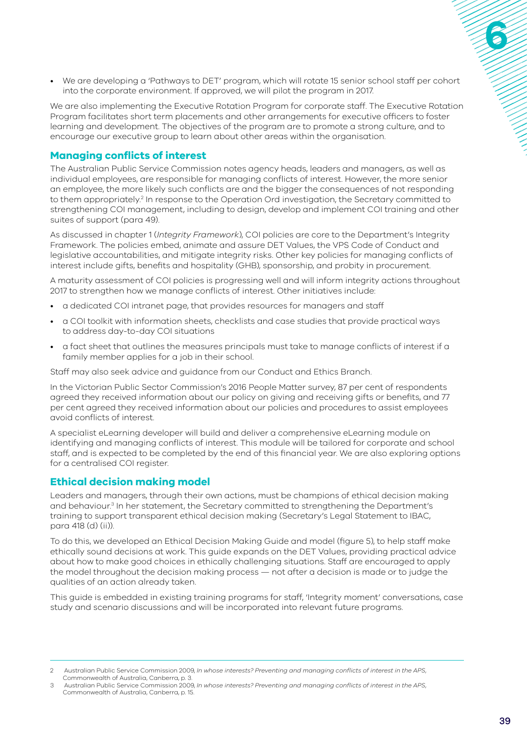- We are developing a 'Pathways to DET' program, which will rotate 15 senior school staff per cohort into the corporate environment. If approved, we will pilot the program in 2017.

We are also implementing the Executive Rotation Program for corporate staff. The Executive Rotation Program facilitates short term placements and other arrangements for executive officers to foster learning and development. The objectives of the program are to promote a strong culture, and to encourage our executive group to learn about other areas within the organisation.

## Managing conflicts of interest

The Australian Public Service Commission notes agency heads, leaders and managers, as well as individual employees, are responsible for managing conflicts of interest. However, the more senior an employee, the more likely such conflicts are and the bigger the consequences of not responding to them appropriately.[2] In response to the Operation Ord investigation, the Secretary committed to strengthening COI management, including to design, develop and implement COI training and other suites of support (para 49).

As discussed in chapter 1 (*Integrity Framework*), COI policies are core to the Department's Integrity Framework. The policies embed, animate and assure DET Values, the VPS Code of Conduct and legislative accountabilities, and mitigate integrity risks. Other key policies for managing conflicts of interest include gifts, benefits and hospitality (GHB), sponsorship, and probity in procurement.

A maturity assessment of COI policies is progressing well and will inform integrity actions throughout 2017 to strengthen how we manage conflicts of interest. Other initiatives include:

- a dedicated COI intranet page, that provides resources for managers and staff
- a COI toolkit with information sheets, checklists and case studies that provide practical ways to address day-to-day COI situations
- a fact sheet that outlines the measures principals must take to manage conflicts of interest if a family member applies for a job in their school.

Staff may also seek advice and guidance from our Conduct and Ethics Branch.

In the Victorian Public Sector Commission's 2016 People Matter survey, 87 per cent of respondents agreed they received information about our policy on giving and receiving gifts or benefits, and 77 per cent agreed they received information about our policies and procedures to assist employees avoid conflicts of interest.

A specialist eLearning developer will build and deliver a comprehensive eLearning module on identifying and managing conflicts of interest. This module will be tailored for corporate and school staff, and is expected to be completed by the end of this financial year. We are also exploring options for a centralised COI register.

## Ethical decision making model

Leaders and managers, through their own actions, must be champions of ethical decision making and behaviour.[3] In her statement, the Secretary committed to strengthening the Department's training to support transparent ethical decision making (Secretary's Legal Statement to IBAC, para 418 (d) (ii)).

To do this, we developed an Ethical Decision Making Guide and model (figure 5), to help staff make ethically sound decisions at work. This guide expands on the DET Values, providing practical advice about how to make good choices in ethically challenging situations. Staff are encouraged to apply the model throughout the decision making process — not after a decision is made or to judge the qualities of an action already taken.

This guide is embedded in existing training programs for staff, 'Integrity moment' conversations, case study and scenario discussions and will be incorporated into relevant future programs.

---

2 Australian Public Service Commission 2009, *In whose interests? Preventing and managing conflicts of interest in the APS*, Commonwealth of Australia, Canberra, p. 3.

3 Australian Public Service Commission 2009, *In whose interests? Preventing and managing conflicts of interest in the APS*, Commonwealth of Australia, Canberra, p. 15.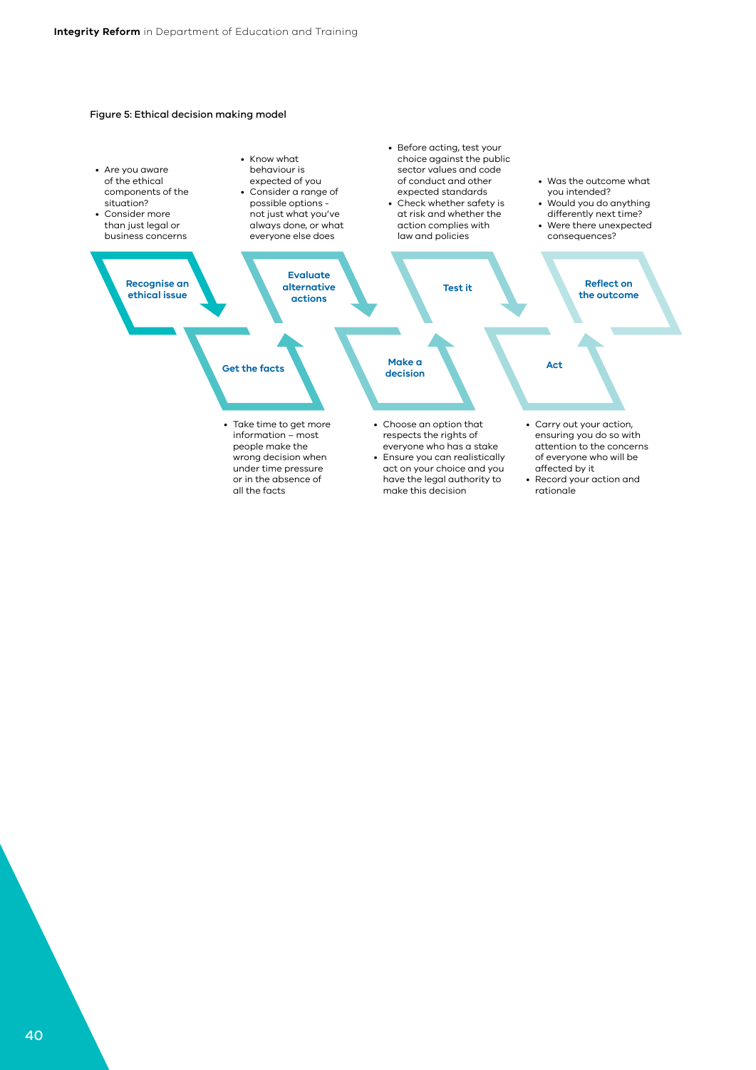Figure 5: Ethical decision making model

**Recognise an ethical issue**

- Are you aware of the ethical components of the situation?
- Consider more than just legal or business concerns

**Get the facts**

- Take time to get more information – most people make the wrong decision when under time pressure or in the absence of all the facts

**Evaluate alternative actions**

- Know what behaviour is expected of you
- Consider a range of possible options - not just what you've always done, or what everyone else does

**Make a decision**

- Choose an option that respects the rights of everyone who has a stake
- Ensure you can realistically act on your choice and you have the legal authority to make this decision

**Test it**

- Before acting, test your choice against the public sector values and code of conduct and other expected standards
- Check whether safety is at risk and whether the action complies with law and policies

**Act**

- Carry out your action, ensuring you do so with attention to the concerns of everyone who will be affected by it
- Record your action and rationale

**Reflect on the outcome**

- Was the outcome what you intended?
- Would you do anything differently next time?
- Were there unexpected consequences?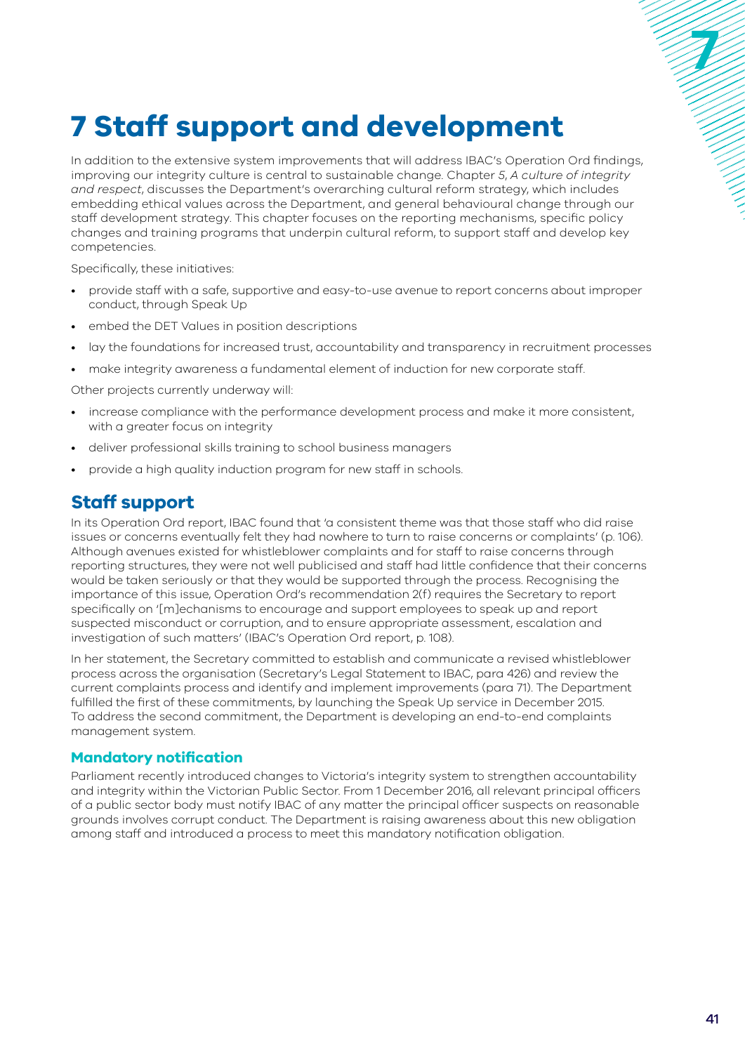# 7 Staff support and development

In addition to the extensive system improvements that will address IBAC's Operation Ord findings, improving our integrity culture is central to sustainable change. Chapter 5, *A culture of integrity and respect*, discusses the Department's overarching cultural reform strategy, which includes embedding ethical values across the Department, and general behavioural change through our staff development strategy. This chapter focuses on the reporting mechanisms, specific policy changes and training programs that underpin cultural reform, to support staff and develop key competencies.

Specifically, these initiatives:

- provide staff with a safe, supportive and easy-to-use avenue to report concerns about improper conduct, through Speak Up
- embed the DET Values in position descriptions
- lay the foundations for increased trust, accountability and transparency in recruitment processes
- make integrity awareness a fundamental element of induction for new corporate staff.

Other projects currently underway will:

- increase compliance with the performance development process and make it more consistent, with a greater focus on integrity
- deliver professional skills training to school business managers
- provide a high quality induction program for new staff in schools.

## Staff support

In its Operation Ord report, IBAC found that 'a consistent theme was that those staff who did raise issues or concerns eventually felt they had nowhere to turn to raise concerns or complaints' (p. 106). Although avenues existed for whistleblower complaints and for staff to raise concerns through reporting structures, they were not well publicised and staff had little confidence that their concerns would be taken seriously or that they would be supported through the process. Recognising the importance of this issue, Operation Ord's recommendation 2(f) requires the Secretary to report specifically on '[m]echanisms to encourage and support employees to speak up and report suspected misconduct or corruption, and to ensure appropriate assessment, escalation and investigation of such matters' (IBAC's Operation Ord report, p. 108).

In her statement, the Secretary committed to establish and communicate a revised whistleblower process across the organisation (Secretary's Legal Statement to IBAC, para 426) and review the current complaints process and identify and implement improvements (para 71). The Department fulfilled the first of these commitments, by launching the Speak Up service in December 2015. To address the second commitment, the Department is developing an end-to-end complaints management system.

### Mandatory notification

Parliament recently introduced changes to Victoria's integrity system to strengthen accountability and integrity within the Victorian Public Sector. From 1 December 2016, all relevant principal officers of a public sector body must notify IBAC of any matter the principal officer suspects on reasonable grounds involves corrupt conduct. The Department is raising awareness about this new obligation among staff and introduced a process to meet this mandatory notification obligation.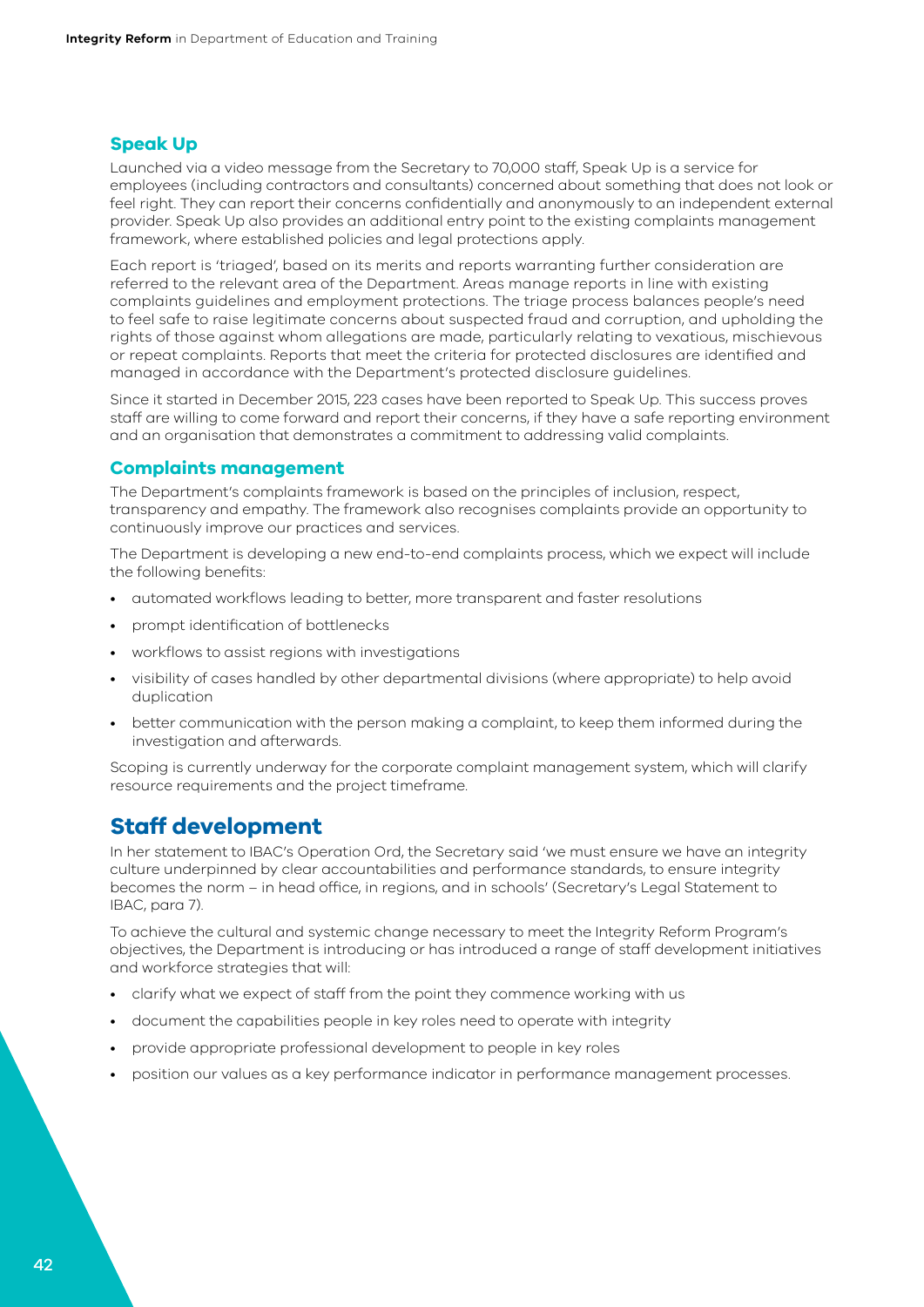### Speak Up

Launched via a video message from the Secretary to 70,000 staff, Speak Up is a service for employees (including contractors and consultants) concerned about something that does not look or feel right. They can report their concerns confidentially and anonymously to an independent external provider. Speak Up also provides an additional entry point to the existing complaints management framework, where established policies and legal protections apply.

Each report is 'triaged', based on its merits and reports warranting further consideration are referred to the relevant area of the Department. Areas manage reports in line with existing complaints guidelines and employment protections. The triage process balances people's need to feel safe to raise legitimate concerns about suspected fraud and corruption, and upholding the rights of those against whom allegations are made, particularly relating to vexatious, mischievous or repeat complaints. Reports that meet the criteria for protected disclosures are identified and managed in accordance with the Department's protected disclosure guidelines.

Since it started in December 2015, 223 cases have been reported to Speak Up. This success proves staff are willing to come forward and report their concerns, if they have a safe reporting environment and an organisation that demonstrates a commitment to addressing valid complaints.

### Complaints management

The Department's complaints framework is based on the principles of inclusion, respect, transparency and empathy. The framework also recognises complaints provide an opportunity to continuously improve our practices and services.

The Department is developing a new end-to-end complaints process, which we expect will include the following benefits:

- automated workflows leading to better, more transparent and faster resolutions
- prompt identification of bottlenecks
- workflows to assist regions with investigations
- visibility of cases handled by other departmental divisions (where appropriate) to help avoid duplication
- better communication with the person making a complaint, to keep them informed during the investigation and afterwards.

Scoping is currently underway for the corporate complaint management system, which will clarify resource requirements and the project timeframe.

## Staff development

In her statement to IBAC's Operation Ord, the Secretary said 'we must ensure we have an integrity culture underpinned by clear accountabilities and performance standards, to ensure integrity becomes the norm – in head office, in regions, and in schools' (Secretary's Legal Statement to IBAC, para 7).

To achieve the cultural and systemic change necessary to meet the Integrity Reform Program's objectives, the Department is introducing or has introduced a range of staff development initiatives and workforce strategies that will:

- clarify what we expect of staff from the point they commence working with us
- document the capabilities people in key roles need to operate with integrity
- provide appropriate professional development to people in key roles
- position our values as a key performance indicator in performance management processes.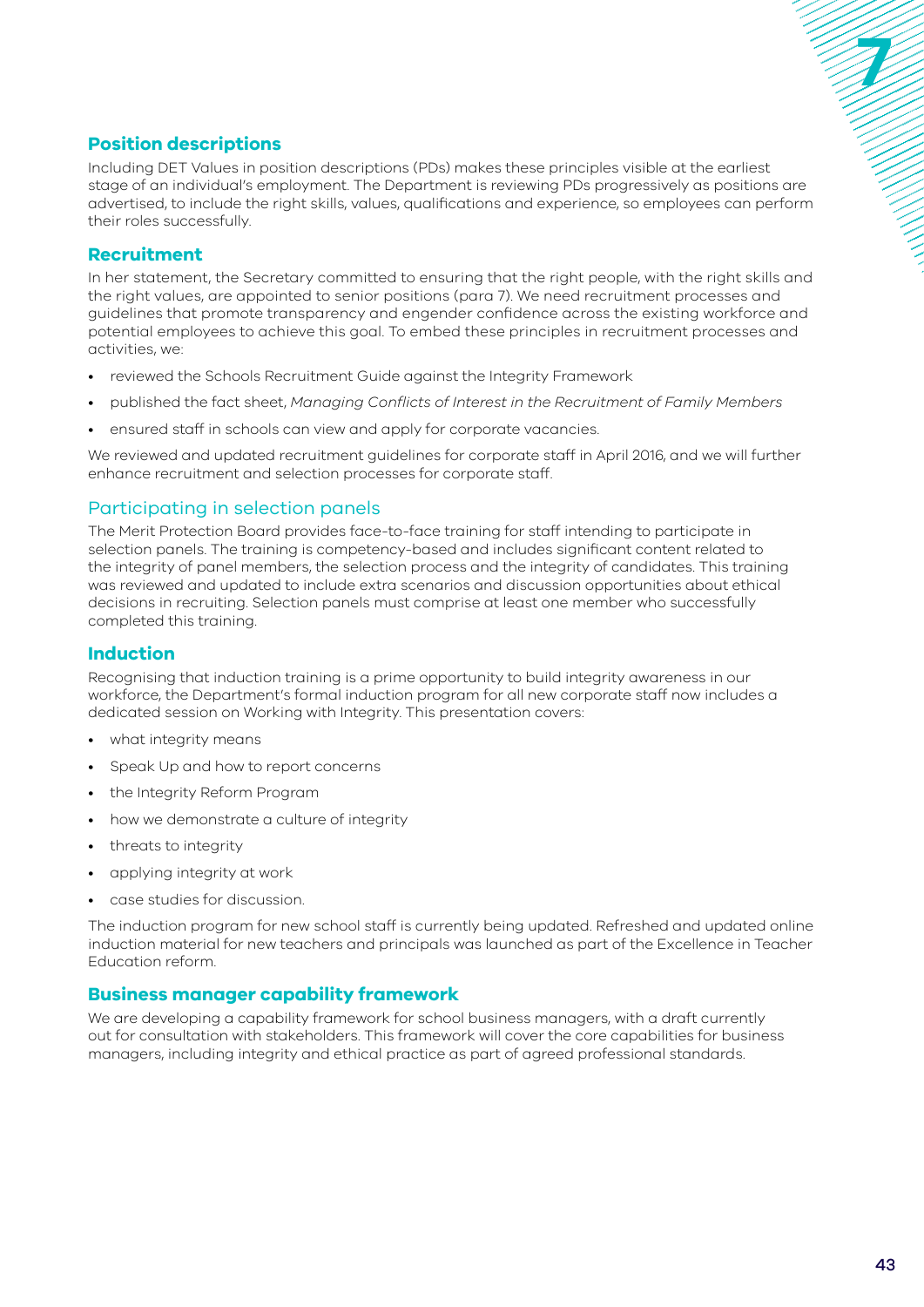## Position descriptions

Including DET Values in position descriptions (PDs) makes these principles visible at the earliest stage of an individual's employment. The Department is reviewing PDs progressively as positions are advertised, to include the right skills, values, qualifications and experience, so employees can perform their roles successfully.

## Recruitment

In her statement, the Secretary committed to ensuring that the right people, with the right skills and the right values, are appointed to senior positions (para 7). We need recruitment processes and guidelines that promote transparency and engender confidence across the existing workforce and potential employees to achieve this goal. To embed these principles in recruitment processes and activities, we:

- reviewed the Schools Recruitment Guide against the Integrity Framework
- published the fact sheet, *Managing Conflicts of Interest in the Recruitment of Family Members*
- ensured staff in schools can view and apply for corporate vacancies.

We reviewed and updated recruitment guidelines for corporate staff in April 2016, and we will further enhance recruitment and selection processes for corporate staff.

### Participating in selection panels

The Merit Protection Board provides face-to-face training for staff intending to participate in selection panels. The training is competency-based and includes significant content related to the integrity of panel members, the selection process and the integrity of candidates. This training was reviewed and updated to include extra scenarios and discussion opportunities about ethical decisions in recruiting. Selection panels must comprise at least one member who successfully completed this training.

## Induction

Recognising that induction training is a prime opportunity to build integrity awareness in our workforce, the Department's formal induction program for all new corporate staff now includes a dedicated session on Working with Integrity. This presentation covers:

- what integrity means
- Speak Up and how to report concerns
- the Integrity Reform Program
- how we demonstrate a culture of integrity
- threats to integrity
- applying integrity at work
- case studies for discussion.

The induction program for new school staff is currently being updated. Refreshed and updated online induction material for new teachers and principals was launched as part of the Excellence in Teacher Education reform.

## Business manager capability framework

We are developing a capability framework for school business managers, with a draft currently out for consultation with stakeholders. This framework will cover the core capabilities for business managers, including integrity and ethical practice as part of agreed professional standards.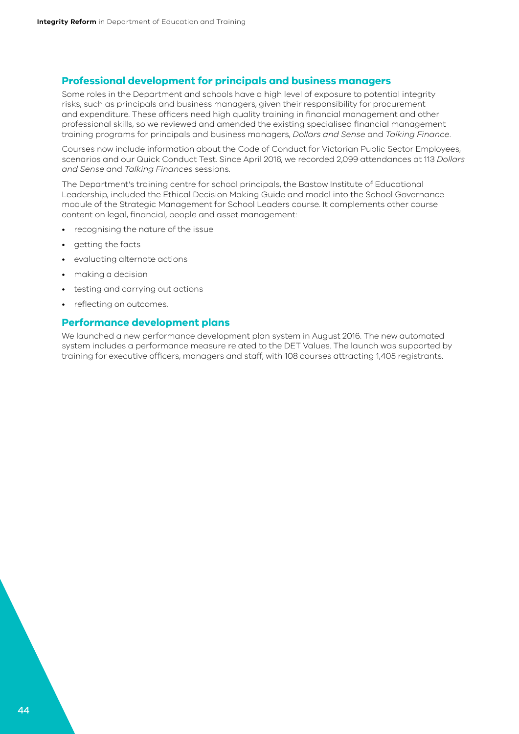## Professional development for principals and business managers

Some roles in the Department and schools have a high level of exposure to potential integrity risks, such as principals and business managers, given their responsibility for procurement and expenditure. These officers need high quality training in financial management and other professional skills, so we reviewed and amended the existing specialised financial management training programs for principals and business managers, *Dollars and Sense* and *Talking Finance*.

Courses now include information about the Code of Conduct for Victorian Public Sector Employees, scenarios and our Quick Conduct Test. Since April 2016, we recorded 2,099 attendances at 113 *Dollars and Sense* and *Talking Finances* sessions.

The Department's training centre for school principals, the Bastow Institute of Educational Leadership, included the Ethical Decision Making Guide and model into the School Governance module of the Strategic Management for School Leaders course. It complements other course content on legal, financial, people and asset management:

- recognising the nature of the issue
- getting the facts
- evaluating alternate actions
- making a decision
- testing and carrying out actions
- reflecting on outcomes.

## Performance development plans

We launched a new performance development plan system in August 2016. The new automated system includes a performance measure related to the DET Values. The launch was supported by training for executive officers, managers and staff, with 108 courses attracting 1,405 registrants.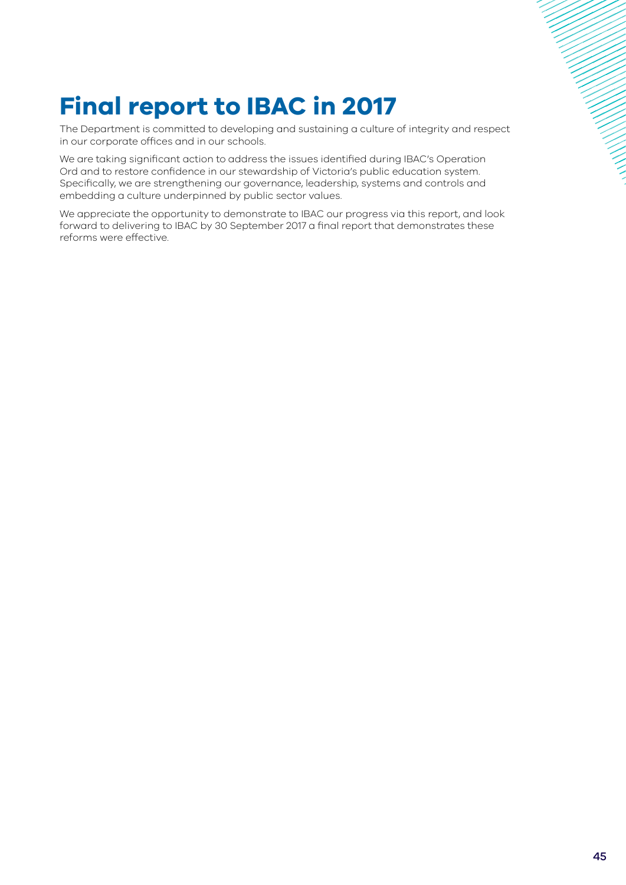# Final report to IBAC in 2017

The Department is committed to developing and sustaining a culture of integrity and respect in our corporate offices and in our schools.

We are taking significant action to address the issues identified during IBAC's Operation Ord and to restore confidence in our stewardship of Victoria's public education system. Specifically, we are strengthening our governance, leadership, systems and controls and embedding a culture underpinned by public sector values.

We appreciate the opportunity to demonstrate to IBAC our progress via this report, and look forward to delivering to IBAC by 30 September 2017 a final report that demonstrates these reforms were effective.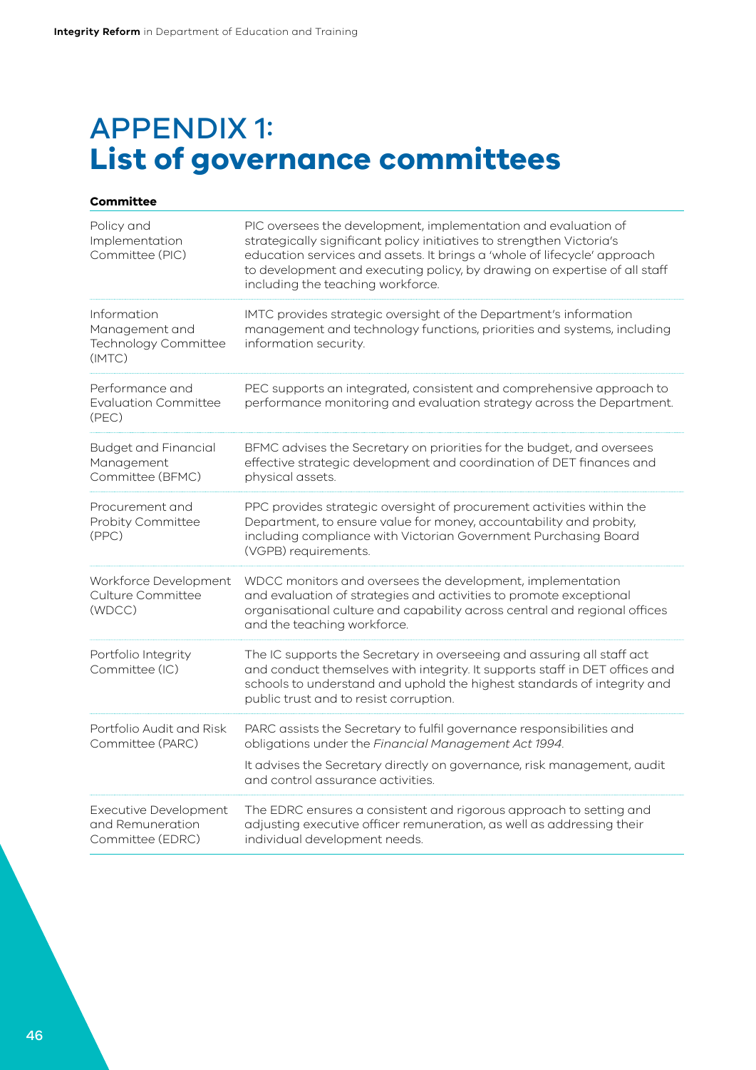# APPENDIX 1: **List of governance committees**

| Committee | |
|---|---|
| Policy and Implementation Committee (PIC) | PIC oversees the development, implementation and evaluation of strategically significant policy initiatives to strengthen Victoria's education services and assets. It brings a 'whole of lifecycle' approach to development and executing policy, by drawing on expertise of all staff including the teaching workforce. |
| Information Management and Technology Committee (IMTC) | IMTC provides strategic oversight of the Department's information management and technology functions, priorities and systems, including information security. |
| Performance and Evaluation Committee (PEC) | PEC supports an integrated, consistent and comprehensive approach to performance monitoring and evaluation strategy across the Department. |
| Budget and Financial Management Committee (BFMC) | BFMC advises the Secretary on priorities for the budget, and oversees effective strategic development and coordination of DET finances and physical assets. |
| Procurement and Probity Committee (PPC) | PPC provides strategic oversight of procurement activities within the Department, to ensure value for money, accountability and probity, including compliance with Victorian Government Purchasing Board (VGPB) requirements. |
| Workforce Development Culture Committee (WDCC) | WDCC monitors and oversees the development, implementation and evaluation of strategies and activities to promote exceptional organisational culture and capability across central and regional offices and the teaching workforce. |
| Portfolio Integrity Committee (IC) | The IC supports the Secretary in overseeing and assuring all staff act and conduct themselves with integrity. It supports staff in DET offices and schools to understand and uphold the highest standards of integrity and public trust and to resist corruption. |
| Portfolio Audit and Risk Committee (PARC) | PARC assists the Secretary to fulfil governance responsibilities and obligations under the *Financial Management Act 1994*. It advises the Secretary directly on governance, risk management, audit and control assurance activities. |
| Executive Development and Remuneration Committee (EDRC) | The EDRC ensures a consistent and rigorous approach to setting and adjusting executive officer remuneration, as well as addressing their individual development needs. |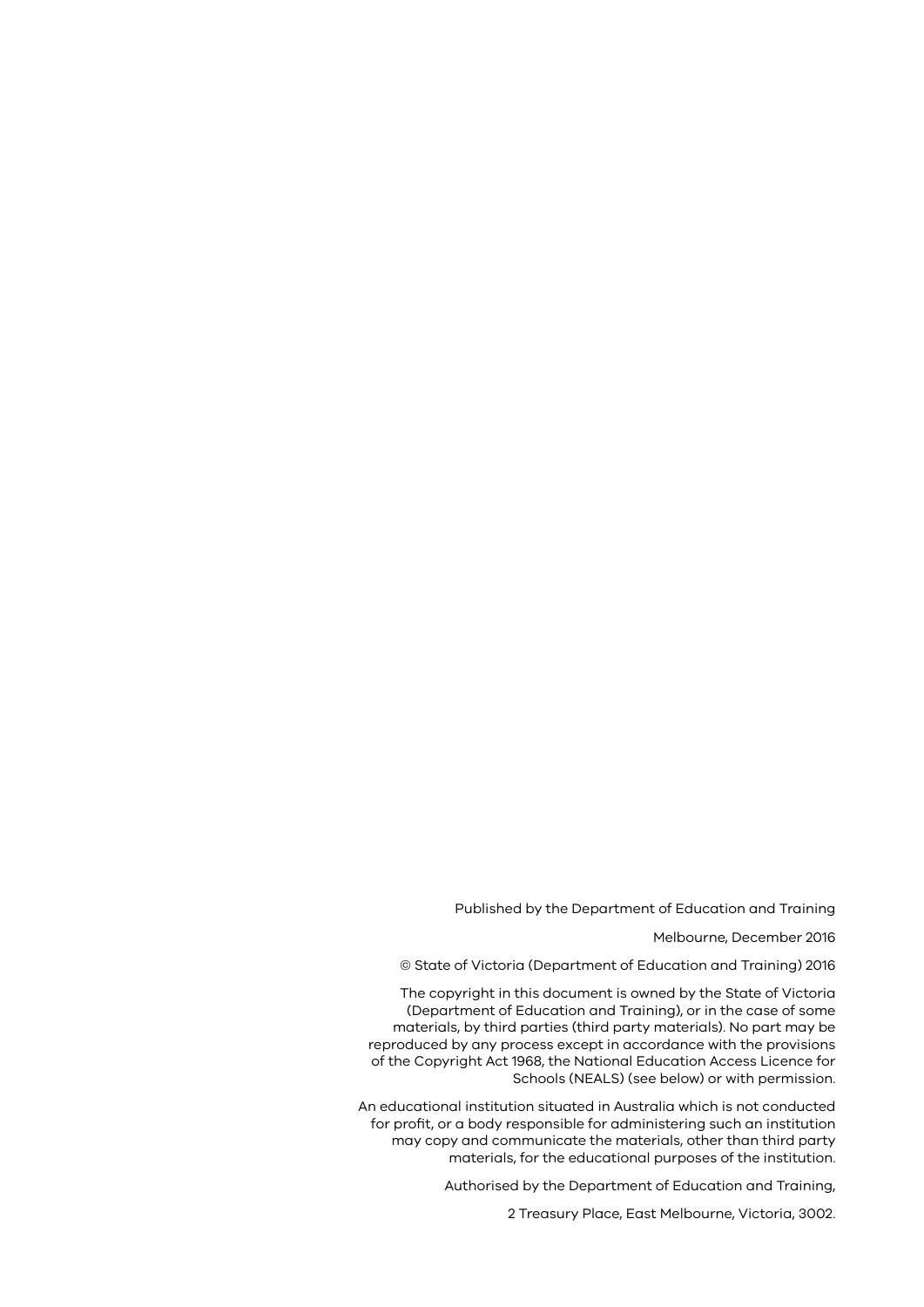Published by the Department of Education and Training

Melbourne, December 2016

© State of Victoria (Department of Education and Training) 2016

The copyright in this document is owned by the State of Victoria (Department of Education and Training), or in the case of some materials, by third parties (third party materials). No part may be reproduced by any process except in accordance with the provisions of the Copyright Act 1968, the National Education Access Licence for Schools (NEALS) (see below) or with permission.

An educational institution situated in Australia which is not conducted for profit, or a body responsible for administering such an institution may copy and communicate the materials, other than third party materials, for the educational purposes of the institution.

Authorised by the Department of Education and Training,

2 Treasury Place, East Melbourne, Victoria, 3002.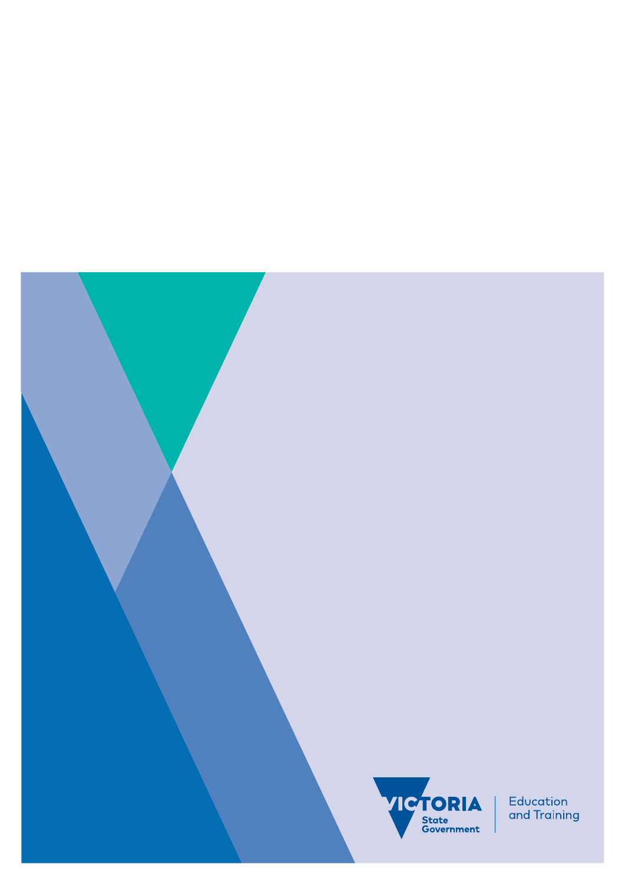VICTORIA State Government

Education and Training